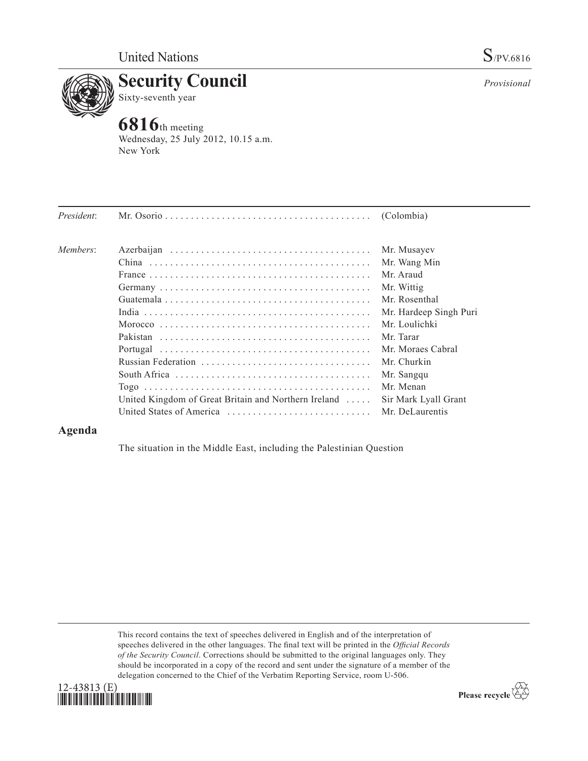United Nations S/PV.6816

# Security Council

Sixty-seventh year

*Provisional*

## 6816th meeting

Wednesday, 25 July 2012, 10.15 a.m.
New York

| | | |
|---|---|---|
| *President*: | Mr. Osorio | (Colombia) |
| *Members*: | Azerbaijan | Mr. Musayev |
| | China | Mr. Wang Min |
| | France | Mr. Araud |
| | Germany | Mr. Wittig |
| | Guatemala | Mr. Rosenthal |
| | India | Mr. Hardeep Singh Puri |
| | Morocco | Mr. Loulichki |
| | Pakistan | Mr. Tarar |
| | Portugal | Mr. Moraes Cabral |
| | Russian Federation | Mr. Churkin |
| | South Africa | Mr. Sangqu |
| | Togo | Mr. Menan |
| | United Kingdom of Great Britain and Northern Ireland | Sir Mark Lyall Grant |
| | United States of America | Mr. DeLaurentis |

## Agenda

The situation in the Middle East, including the Palestinian Question

This record contains the text of speeches delivered in English and of the interpretation of speeches delivered in the other languages. The final text will be printed in the *Official Records of the Security Council*. Corrections should be submitted to the original languages only. They should be incorporated in a copy of the record and sent under the signature of a member of the delegation concerned to the Chief of the Verbatim Reporting Service, room U-506.

12-43813 (E)

Please recycle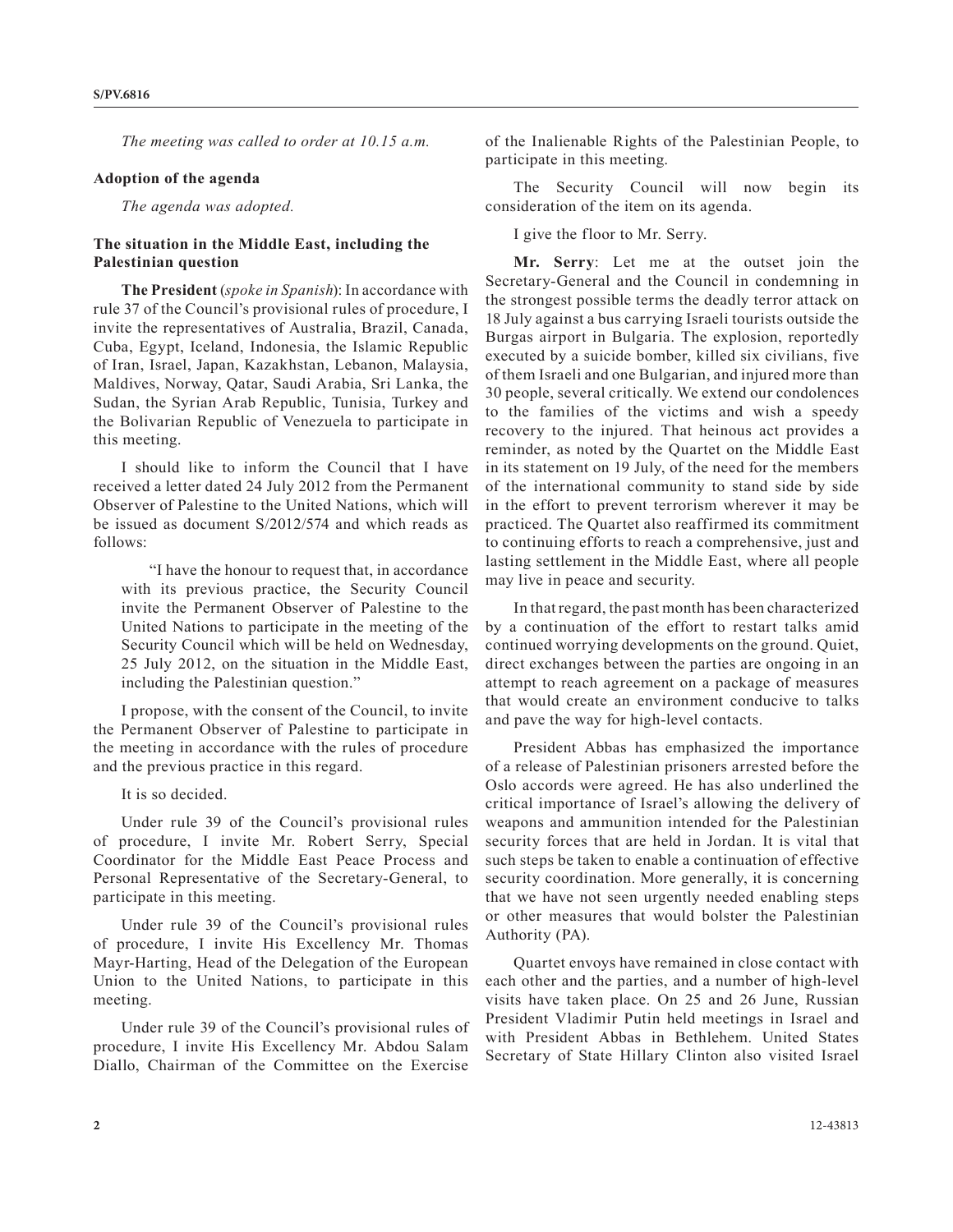*The meeting was called to order at 10.15 a.m.*

**Adoption of the agenda**

*The agenda was adopted.*

**The situation in the Middle East, including the Palestinian question**

**The President** (*spoke in Spanish*): In accordance with rule 37 of the Council's provisional rules of procedure, I invite the representatives of Australia, Brazil, Canada, Cuba, Egypt, Iceland, Indonesia, the Islamic Republic of Iran, Israel, Japan, Kazakhstan, Lebanon, Malaysia, Maldives, Norway, Qatar, Saudi Arabia, Sri Lanka, the Sudan, the Syrian Arab Republic, Tunisia, Turkey and the Bolivarian Republic of Venezuela to participate in this meeting.

I should like to inform the Council that I have received a letter dated 24 July 2012 from the Permanent Observer of Palestine to the United Nations, which will be issued as document S/2012/574 and which reads as follows:

"I have the honour to request that, in accordance with its previous practice, the Security Council invite the Permanent Observer of Palestine to the United Nations to participate in the meeting of the Security Council which will be held on Wednesday, 25 July 2012, on the situation in the Middle East, including the Palestinian question."

I propose, with the consent of the Council, to invite the Permanent Observer of Palestine to participate in the meeting in accordance with the rules of procedure and the previous practice in this regard.

It is so decided.

Under rule 39 of the Council's provisional rules of procedure, I invite Mr. Robert Serry, Special Coordinator for the Middle East Peace Process and Personal Representative of the Secretary-General, to participate in this meeting.

Under rule 39 of the Council's provisional rules of procedure, I invite His Excellency Mr. Thomas Mayr-Harting, Head of the Delegation of the European Union to the United Nations, to participate in this meeting.

Under rule 39 of the Council's provisional rules of procedure, I invite His Excellency Mr. Abdou Salam Diallo, Chairman of the Committee on the Exercise of the Inalienable Rights of the Palestinian People, to participate in this meeting.

The Security Council will now begin its consideration of the item on its agenda.

I give the floor to Mr. Serry.

**Mr. Serry**: Let me at the outset join the Secretary-General and the Council in condemning in the strongest possible terms the deadly terror attack on 18 July against a bus carrying Israeli tourists outside the Burgas airport in Bulgaria. The explosion, reportedly executed by a suicide bomber, killed six civilians, five of them Israeli and one Bulgarian, and injured more than 30 people, several critically. We extend our condolences to the families of the victims and wish a speedy recovery to the injured. That heinous act provides a reminder, as noted by the Quartet on the Middle East in its statement on 19 July, of the need for the members of the international community to stand side by side in the effort to prevent terrorism wherever it may be practiced. The Quartet also reaffirmed its commitment to continuing efforts to reach a comprehensive, just and lasting settlement in the Middle East, where all people may live in peace and security.

In that regard, the past month has been characterized by a continuation of the effort to restart talks amid continued worrying developments on the ground. Quiet, direct exchanges between the parties are ongoing in an attempt to reach agreement on a package of measures that would create an environment conducive to talks and pave the way for high-level contacts.

President Abbas has emphasized the importance of a release of Palestinian prisoners arrested before the Oslo accords were agreed. He has also underlined the critical importance of Israel's allowing the delivery of weapons and ammunition intended for the Palestinian security forces that are held in Jordan. It is vital that such steps be taken to enable a continuation of effective security coordination. More generally, it is concerning that we have not seen urgently needed enabling steps or other measures that would bolster the Palestinian Authority (PA).

Quartet envoys have remained in close contact with each other and the parties, and a number of high-level visits have taken place. On 25 and 26 June, Russian President Vladimir Putin held meetings in Israel and with President Abbas in Bethlehem. United States Secretary of State Hillary Clinton also visited Israel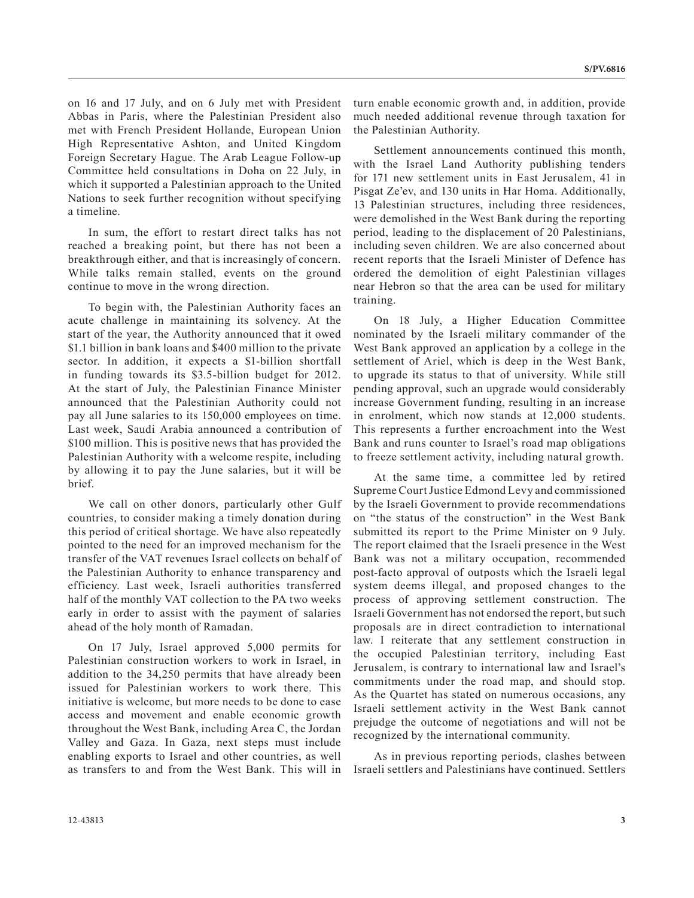on 16 and 17 July, and on 6 July met with President Abbas in Paris, where the Palestinian President also met with French President Hollande, European Union High Representative Ashton, and United Kingdom Foreign Secretary Hague. The Arab League Follow-up Committee held consultations in Doha on 22 July, in which it supported a Palestinian approach to the United Nations to seek further recognition without specifying a timeline.

In sum, the effort to restart direct talks has not reached a breaking point, but there has not been a breakthrough either, and that is increasingly of concern. While talks remain stalled, events on the ground continue to move in the wrong direction.

To begin with, the Palestinian Authority faces an acute challenge in maintaining its solvency. At the start of the year, the Authority announced that it owed $1.1 billion in bank loans and $400 million to the private sector. In addition, it expects a $1-billion shortfall in funding towards its $3.5-billion budget for 2012. At the start of July, the Palestinian Finance Minister announced that the Palestinian Authority could not pay all June salaries to its 150,000 employees on time. Last week, Saudi Arabia announced a contribution of $100 million. This is positive news that has provided the Palestinian Authority with a welcome respite, including by allowing it to pay the June salaries, but it will be brief.

We call on other donors, particularly other Gulf countries, to consider making a timely donation during this period of critical shortage. We have also repeatedly pointed to the need for an improved mechanism for the transfer of the VAT revenues Israel collects on behalf of the Palestinian Authority to enhance transparency and efficiency. Last week, Israeli authorities transferred half of the monthly VAT collection to the PA two weeks early in order to assist with the payment of salaries ahead of the holy month of Ramadan.

On 17 July, Israel approved 5,000 permits for Palestinian construction workers to work in Israel, in addition to the 34,250 permits that have already been issued for Palestinian workers to work there. This initiative is welcome, but more needs to be done to ease access and movement and enable economic growth throughout the West Bank, including Area C, the Jordan Valley and Gaza. In Gaza, next steps must include enabling exports to Israel and other countries, as well as transfers to and from the West Bank. This will in turn enable economic growth and, in addition, provide much needed additional revenue through taxation for the Palestinian Authority.

Settlement announcements continued this month, with the Israel Land Authority publishing tenders for 171 new settlement units in East Jerusalem, 41 in Pisgat Ze'ev, and 130 units in Har Homa. Additionally, 13 Palestinian structures, including three residences, were demolished in the West Bank during the reporting period, leading to the displacement of 20 Palestinians, including seven children. We are also concerned about recent reports that the Israeli Minister of Defence has ordered the demolition of eight Palestinian villages near Hebron so that the area can be used for military training.

On 18 July, a Higher Education Committee nominated by the Israeli military commander of the West Bank approved an application by a college in the settlement of Ariel, which is deep in the West Bank, to upgrade its status to that of university. While still pending approval, such an upgrade would considerably increase Government funding, resulting in an increase in enrolment, which now stands at 12,000 students. This represents a further encroachment into the West Bank and runs counter to Israel's road map obligations to freeze settlement activity, including natural growth.

At the same time, a committee led by retired Supreme Court Justice Edmond Levy and commissioned by the Israeli Government to provide recommendations on "the status of the construction" in the West Bank submitted its report to the Prime Minister on 9 July. The report claimed that the Israeli presence in the West Bank was not a military occupation, recommended post-facto approval of outposts which the Israeli legal system deems illegal, and proposed changes to the process of approving settlement construction. The Israeli Government has not endorsed the report, but such proposals are in direct contradiction to international law. I reiterate that any settlement construction in the occupied Palestinian territory, including East Jerusalem, is contrary to international law and Israel's commitments under the road map, and should stop. As the Quartet has stated on numerous occasions, any Israeli settlement activity in the West Bank cannot prejudge the outcome of negotiations and will not be recognized by the international community.

As in previous reporting periods, clashes between Israeli settlers and Palestinians have continued. Settlers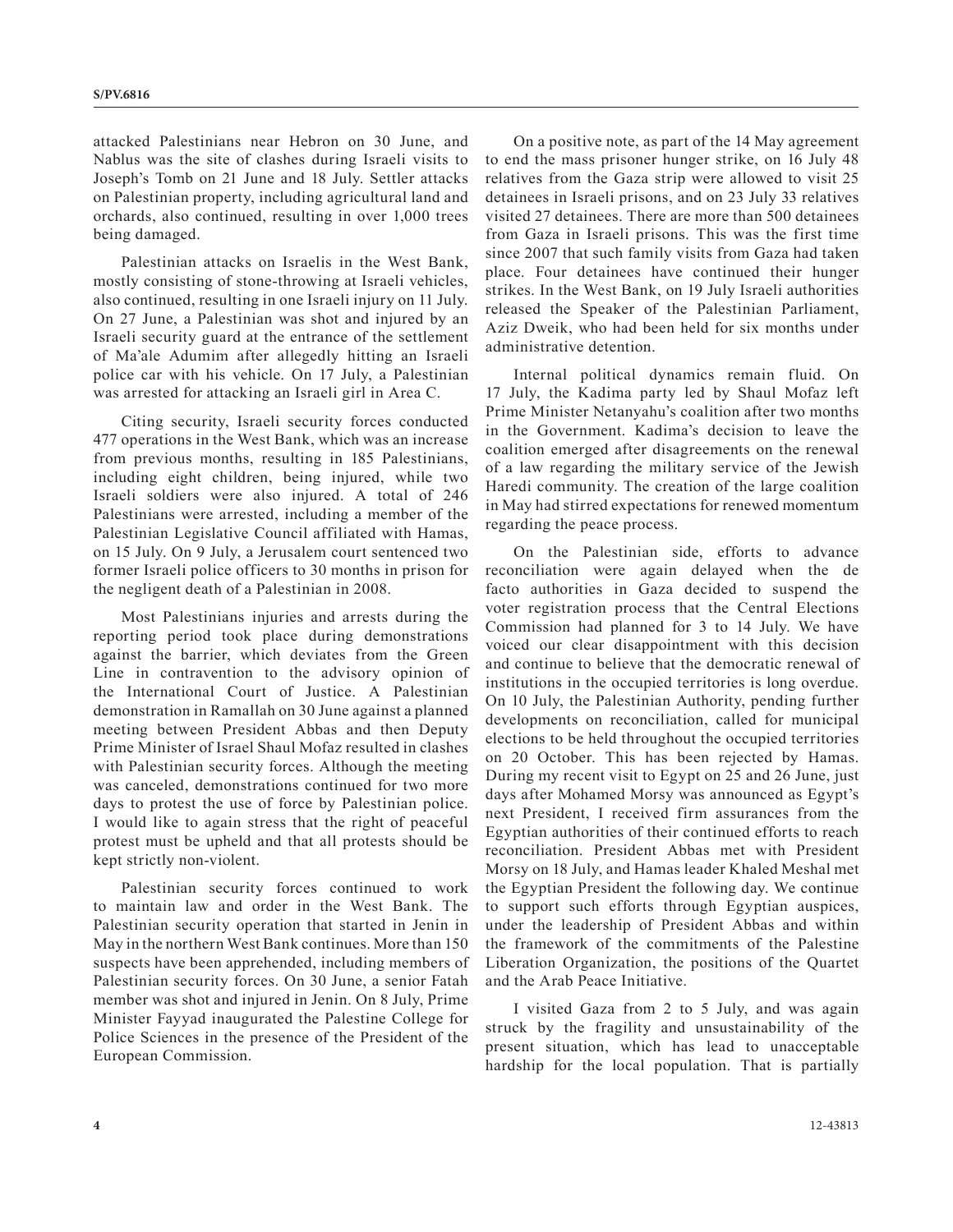attacked Palestinians near Hebron on 30 June, and Nablus was the site of clashes during Israeli visits to Joseph's Tomb on 21 June and 18 July. Settler attacks on Palestinian property, including agricultural land and orchards, also continued, resulting in over 1,000 trees being damaged.

Palestinian attacks on Israelis in the West Bank, mostly consisting of stone-throwing at Israeli vehicles, also continued, resulting in one Israeli injury on 11 July. On 27 June, a Palestinian was shot and injured by an Israeli security guard at the entrance of the settlement of Ma'ale Adumim after allegedly hitting an Israeli police car with his vehicle. On 17 July, a Palestinian was arrested for attacking an Israeli girl in Area C.

Citing security, Israeli security forces conducted 477 operations in the West Bank, which was an increase from previous months, resulting in 185 Palestinians, including eight children, being injured, while two Israeli soldiers were also injured. A total of 246 Palestinians were arrested, including a member of the Palestinian Legislative Council affiliated with Hamas, on 15 July. On 9 July, a Jerusalem court sentenced two former Israeli police officers to 30 months in prison for the negligent death of a Palestinian in 2008.

Most Palestinians injuries and arrests during the reporting period took place during demonstrations against the barrier, which deviates from the Green Line in contravention to the advisory opinion of the International Court of Justice. A Palestinian demonstration in Ramallah on 30 June against a planned meeting between President Abbas and then Deputy Prime Minister of Israel Shaul Mofaz resulted in clashes with Palestinian security forces. Although the meeting was canceled, demonstrations continued for two more days to protest the use of force by Palestinian police. I would like to again stress that the right of peaceful protest must be upheld and that all protests should be kept strictly non-violent.

Palestinian security forces continued to work to maintain law and order in the West Bank. The Palestinian security operation that started in Jenin in May in the northern West Bank continues. More than 150 suspects have been apprehended, including members of Palestinian security forces. On 30 June, a senior Fatah member was shot and injured in Jenin. On 8 July, Prime Minister Fayyad inaugurated the Palestine College for Police Sciences in the presence of the President of the European Commission.

On a positive note, as part of the 14 May agreement to end the mass prisoner hunger strike, on 16 July 48 relatives from the Gaza strip were allowed to visit 25 detainees in Israeli prisons, and on 23 July 33 relatives visited 27 detainees. There are more than 500 detainees from Gaza in Israeli prisons. This was the first time since 2007 that such family visits from Gaza had taken place. Four detainees have continued their hunger strikes. In the West Bank, on 19 July Israeli authorities released the Speaker of the Palestinian Parliament, Aziz Dweik, who had been held for six months under administrative detention.

Internal political dynamics remain fluid. On 17 July, the Kadima party led by Shaul Mofaz left Prime Minister Netanyahu's coalition after two months in the Government. Kadima's decision to leave the coalition emerged after disagreements on the renewal of a law regarding the military service of the Jewish Haredi community. The creation of the large coalition in May had stirred expectations for renewed momentum regarding the peace process.

On the Palestinian side, efforts to advance reconciliation were again delayed when the de facto authorities in Gaza decided to suspend the voter registration process that the Central Elections Commission had planned for 3 to 14 July. We have voiced our clear disappointment with this decision and continue to believe that the democratic renewal of institutions in the occupied territories is long overdue. On 10 July, the Palestinian Authority, pending further developments on reconciliation, called for municipal elections to be held throughout the occupied territories on 20 October. This has been rejected by Hamas. During my recent visit to Egypt on 25 and 26 June, just days after Mohamed Morsy was announced as Egypt's next President, I received firm assurances from the Egyptian authorities of their continued efforts to reach reconciliation. President Abbas met with President Morsy on 18 July, and Hamas leader Khaled Meshal met the Egyptian President the following day. We continue to support such efforts through Egyptian auspices, under the leadership of President Abbas and within the framework of the commitments of the Palestine Liberation Organization, the positions of the Quartet and the Arab Peace Initiative.

I visited Gaza from 2 to 5 July, and was again struck by the fragility and unsustainability of the present situation, which has lead to unacceptable hardship for the local population. That is partially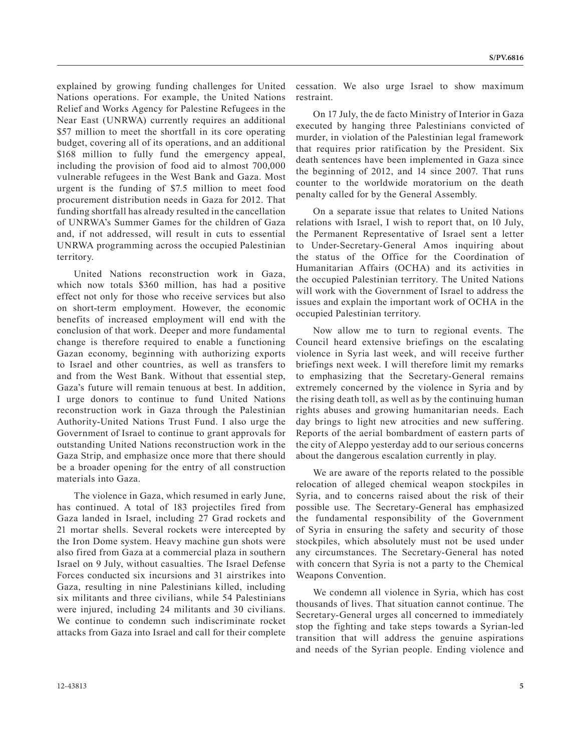explained by growing funding challenges for United Nations operations. For example, the United Nations Relief and Works Agency for Palestine Refugees in the Near East (UNRWA) currently requires an additional $57 million to meet the shortfall in its core operating budget, covering all of its operations, and an additional $168 million to fully fund the emergency appeal, including the provision of food aid to almost 700,000 vulnerable refugees in the West Bank and Gaza. Most urgent is the funding of $7.5 million to meet food procurement distribution needs in Gaza for 2012. That funding shortfall has already resulted in the cancellation of UNRWA's Summer Games for the children of Gaza and, if not addressed, will result in cuts to essential UNRWA programming across the occupied Palestinian territory.

United Nations reconstruction work in Gaza, which now totals $360 million, has had a positive effect not only for those who receive services but also on short-term employment. However, the economic benefits of increased employment will end with the conclusion of that work. Deeper and more fundamental change is therefore required to enable a functioning Gazan economy, beginning with authorizing exports to Israel and other countries, as well as transfers to and from the West Bank. Without that essential step, Gaza's future will remain tenuous at best. In addition, I urge donors to continue to fund United Nations reconstruction work in Gaza through the Palestinian Authority-United Nations Trust Fund. I also urge the Government of Israel to continue to grant approvals for outstanding United Nations reconstruction work in the Gaza Strip, and emphasize once more that there should be a broader opening for the entry of all construction materials into Gaza.

The violence in Gaza, which resumed in early June, has continued. A total of 183 projectiles fired from Gaza landed in Israel, including 27 Grad rockets and 21 mortar shells. Several rockets were intercepted by the Iron Dome system. Heavy machine gun shots were also fired from Gaza at a commercial plaza in southern Israel on 9 July, without casualties. The Israel Defense Forces conducted six incursions and 31 airstrikes into Gaza, resulting in nine Palestinians killed, including six militants and three civilians, while 54 Palestinians were injured, including 24 militants and 30 civilians. We continue to condemn such indiscriminate rocket attacks from Gaza into Israel and call for their complete cessation. We also urge Israel to show maximum restraint.

On 17 July, the de facto Ministry of Interior in Gaza executed by hanging three Palestinians convicted of murder, in violation of the Palestinian legal framework that requires prior ratification by the President. Six death sentences have been implemented in Gaza since the beginning of 2012, and 14 since 2007. That runs counter to the worldwide moratorium on the death penalty called for by the General Assembly.

On a separate issue that relates to United Nations relations with Israel, I wish to report that, on 10 July, the Permanent Representative of Israel sent a letter to Under-Secretary-General Amos inquiring about the status of the Office for the Coordination of Humanitarian Affairs (OCHA) and its activities in the occupied Palestinian territory. The United Nations will work with the Government of Israel to address the issues and explain the important work of OCHA in the occupied Palestinian territory.

Now allow me to turn to regional events. The Council heard extensive briefings on the escalating violence in Syria last week, and will receive further briefings next week. I will therefore limit my remarks to emphasizing that the Secretary-General remains extremely concerned by the violence in Syria and by the rising death toll, as well as by the continuing human rights abuses and growing humanitarian needs. Each day brings to light new atrocities and new suffering. Reports of the aerial bombardment of eastern parts of the city of Aleppo yesterday add to our serious concerns about the dangerous escalation currently in play.

We are aware of the reports related to the possible relocation of alleged chemical weapon stockpiles in Syria, and to concerns raised about the risk of their possible use. The Secretary-General has emphasized the fundamental responsibility of the Government of Syria in ensuring the safety and security of those stockpiles, which absolutely must not be used under any circumstances. The Secretary-General has noted with concern that Syria is not a party to the Chemical Weapons Convention.

We condemn all violence in Syria, which has cost thousands of lives. That situation cannot continue. The Secretary-General urges all concerned to immediately stop the fighting and take steps towards a Syrian-led transition that will address the genuine aspirations and needs of the Syrian people. Ending violence and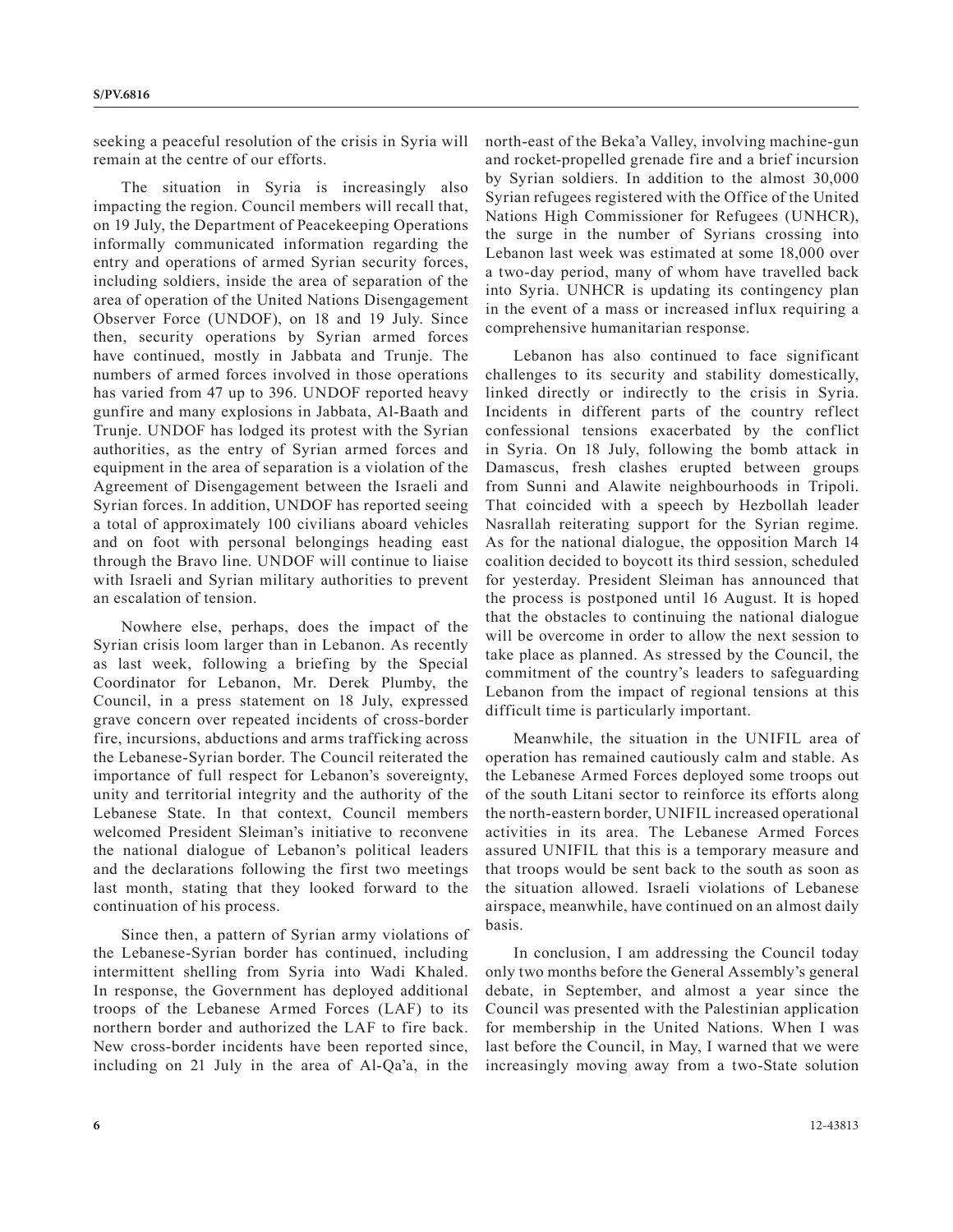seeking a peaceful resolution of the crisis in Syria will remain at the centre of our efforts.

The situation in Syria is increasingly also impacting the region. Council members will recall that, on 19 July, the Department of Peacekeeping Operations informally communicated information regarding the entry and operations of armed Syrian security forces, including soldiers, inside the area of separation of the area of operation of the United Nations Disengagement Observer Force (UNDOF), on 18 and 19 July. Since then, security operations by Syrian armed forces have continued, mostly in Jabbata and Trunje. The numbers of armed forces involved in those operations has varied from 47 up to 396. UNDOF reported heavy gunfire and many explosions in Jabbata, Al-Baath and Trunje. UNDOF has lodged its protest with the Syrian authorities, as the entry of Syrian armed forces and equipment in the area of separation is a violation of the Agreement of Disengagement between the Israeli and Syrian forces. In addition, UNDOF has reported seeing a total of approximately 100 civilians aboard vehicles and on foot with personal belongings heading east through the Bravo line. UNDOF will continue to liaise with Israeli and Syrian military authorities to prevent an escalation of tension.

Nowhere else, perhaps, does the impact of the Syrian crisis loom larger than in Lebanon. As recently as last week, following a briefing by the Special Coordinator for Lebanon, Mr. Derek Plumby, the Council, in a press statement on 18 July, expressed grave concern over repeated incidents of cross-border fire, incursions, abductions and arms trafficking across the Lebanese-Syrian border. The Council reiterated the importance of full respect for Lebanon's sovereignty, unity and territorial integrity and the authority of the Lebanese State. In that context, Council members welcomed President Sleiman's initiative to reconvene the national dialogue of Lebanon's political leaders and the declarations following the first two meetings last month, stating that they looked forward to the continuation of his process.

Since then, a pattern of Syrian army violations of the Lebanese-Syrian border has continued, including intermittent shelling from Syria into Wadi Khaled. In response, the Government has deployed additional troops of the Lebanese Armed Forces (LAF) to its northern border and authorized the LAF to fire back. New cross-border incidents have been reported since, including on 21 July in the area of Al-Qa'a, in the north-east of the Beka'a Valley, involving machine-gun and rocket-propelled grenade fire and a brief incursion by Syrian soldiers. In addition to the almost 30,000 Syrian refugees registered with the Office of the United Nations High Commissioner for Refugees (UNHCR), the surge in the number of Syrians crossing into Lebanon last week was estimated at some 18,000 over a two-day period, many of whom have travelled back into Syria. UNHCR is updating its contingency plan in the event of a mass or increased influx requiring a comprehensive humanitarian response.

Lebanon has also continued to face significant challenges to its security and stability domestically, linked directly or indirectly to the crisis in Syria. Incidents in different parts of the country reflect confessional tensions exacerbated by the conflict in Syria. On 18 July, following the bomb attack in Damascus, fresh clashes erupted between groups from Sunni and Alawite neighbourhoods in Tripoli. That coincided with a speech by Hezbollah leader Nasrallah reiterating support for the Syrian regime. As for the national dialogue, the opposition March 14 coalition decided to boycott its third session, scheduled for yesterday. President Sleiman has announced that the process is postponed until 16 August. It is hoped that the obstacles to continuing the national dialogue will be overcome in order to allow the next session to take place as planned. As stressed by the Council, the commitment of the country's leaders to safeguarding Lebanon from the impact of regional tensions at this difficult time is particularly important.

Meanwhile, the situation in the UNIFIL area of operation has remained cautiously calm and stable. As the Lebanese Armed Forces deployed some troops out of the south Litani sector to reinforce its efforts along the north-eastern border, UNIFIL increased operational activities in its area. The Lebanese Armed Forces assured UNIFIL that this is a temporary measure and that troops would be sent back to the south as soon as the situation allowed. Israeli violations of Lebanese airspace, meanwhile, have continued on an almost daily basis.

In conclusion, I am addressing the Council today only two months before the General Assembly's general debate, in September, and almost a year since the Council was presented with the Palestinian application for membership in the United Nations. When I was last before the Council, in May, I warned that we were increasingly moving away from a two-State solution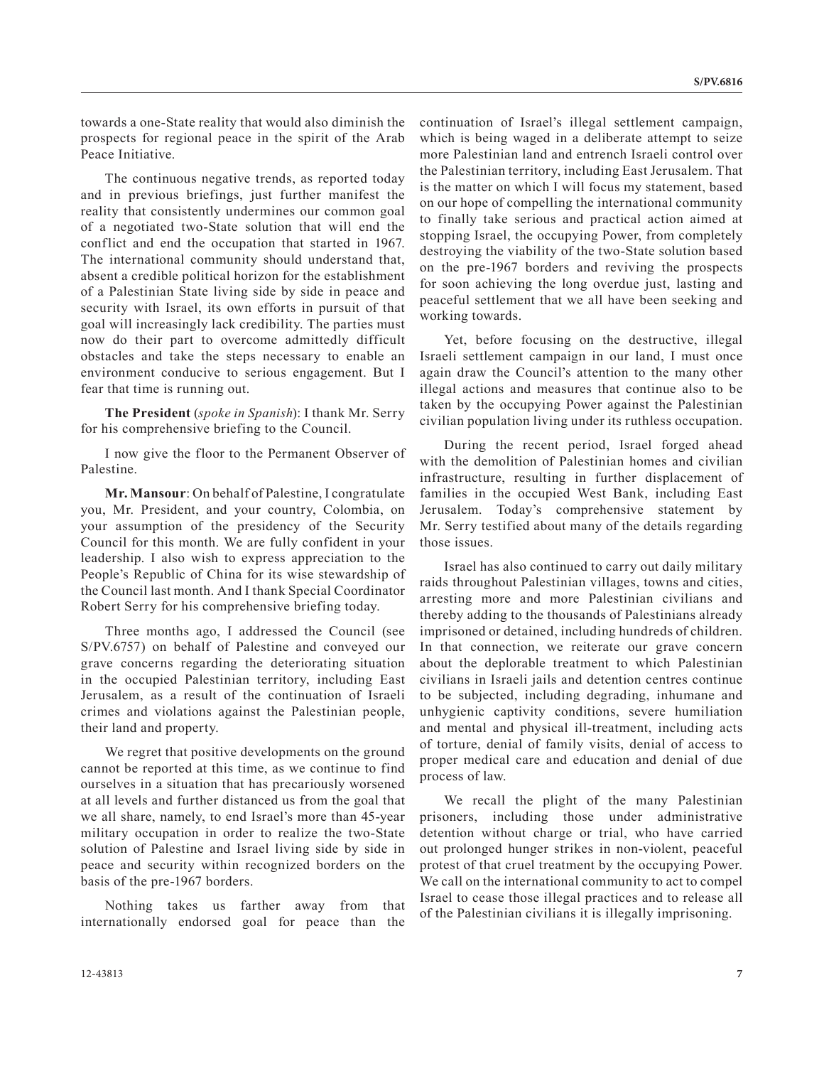towards a one-State reality that would also diminish the prospects for regional peace in the spirit of the Arab Peace Initiative.

The continuous negative trends, as reported today and in previous briefings, just further manifest the reality that consistently undermines our common goal of a negotiated two-State solution that will end the conflict and end the occupation that started in 1967. The international community should understand that, absent a credible political horizon for the establishment of a Palestinian State living side by side in peace and security with Israel, its own efforts in pursuit of that goal will increasingly lack credibility. The parties must now do their part to overcome admittedly difficult obstacles and take the steps necessary to enable an environment conducive to serious engagement. But I fear that time is running out.

**The President** (*spoke in Spanish*): I thank Mr. Serry for his comprehensive briefing to the Council.

I now give the floor to the Permanent Observer of Palestine.

**Mr. Mansour**: On behalf of Palestine, I congratulate you, Mr. President, and your country, Colombia, on your assumption of the presidency of the Security Council for this month. We are fully confident in your leadership. I also wish to express appreciation to the People's Republic of China for its wise stewardship of the Council last month. And I thank Special Coordinator Robert Serry for his comprehensive briefing today.

Three months ago, I addressed the Council (see S/PV.6757) on behalf of Palestine and conveyed our grave concerns regarding the deteriorating situation in the occupied Palestinian territory, including East Jerusalem, as a result of the continuation of Israeli crimes and violations against the Palestinian people, their land and property.

We regret that positive developments on the ground cannot be reported at this time, as we continue to find ourselves in a situation that has precariously worsened at all levels and further distanced us from the goal that we all share, namely, to end Israel's more than 45-year military occupation in order to realize the two-State solution of Palestine and Israel living side by side in peace and security within recognized borders on the basis of the pre-1967 borders.

Nothing takes us farther away from that internationally endorsed goal for peace than the continuation of Israel's illegal settlement campaign, which is being waged in a deliberate attempt to seize more Palestinian land and entrench Israeli control over the Palestinian territory, including East Jerusalem. That is the matter on which I will focus my statement, based on our hope of compelling the international community to finally take serious and practical action aimed at stopping Israel, the occupying Power, from completely destroying the viability of the two-State solution based on the pre-1967 borders and reviving the prospects for soon achieving the long overdue just, lasting and peaceful settlement that we all have been seeking and working towards.

Yet, before focusing on the destructive, illegal Israeli settlement campaign in our land, I must once again draw the Council's attention to the many other illegal actions and measures that continue also to be taken by the occupying Power against the Palestinian civilian population living under its ruthless occupation.

During the recent period, Israel forged ahead with the demolition of Palestinian homes and civilian infrastructure, resulting in further displacement of families in the occupied West Bank, including East Jerusalem. Today's comprehensive statement by Mr. Serry testified about many of the details regarding those issues.

Israel has also continued to carry out daily military raids throughout Palestinian villages, towns and cities, arresting more and more Palestinian civilians and thereby adding to the thousands of Palestinians already imprisoned or detained, including hundreds of children. In that connection, we reiterate our grave concern about the deplorable treatment to which Palestinian civilians in Israeli jails and detention centres continue to be subjected, including degrading, inhumane and unhygienic captivity conditions, severe humiliation and mental and physical ill-treatment, including acts of torture, denial of family visits, denial of access to proper medical care and education and denial of due process of law.

We recall the plight of the many Palestinian prisoners, including those under administrative detention without charge or trial, who have carried out prolonged hunger strikes in non-violent, peaceful protest of that cruel treatment by the occupying Power. We call on the international community to act to compel Israel to cease those illegal practices and to release all of the Palestinian civilians it is illegally imprisoning.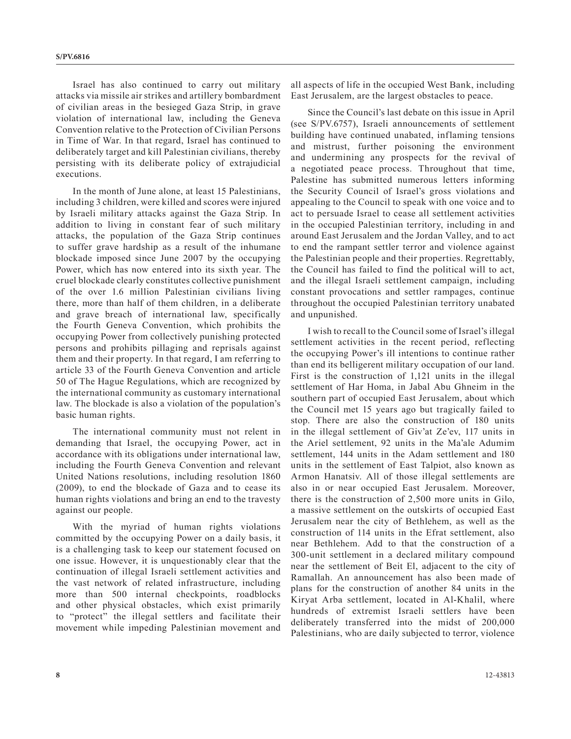Israel has also continued to carry out military attacks via missile air strikes and artillery bombardment of civilian areas in the besieged Gaza Strip, in grave violation of international law, including the Geneva Convention relative to the Protection of Civilian Persons in Time of War. In that regard, Israel has continued to deliberately target and kill Palestinian civilians, thereby persisting with its deliberate policy of extrajudicial executions.

In the month of June alone, at least 15 Palestinians, including 3 children, were killed and scores were injured by Israeli military attacks against the Gaza Strip. In addition to living in constant fear of such military attacks, the population of the Gaza Strip continues to suffer grave hardship as a result of the inhumane blockade imposed since June 2007 by the occupying Power, which has now entered into its sixth year. The cruel blockade clearly constitutes collective punishment of the over 1.6 million Palestinian civilians living there, more than half of them children, in a deliberate and grave breach of international law, specifically the Fourth Geneva Convention, which prohibits the occupying Power from collectively punishing protected persons and prohibits pillaging and reprisals against them and their property. In that regard, I am referring to article 33 of the Fourth Geneva Convention and article 50 of The Hague Regulations, which are recognized by the international community as customary international law. The blockade is also a violation of the population's basic human rights.

The international community must not relent in demanding that Israel, the occupying Power, act in accordance with its obligations under international law, including the Fourth Geneva Convention and relevant United Nations resolutions, including resolution 1860 (2009), to end the blockade of Gaza and to cease its human rights violations and bring an end to the travesty against our people.

With the myriad of human rights violations committed by the occupying Power on a daily basis, it is a challenging task to keep our statement focused on one issue. However, it is unquestionably clear that the continuation of illegal Israeli settlement activities and the vast network of related infrastructure, including more than 500 internal checkpoints, roadblocks and other physical obstacles, which exist primarily to "protect" the illegal settlers and facilitate their movement while impeding Palestinian movement and all aspects of life in the occupied West Bank, including East Jerusalem, are the largest obstacles to peace.

Since the Council's last debate on this issue in April (see S/PV.6757), Israeli announcements of settlement building have continued unabated, inflaming tensions and mistrust, further poisoning the environment and undermining any prospects for the revival of a negotiated peace process. Throughout that time, Palestine has submitted numerous letters informing the Security Council of Israel's gross violations and appealing to the Council to speak with one voice and to act to persuade Israel to cease all settlement activities in the occupied Palestinian territory, including in and around East Jerusalem and the Jordan Valley, and to act to end the rampant settler terror and violence against the Palestinian people and their properties. Regrettably, the Council has failed to find the political will to act, and the illegal Israeli settlement campaign, including constant provocations and settler rampages, continue throughout the occupied Palestinian territory unabated and unpunished.

I wish to recall to the Council some of Israel's illegal settlement activities in the recent period, reflecting the occupying Power's ill intentions to continue rather than end its belligerent military occupation of our land. First is the construction of 1,121 units in the illegal settlement of Har Homa, in Jabal Abu Ghneim in the southern part of occupied East Jerusalem, about which the Council met 15 years ago but tragically failed to stop. There are also the construction of 180 units in the illegal settlement of Giv'at Ze'ev, 117 units in the Ariel settlement, 92 units in the Ma'ale Adumim settlement, 144 units in the Adam settlement and 180 units in the settlement of East Talpiot, also known as Armon Hanatsiv. All of those illegal settlements are also in or near occupied East Jerusalem. Moreover, there is the construction of 2,500 more units in Gilo, a massive settlement on the outskirts of occupied East Jerusalem near the city of Bethlehem, as well as the construction of 114 units in the Efrat settlement, also near Bethlehem. Add to that the construction of a 300-unit settlement in a declared military compound near the settlement of Beit El, adjacent to the city of Ramallah. An announcement has also been made of plans for the construction of another 84 units in the Kiryat Arba settlement, located in Al-Khalil, where hundreds of extremist Israeli settlers have been deliberately transferred into the midst of 200,000 Palestinians, who are daily subjected to terror, violence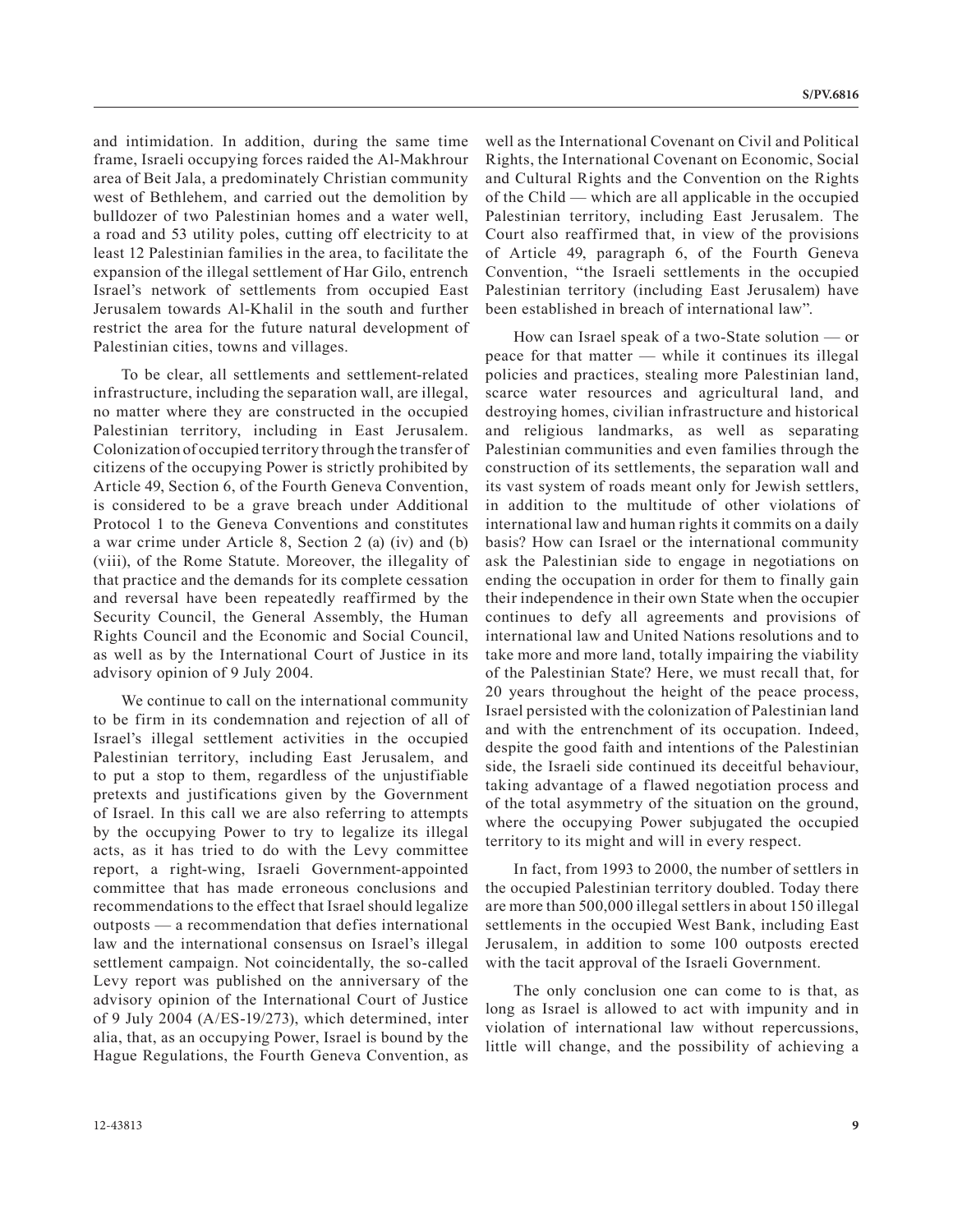and intimidation. In addition, during the same time frame, Israeli occupying forces raided the Al-Makhrour area of Beit Jala, a predominately Christian community west of Bethlehem, and carried out the demolition by bulldozer of two Palestinian homes and a water well, a road and 53 utility poles, cutting off electricity to at least 12 Palestinian families in the area, to facilitate the expansion of the illegal settlement of Har Gilo, entrench Israel's network of settlements from occupied East Jerusalem towards Al-Khalil in the south and further restrict the area for the future natural development of Palestinian cities, towns and villages.

To be clear, all settlements and settlement-related infrastructure, including the separation wall, are illegal, no matter where they are constructed in the occupied Palestinian territory, including in East Jerusalem. Colonization of occupied territory through the transfer of citizens of the occupying Power is strictly prohibited by Article 49, Section 6, of the Fourth Geneva Convention, is considered to be a grave breach under Additional Protocol 1 to the Geneva Conventions and constitutes a war crime under Article 8, Section 2 (a) (iv) and (b) (viii), of the Rome Statute. Moreover, the illegality of that practice and the demands for its complete cessation and reversal have been repeatedly reaffirmed by the Security Council, the General Assembly, the Human Rights Council and the Economic and Social Council, as well as by the International Court of Justice in its advisory opinion of 9 July 2004.

We continue to call on the international community to be firm in its condemnation and rejection of all of Israel's illegal settlement activities in the occupied Palestinian territory, including East Jerusalem, and to put a stop to them, regardless of the unjustifiable pretexts and justifications given by the Government of Israel. In this call we are also referring to attempts by the occupying Power to try to legalize its illegal acts, as it has tried to do with the Levy committee report, a right-wing, Israeli Government-appointed committee that has made erroneous conclusions and recommendations to the effect that Israel should legalize outposts — a recommendation that defies international law and the international consensus on Israel's illegal settlement campaign. Not coincidentally, the so-called Levy report was published on the anniversary of the advisory opinion of the International Court of Justice of 9 July 2004 (A/ES-19/273), which determined, inter alia, that, as an occupying Power, Israel is bound by the Hague Regulations, the Fourth Geneva Convention, as well as the International Covenant on Civil and Political Rights, the International Covenant on Economic, Social and Cultural Rights and the Convention on the Rights of the Child — which are all applicable in the occupied Palestinian territory, including East Jerusalem. The Court also reaffirmed that, in view of the provisions of Article 49, paragraph 6, of the Fourth Geneva Convention, "the Israeli settlements in the occupied Palestinian territory (including East Jerusalem) have been established in breach of international law".

How can Israel speak of a two-State solution — or peace for that matter — while it continues its illegal policies and practices, stealing more Palestinian land, scarce water resources and agricultural land, and destroying homes, civilian infrastructure and historical and religious landmarks, as well as separating Palestinian communities and even families through the construction of its settlements, the separation wall and its vast system of roads meant only for Jewish settlers, in addition to the multitude of other violations of international law and human rights it commits on a daily basis? How can Israel or the international community ask the Palestinian side to engage in negotiations on ending the occupation in order for them to finally gain their independence in their own State when the occupier continues to defy all agreements and provisions of international law and United Nations resolutions and to take more and more land, totally impairing the viability of the Palestinian State? Here, we must recall that, for 20 years throughout the height of the peace process, Israel persisted with the colonization of Palestinian land and with the entrenchment of its occupation. Indeed, despite the good faith and intentions of the Palestinian side, the Israeli side continued its deceitful behaviour, taking advantage of a flawed negotiation process and of the total asymmetry of the situation on the ground, where the occupying Power subjugated the occupied territory to its might and will in every respect.

In fact, from 1993 to 2000, the number of settlers in the occupied Palestinian territory doubled. Today there are more than 500,000 illegal settlers in about 150 illegal settlements in the occupied West Bank, including East Jerusalem, in addition to some 100 outposts erected with the tacit approval of the Israeli Government.

The only conclusion one can come to is that, as long as Israel is allowed to act with impunity and in violation of international law without repercussions, little will change, and the possibility of achieving a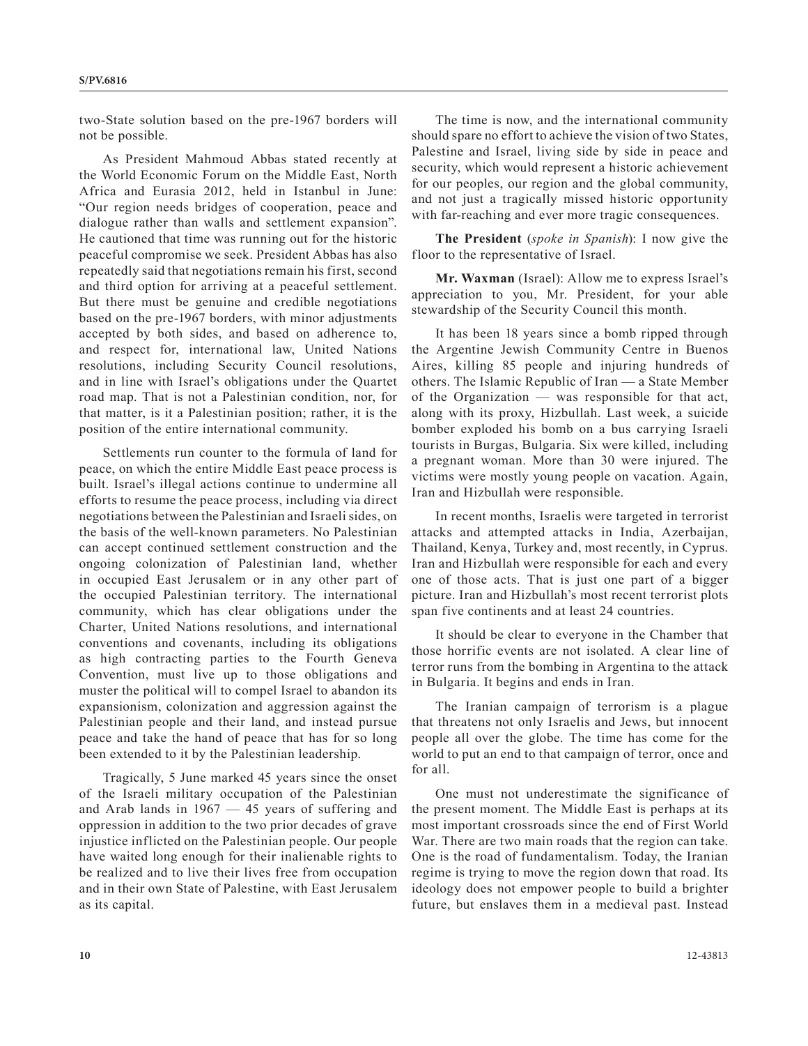two-State solution based on the pre-1967 borders will not be possible.

As President Mahmoud Abbas stated recently at the World Economic Forum on the Middle East, North Africa and Eurasia 2012, held in Istanbul in June: "Our region needs bridges of cooperation, peace and dialogue rather than walls and settlement expansion". He cautioned that time was running out for the historic peaceful compromise we seek. President Abbas has also repeatedly said that negotiations remain his first, second and third option for arriving at a peaceful settlement. But there must be genuine and credible negotiations based on the pre-1967 borders, with minor adjustments accepted by both sides, and based on adherence to, and respect for, international law, United Nations resolutions, including Security Council resolutions, and in line with Israel's obligations under the Quartet road map. That is not a Palestinian condition, nor, for that matter, is it a Palestinian position; rather, it is the position of the entire international community.

Settlements run counter to the formula of land for peace, on which the entire Middle East peace process is built. Israel's illegal actions continue to undermine all efforts to resume the peace process, including via direct negotiations between the Palestinian and Israeli sides, on the basis of the well-known parameters. No Palestinian can accept continued settlement construction and the ongoing colonization of Palestinian land, whether in occupied East Jerusalem or in any other part of the occupied Palestinian territory. The international community, which has clear obligations under the Charter, United Nations resolutions, and international conventions and covenants, including its obligations as high contracting parties to the Fourth Geneva Convention, must live up to those obligations and muster the political will to compel Israel to abandon its expansionism, colonization and aggression against the Palestinian people and their land, and instead pursue peace and take the hand of peace that has for so long been extended to it by the Palestinian leadership.

Tragically, 5 June marked 45 years since the onset of the Israeli military occupation of the Palestinian and Arab lands in 1967 — 45 years of suffering and oppression in addition to the two prior decades of grave injustice inflicted on the Palestinian people. Our people have waited long enough for their inalienable rights to be realized and to live their lives free from occupation and in their own State of Palestine, with East Jerusalem as its capital.

The time is now, and the international community should spare no effort to achieve the vision of two States, Palestine and Israel, living side by side in peace and security, which would represent a historic achievement for our peoples, our region and the global community, and not just a tragically missed historic opportunity with far-reaching and ever more tragic consequences.

**The President** (*spoke in Spanish*): I now give the floor to the representative of Israel.

**Mr. Waxman** (Israel): Allow me to express Israel's appreciation to you, Mr. President, for your able stewardship of the Security Council this month.

It has been 18 years since a bomb ripped through the Argentine Jewish Community Centre in Buenos Aires, killing 85 people and injuring hundreds of others. The Islamic Republic of Iran — a State Member of the Organization — was responsible for that act, along with its proxy, Hizbullah. Last week, a suicide bomber exploded his bomb on a bus carrying Israeli tourists in Burgas, Bulgaria. Six were killed, including a pregnant woman. More than 30 were injured. The victims were mostly young people on vacation. Again, Iran and Hizbullah were responsible.

In recent months, Israelis were targeted in terrorist attacks and attempted attacks in India, Azerbaijan, Thailand, Kenya, Turkey and, most recently, in Cyprus. Iran and Hizbullah were responsible for each and every one of those acts. That is just one part of a bigger picture. Iran and Hizbullah's most recent terrorist plots span five continents and at least 24 countries.

It should be clear to everyone in the Chamber that those horrific events are not isolated. A clear line of terror runs from the bombing in Argentina to the attack in Bulgaria. It begins and ends in Iran.

The Iranian campaign of terrorism is a plague that threatens not only Israelis and Jews, but innocent people all over the globe. The time has come for the world to put an end to that campaign of terror, once and for all.

One must not underestimate the significance of the present moment. The Middle East is perhaps at its most important crossroads since the end of First World War. There are two main roads that the region can take. One is the road of fundamentalism. Today, the Iranian regime is trying to move the region down that road. Its ideology does not empower people to build a brighter future, but enslaves them in a medieval past. Instead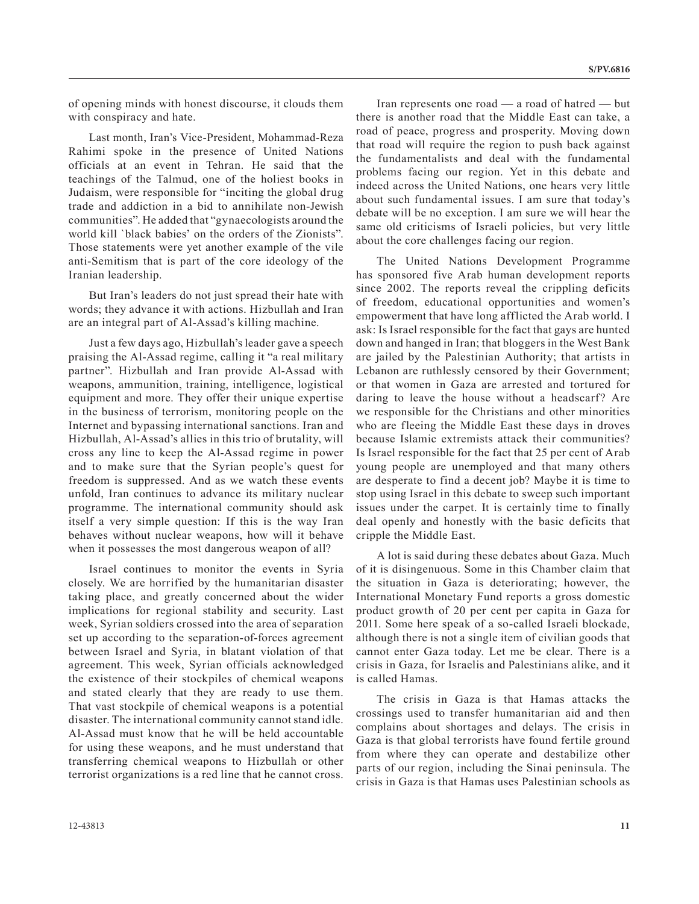of opening minds with honest discourse, it clouds them with conspiracy and hate.

Last month, Iran's Vice-President, Mohammad-Reza Rahimi spoke in the presence of United Nations officials at an event in Tehran. He said that the teachings of the Talmud, one of the holiest books in Judaism, were responsible for "inciting the global drug trade and addiction in a bid to annihilate non-Jewish communities". He added that "gynaecologists around the world kill `black babies' on the orders of the Zionists". Those statements were yet another example of the vile anti-Semitism that is part of the core ideology of the Iranian leadership.

But Iran's leaders do not just spread their hate with words; they advance it with actions. Hizbullah and Iran are an integral part of Al-Assad's killing machine.

Just a few days ago, Hizbullah's leader gave a speech praising the Al-Assad regime, calling it "a real military partner". Hizbullah and Iran provide Al-Assad with weapons, ammunition, training, intelligence, logistical equipment and more. They offer their unique expertise in the business of terrorism, monitoring people on the Internet and bypassing international sanctions. Iran and Hizbullah, Al-Assad's allies in this trio of brutality, will cross any line to keep the Al-Assad regime in power and to make sure that the Syrian people's quest for freedom is suppressed. And as we watch these events unfold, Iran continues to advance its military nuclear programme. The international community should ask itself a very simple question: If this is the way Iran behaves without nuclear weapons, how will it behave when it possesses the most dangerous weapon of all?

Israel continues to monitor the events in Syria closely. We are horrified by the humanitarian disaster taking place, and greatly concerned about the wider implications for regional stability and security. Last week, Syrian soldiers crossed into the area of separation set up according to the separation-of-forces agreement between Israel and Syria, in blatant violation of that agreement. This week, Syrian officials acknowledged the existence of their stockpiles of chemical weapons and stated clearly that they are ready to use them. That vast stockpile of chemical weapons is a potential disaster. The international community cannot stand idle. Al-Assad must know that he will be held accountable for using these weapons, and he must understand that transferring chemical weapons to Hizbullah or other terrorist organizations is a red line that he cannot cross.

Iran represents one road — a road of hatred — but there is another road that the Middle East can take, a road of peace, progress and prosperity. Moving down that road will require the region to push back against the fundamentalists and deal with the fundamental problems facing our region. Yet in this debate and indeed across the United Nations, one hears very little about such fundamental issues. I am sure that today's debate will be no exception. I am sure we will hear the same old criticisms of Israeli policies, but very little about the core challenges facing our region.

The United Nations Development Programme has sponsored five Arab human development reports since 2002. The reports reveal the crippling deficits of freedom, educational opportunities and women's empowerment that have long afflicted the Arab world. I ask: Is Israel responsible for the fact that gays are hunted down and hanged in Iran; that bloggers in the West Bank are jailed by the Palestinian Authority; that artists in Lebanon are ruthlessly censored by their Government; or that women in Gaza are arrested and tortured for daring to leave the house without a headscarf? Are we responsible for the Christians and other minorities who are fleeing the Middle East these days in droves because Islamic extremists attack their communities? Is Israel responsible for the fact that 25 per cent of Arab young people are unemployed and that many others are desperate to find a decent job? Maybe it is time to stop using Israel in this debate to sweep such important issues under the carpet. It is certainly time to finally deal openly and honestly with the basic deficits that cripple the Middle East.

A lot is said during these debates about Gaza. Much of it is disingenuous. Some in this Chamber claim that the situation in Gaza is deteriorating; however, the International Monetary Fund reports a gross domestic product growth of 20 per cent per capita in Gaza for 2011. Some here speak of a so-called Israeli blockade, although there is not a single item of civilian goods that cannot enter Gaza today. Let me be clear. There is a crisis in Gaza, for Israelis and Palestinians alike, and it is called Hamas.

The crisis in Gaza is that Hamas attacks the crossings used to transfer humanitarian aid and then complains about shortages and delays. The crisis in Gaza is that global terrorists have found fertile ground from where they can operate and destabilize other parts of our region, including the Sinai peninsula. The crisis in Gaza is that Hamas uses Palestinian schools as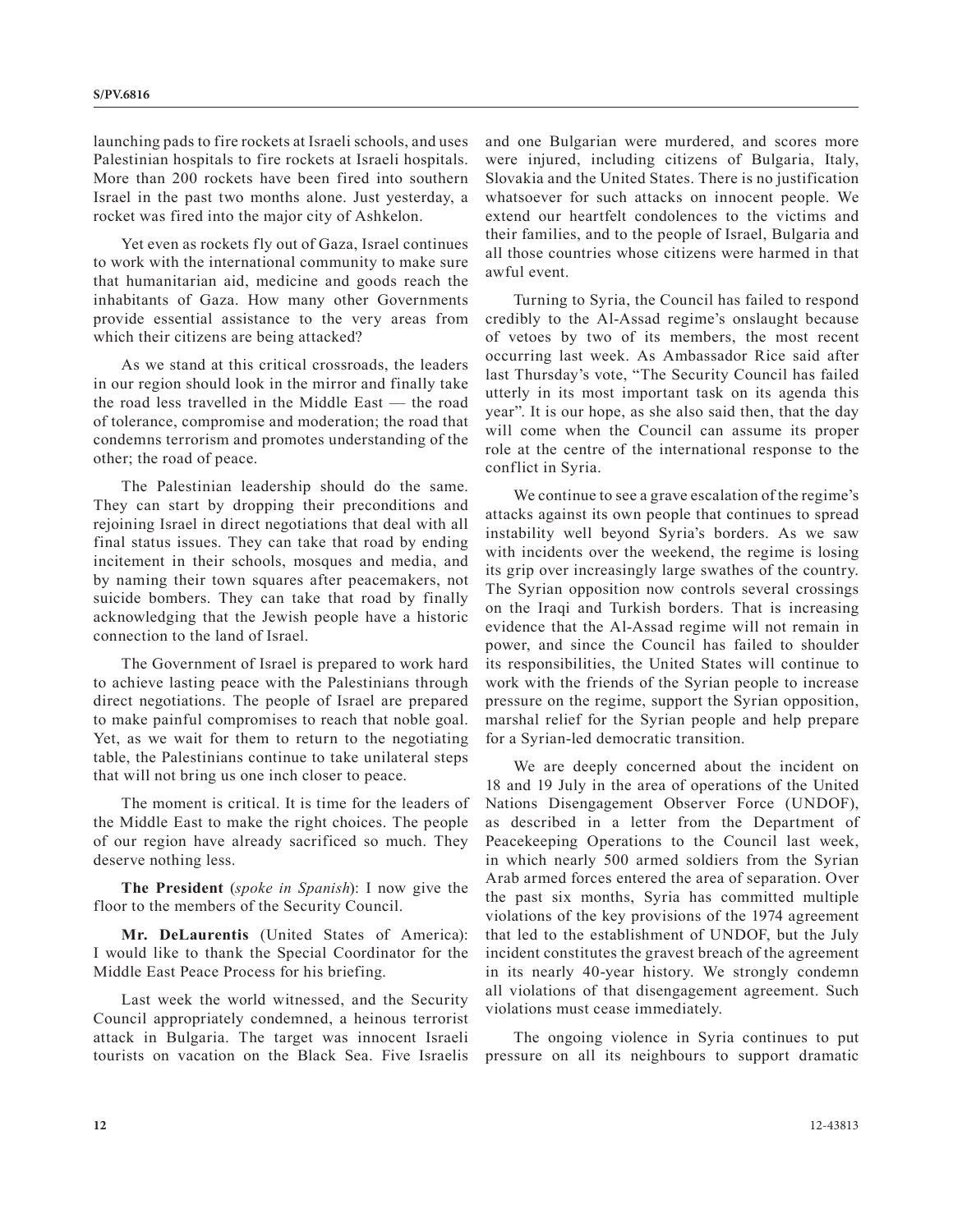launching pads to fire rockets at Israeli schools, and uses Palestinian hospitals to fire rockets at Israeli hospitals. More than 200 rockets have been fired into southern Israel in the past two months alone. Just yesterday, a rocket was fired into the major city of Ashkelon.

Yet even as rockets fly out of Gaza, Israel continues to work with the international community to make sure that humanitarian aid, medicine and goods reach the inhabitants of Gaza. How many other Governments provide essential assistance to the very areas from which their citizens are being attacked?

As we stand at this critical crossroads, the leaders in our region should look in the mirror and finally take the road less travelled in the Middle East — the road of tolerance, compromise and moderation; the road that condemns terrorism and promotes understanding of the other; the road of peace.

The Palestinian leadership should do the same. They can start by dropping their preconditions and rejoining Israel in direct negotiations that deal with all final status issues. They can take that road by ending incitement in their schools, mosques and media, and by naming their town squares after peacemakers, not suicide bombers. They can take that road by finally acknowledging that the Jewish people have a historic connection to the land of Israel.

The Government of Israel is prepared to work hard to achieve lasting peace with the Palestinians through direct negotiations. The people of Israel are prepared to make painful compromises to reach that noble goal. Yet, as we wait for them to return to the negotiating table, the Palestinians continue to take unilateral steps that will not bring us one inch closer to peace.

The moment is critical. It is time for the leaders of the Middle East to make the right choices. The people of our region have already sacrificed so much. They deserve nothing less.

**The President** (*spoke in Spanish*): I now give the floor to the members of the Security Council.

**Mr. DeLaurentis** (United States of America): I would like to thank the Special Coordinator for the Middle East Peace Process for his briefing.

Last week the world witnessed, and the Security Council appropriately condemned, a heinous terrorist attack in Bulgaria. The target was innocent Israeli tourists on vacation on the Black Sea. Five Israelis and one Bulgarian were murdered, and scores more were injured, including citizens of Bulgaria, Italy, Slovakia and the United States. There is no justification whatsoever for such attacks on innocent people. We extend our heartfelt condolences to the victims and their families, and to the people of Israel, Bulgaria and all those countries whose citizens were harmed in that awful event.

Turning to Syria, the Council has failed to respond credibly to the Al-Assad regime's onslaught because of vetoes by two of its members, the most recent occurring last week. As Ambassador Rice said after last Thursday's vote, "The Security Council has failed utterly in its most important task on its agenda this year". It is our hope, as she also said then, that the day will come when the Council can assume its proper role at the centre of the international response to the conflict in Syria.

We continue to see a grave escalation of the regime's attacks against its own people that continues to spread instability well beyond Syria's borders. As we saw with incidents over the weekend, the regime is losing its grip over increasingly large swathes of the country. The Syrian opposition now controls several crossings on the Iraqi and Turkish borders. That is increasing evidence that the Al-Assad regime will not remain in power, and since the Council has failed to shoulder its responsibilities, the United States will continue to work with the friends of the Syrian people to increase pressure on the regime, support the Syrian opposition, marshal relief for the Syrian people and help prepare for a Syrian-led democratic transition.

We are deeply concerned about the incident on 18 and 19 July in the area of operations of the United Nations Disengagement Observer Force (UNDOF), as described in a letter from the Department of Peacekeeping Operations to the Council last week, in which nearly 500 armed soldiers from the Syrian Arab armed forces entered the area of separation. Over the past six months, Syria has committed multiple violations of the key provisions of the 1974 agreement that led to the establishment of UNDOF, but the July incident constitutes the gravest breach of the agreement in its nearly 40-year history. We strongly condemn all violations of that disengagement agreement. Such violations must cease immediately.

The ongoing violence in Syria continues to put pressure on all its neighbours to support dramatic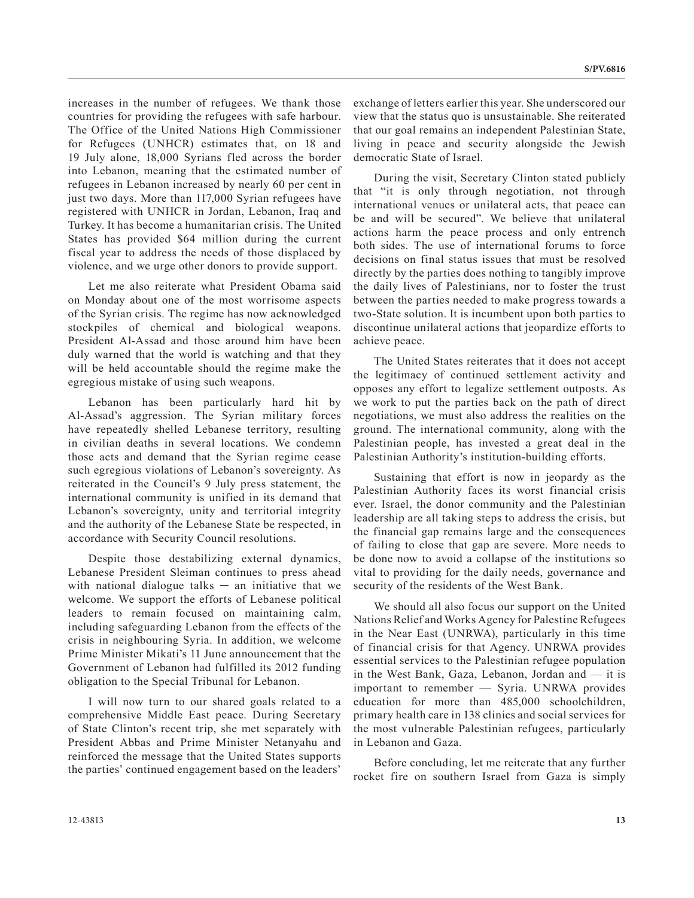increases in the number of refugees. We thank those countries for providing the refugees with safe harbour. The Office of the United Nations High Commissioner for Refugees (UNHCR) estimates that, on 18 and 19 July alone, 18,000 Syrians fled across the border into Lebanon, meaning that the estimated number of refugees in Lebanon increased by nearly 60 per cent in just two days. More than 117,000 Syrian refugees have registered with UNHCR in Jordan, Lebanon, Iraq and Turkey. It has become a humanitarian crisis. The United States has provided $64 million during the current fiscal year to address the needs of those displaced by violence, and we urge other donors to provide support.

Let me also reiterate what President Obama said on Monday about one of the most worrisome aspects of the Syrian crisis. The regime has now acknowledged stockpiles of chemical and biological weapons. President Al-Assad and those around him have been duly warned that the world is watching and that they will be held accountable should the regime make the egregious mistake of using such weapons.

Lebanon has been particularly hard hit by Al-Assad's aggression. The Syrian military forces have repeatedly shelled Lebanese territory, resulting in civilian deaths in several locations. We condemn those acts and demand that the Syrian regime cease such egregious violations of Lebanon's sovereignty. As reiterated in the Council's 9 July press statement, the international community is unified in its demand that Lebanon's sovereignty, unity and territorial integrity and the authority of the Lebanese State be respected, in accordance with Security Council resolutions.

Despite those destabilizing external dynamics, Lebanese President Sleiman continues to press ahead with national dialogue talks — an initiative that we welcome. We support the efforts of Lebanese political leaders to remain focused on maintaining calm, including safeguarding Lebanon from the effects of the crisis in neighbouring Syria. In addition, we welcome Prime Minister Mikati's 11 June announcement that the Government of Lebanon had fulfilled its 2012 funding obligation to the Special Tribunal for Lebanon.

I will now turn to our shared goals related to a comprehensive Middle East peace. During Secretary of State Clinton's recent trip, she met separately with President Abbas and Prime Minister Netanyahu and reinforced the message that the United States supports the parties' continued engagement based on the leaders' exchange of letters earlier this year. She underscored our view that the status quo is unsustainable. She reiterated that our goal remains an independent Palestinian State, living in peace and security alongside the Jewish democratic State of Israel.

During the visit, Secretary Clinton stated publicly that "it is only through negotiation, not through international venues or unilateral acts, that peace can be and will be secured". We believe that unilateral actions harm the peace process and only entrench both sides. The use of international forums to force decisions on final status issues that must be resolved directly by the parties does nothing to tangibly improve the daily lives of Palestinians, nor to foster the trust between the parties needed to make progress towards a two-State solution. It is incumbent upon both parties to discontinue unilateral actions that jeopardize efforts to achieve peace.

The United States reiterates that it does not accept the legitimacy of continued settlement activity and opposes any effort to legalize settlement outposts. As we work to put the parties back on the path of direct negotiations, we must also address the realities on the ground. The international community, along with the Palestinian people, has invested a great deal in the Palestinian Authority's institution-building efforts.

Sustaining that effort is now in jeopardy as the Palestinian Authority faces its worst financial crisis ever. Israel, the donor community and the Palestinian leadership are all taking steps to address the crisis, but the financial gap remains large and the consequences of failing to close that gap are severe. More needs to be done now to avoid a collapse of the institutions so vital to providing for the daily needs, governance and security of the residents of the West Bank.

We should all also focus our support on the United Nations Relief and Works Agency for Palestine Refugees in the Near East (UNRWA), particularly in this time of financial crisis for that Agency. UNRWA provides essential services to the Palestinian refugee population in the West Bank, Gaza, Lebanon, Jordan and — it is important to remember — Syria. UNRWA provides education for more than 485,000 schoolchildren, primary health care in 138 clinics and social services for the most vulnerable Palestinian refugees, particularly in Lebanon and Gaza.

Before concluding, let me reiterate that any further rocket fire on southern Israel from Gaza is simply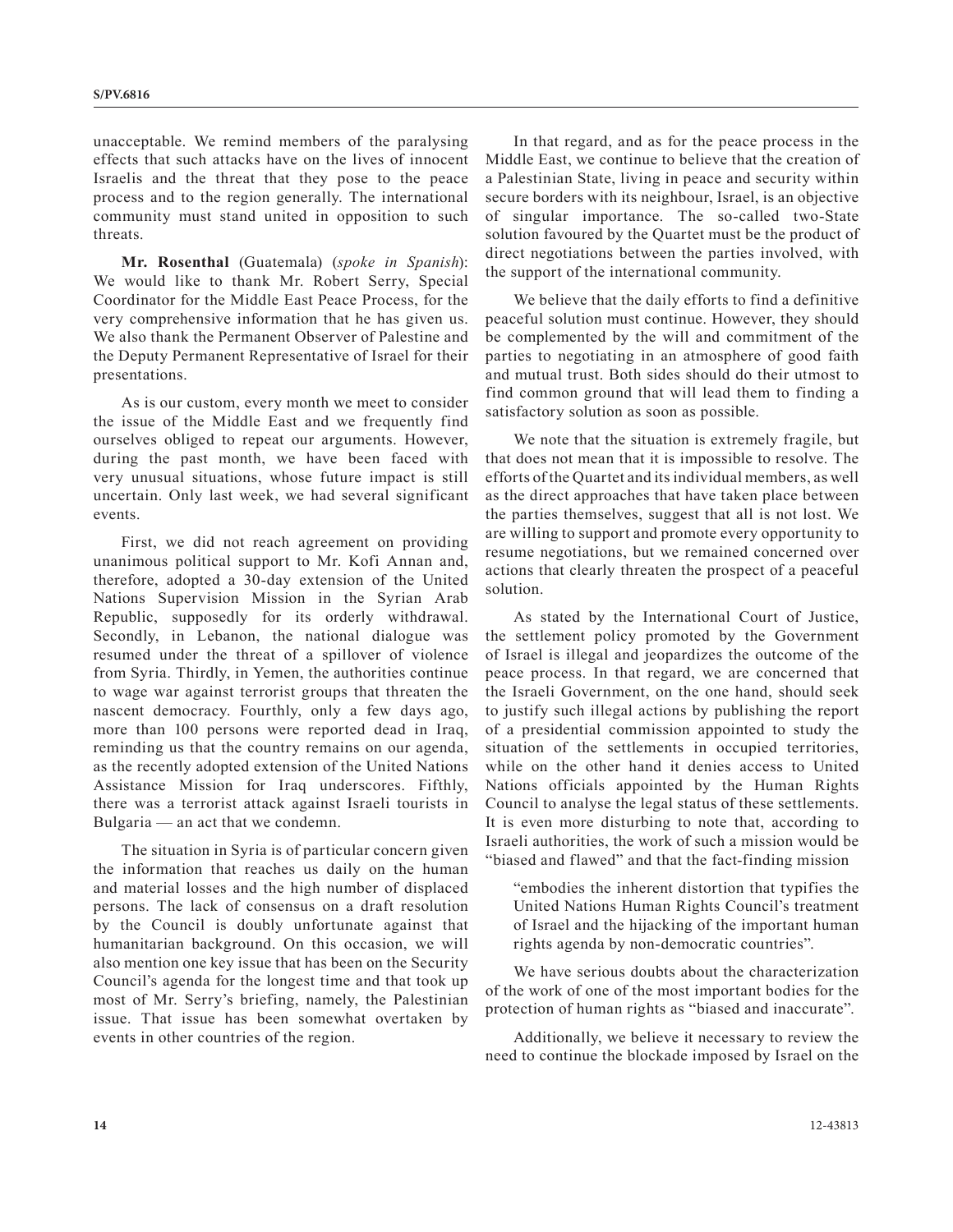unacceptable. We remind members of the paralysing effects that such attacks have on the lives of innocent Israelis and the threat that they pose to the peace process and to the region generally. The international community must stand united in opposition to such threats.

**Mr. Rosenthal** (Guatemala) (*spoke in Spanish*): We would like to thank Mr. Robert Serry, Special Coordinator for the Middle East Peace Process, for the very comprehensive information that he has given us. We also thank the Permanent Observer of Palestine and the Deputy Permanent Representative of Israel for their presentations.

As is our custom, every month we meet to consider the issue of the Middle East and we frequently find ourselves obliged to repeat our arguments. However, during the past month, we have been faced with very unusual situations, whose future impact is still uncertain. Only last week, we had several significant events.

First, we did not reach agreement on providing unanimous political support to Mr. Kofi Annan and, therefore, adopted a 30-day extension of the United Nations Supervision Mission in the Syrian Arab Republic, supposedly for its orderly withdrawal. Secondly, in Lebanon, the national dialogue was resumed under the threat of a spillover of violence from Syria. Thirdly, in Yemen, the authorities continue to wage war against terrorist groups that threaten the nascent democracy. Fourthly, only a few days ago, more than 100 persons were reported dead in Iraq, reminding us that the country remains on our agenda, as the recently adopted extension of the United Nations Assistance Mission for Iraq underscores. Fifthly, there was a terrorist attack against Israeli tourists in Bulgaria — an act that we condemn.

The situation in Syria is of particular concern given the information that reaches us daily on the human and material losses and the high number of displaced persons. The lack of consensus on a draft resolution by the Council is doubly unfortunate against that humanitarian background. On this occasion, we will also mention one key issue that has been on the Security Council's agenda for the longest time and that took up most of Mr. Serry's briefing, namely, the Palestinian issue. That issue has been somewhat overtaken by events in other countries of the region.

In that regard, and as for the peace process in the Middle East, we continue to believe that the creation of a Palestinian State, living in peace and security within secure borders with its neighbour, Israel, is an objective of singular importance. The so-called two-State solution favoured by the Quartet must be the product of direct negotiations between the parties involved, with the support of the international community.

We believe that the daily efforts to find a definitive peaceful solution must continue. However, they should be complemented by the will and commitment of the parties to negotiating in an atmosphere of good faith and mutual trust. Both sides should do their utmost to find common ground that will lead them to finding a satisfactory solution as soon as possible.

We note that the situation is extremely fragile, but that does not mean that it is impossible to resolve. The efforts of the Quartet and its individual members, as well as the direct approaches that have taken place between the parties themselves, suggest that all is not lost. We are willing to support and promote every opportunity to resume negotiations, but we remained concerned over actions that clearly threaten the prospect of a peaceful solution.

As stated by the International Court of Justice, the settlement policy promoted by the Government of Israel is illegal and jeopardizes the outcome of the peace process. In that regard, we are concerned that the Israeli Government, on the one hand, should seek to justify such illegal actions by publishing the report of a presidential commission appointed to study the situation of the settlements in occupied territories, while on the other hand it denies access to United Nations officials appointed by the Human Rights Council to analyse the legal status of these settlements. It is even more disturbing to note that, according to Israeli authorities, the work of such a mission would be "biased and flawed" and that the fact-finding mission

> "embodies the inherent distortion that typifies the United Nations Human Rights Council's treatment of Israel and the hijacking of the important human rights agenda by non-democratic countries".

We have serious doubts about the characterization of the work of one of the most important bodies for the protection of human rights as "biased and inaccurate".

Additionally, we believe it necessary to review the need to continue the blockade imposed by Israel on the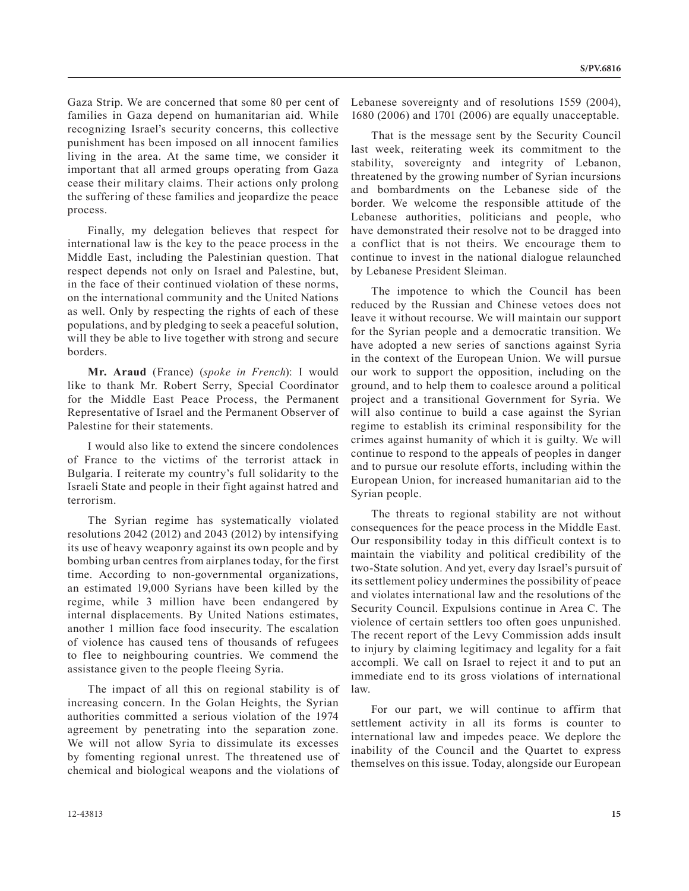Gaza Strip. We are concerned that some 80 per cent of families in Gaza depend on humanitarian aid. While recognizing Israel's security concerns, this collective punishment has been imposed on all innocent families living in the area. At the same time, we consider it important that all armed groups operating from Gaza cease their military claims. Their actions only prolong the suffering of these families and jeopardize the peace process.

Finally, my delegation believes that respect for international law is the key to the peace process in the Middle East, including the Palestinian question. That respect depends not only on Israel and Palestine, but, in the face of their continued violation of these norms, on the international community and the United Nations as well. Only by respecting the rights of each of these populations, and by pledging to seek a peaceful solution, will they be able to live together with strong and secure borders.

**Mr. Araud** (France) (*spoke in French*): I would like to thank Mr. Robert Serry, Special Coordinator for the Middle East Peace Process, the Permanent Representative of Israel and the Permanent Observer of Palestine for their statements.

I would also like to extend the sincere condolences of France to the victims of the terrorist attack in Bulgaria. I reiterate my country's full solidarity to the Israeli State and people in their fight against hatred and terrorism.

The Syrian regime has systematically violated resolutions 2042 (2012) and 2043 (2012) by intensifying its use of heavy weaponry against its own people and by bombing urban centres from airplanes today, for the first time. According to non-governmental organizations, an estimated 19,000 Syrians have been killed by the regime, while 3 million have been endangered by internal displacements. By United Nations estimates, another 1 million face food insecurity. The escalation of violence has caused tens of thousands of refugees to flee to neighbouring countries. We commend the assistance given to the people fleeing Syria.

The impact of all this on regional stability is of increasing concern. In the Golan Heights, the Syrian authorities committed a serious violation of the 1974 agreement by penetrating into the separation zone. We will not allow Syria to dissimulate its excesses by fomenting regional unrest. The threatened use of chemical and biological weapons and the violations of Lebanese sovereignty and of resolutions 1559 (2004), 1680 (2006) and 1701 (2006) are equally unacceptable.

That is the message sent by the Security Council last week, reiterating week its commitment to the stability, sovereignty and integrity of Lebanon, threatened by the growing number of Syrian incursions and bombardments on the Lebanese side of the border. We welcome the responsible attitude of the Lebanese authorities, politicians and people, who have demonstrated their resolve not to be dragged into a conflict that is not theirs. We encourage them to continue to invest in the national dialogue relaunched by Lebanese President Sleiman.

The impotence to which the Council has been reduced by the Russian and Chinese vetoes does not leave it without recourse. We will maintain our support for the Syrian people and a democratic transition. We have adopted a new series of sanctions against Syria in the context of the European Union. We will pursue our work to support the opposition, including on the ground, and to help them to coalesce around a political project and a transitional Government for Syria. We will also continue to build a case against the Syrian regime to establish its criminal responsibility for the crimes against humanity of which it is guilty. We will continue to respond to the appeals of peoples in danger and to pursue our resolute efforts, including within the European Union, for increased humanitarian aid to the Syrian people.

The threats to regional stability are not without consequences for the peace process in the Middle East. Our responsibility today in this difficult context is to maintain the viability and political credibility of the two-State solution. And yet, every day Israel's pursuit of its settlement policy undermines the possibility of peace and violates international law and the resolutions of the Security Council. Expulsions continue in Area C. The violence of certain settlers too often goes unpunished. The recent report of the Levy Commission adds insult to injury by claiming legitimacy and legality for a fait accompli. We call on Israel to reject it and to put an immediate end to its gross violations of international law.

For our part, we will continue to affirm that settlement activity in all its forms is counter to international law and impedes peace. We deplore the inability of the Council and the Quartet to express themselves on this issue. Today, alongside our European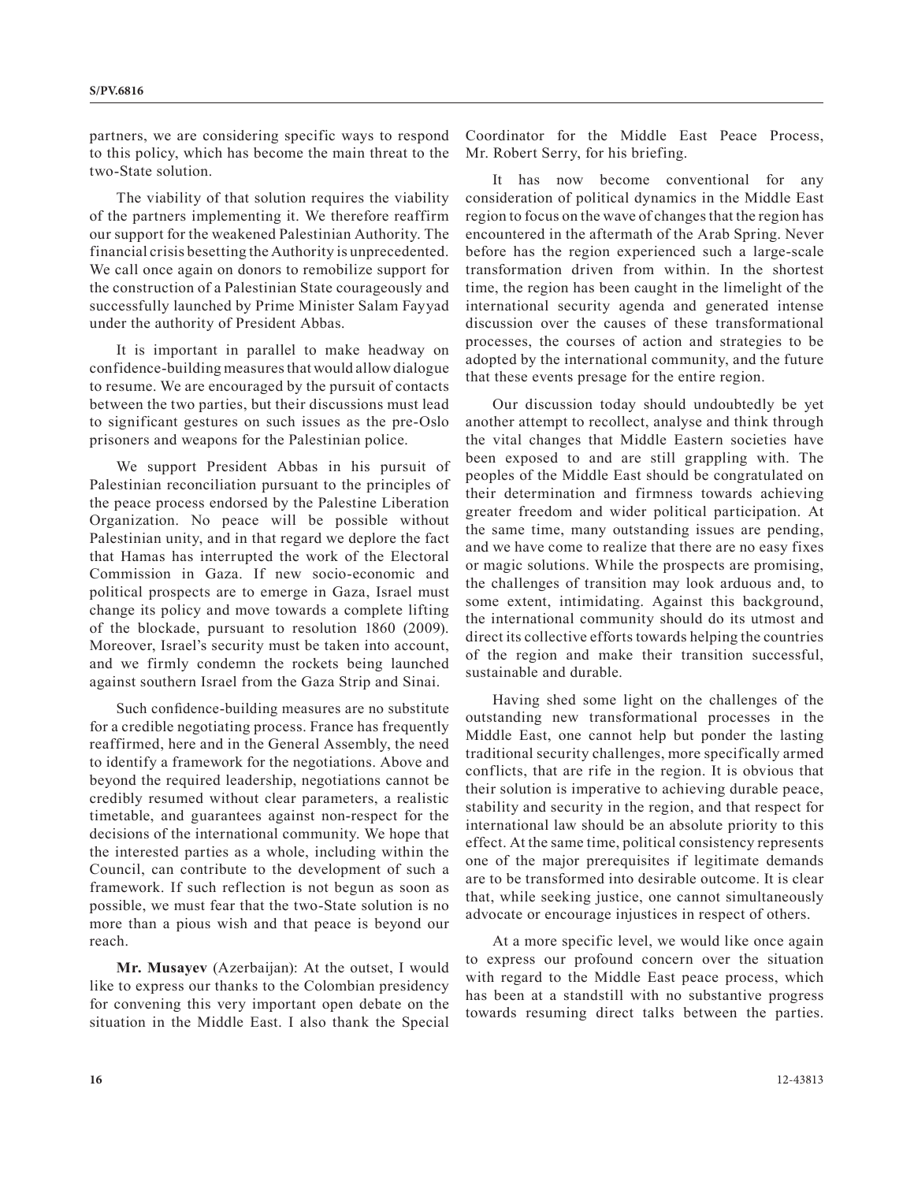partners, we are considering specific ways to respond to this policy, which has become the main threat to the two-State solution.

The viability of that solution requires the viability of the partners implementing it. We therefore reaffirm our support for the weakened Palestinian Authority. The financial crisis besetting the Authority is unprecedented. We call once again on donors to remobilize support for the construction of a Palestinian State courageously and successfully launched by Prime Minister Salam Fayyad under the authority of President Abbas.

It is important in parallel to make headway on confidence-building measures that would allow dialogue to resume. We are encouraged by the pursuit of contacts between the two parties, but their discussions must lead to significant gestures on such issues as the pre-Oslo prisoners and weapons for the Palestinian police.

We support President Abbas in his pursuit of Palestinian reconciliation pursuant to the principles of the peace process endorsed by the Palestine Liberation Organization. No peace will be possible without Palestinian unity, and in that regard we deplore the fact that Hamas has interrupted the work of the Electoral Commission in Gaza. If new socio-economic and political prospects are to emerge in Gaza, Israel must change its policy and move towards a complete lifting of the blockade, pursuant to resolution 1860 (2009). Moreover, Israel's security must be taken into account, and we firmly condemn the rockets being launched against southern Israel from the Gaza Strip and Sinai.

Such confidence-building measures are no substitute for a credible negotiating process. France has frequently reaffirmed, here and in the General Assembly, the need to identify a framework for the negotiations. Above and beyond the required leadership, negotiations cannot be credibly resumed without clear parameters, a realistic timetable, and guarantees against non-respect for the decisions of the international community. We hope that the interested parties as a whole, including within the Council, can contribute to the development of such a framework. If such reflection is not begun as soon as possible, we must fear that the two-State solution is no more than a pious wish and that peace is beyond our reach.

**Mr. Musayev** (Azerbaijan): At the outset, I would like to express our thanks to the Colombian presidency for convening this very important open debate on the situation in the Middle East. I also thank the Special Coordinator for the Middle East Peace Process, Mr. Robert Serry, for his briefing.

It has now become conventional for any consideration of political dynamics in the Middle East region to focus on the wave of changes that the region has encountered in the aftermath of the Arab Spring. Never before has the region experienced such a large-scale transformation driven from within. In the shortest time, the region has been caught in the limelight of the international security agenda and generated intense discussion over the causes of these transformational processes, the courses of action and strategies to be adopted by the international community, and the future that these events presage for the entire region.

Our discussion today should undoubtedly be yet another attempt to recollect, analyse and think through the vital changes that Middle Eastern societies have been exposed to and are still grappling with. The peoples of the Middle East should be congratulated on their determination and firmness towards achieving greater freedom and wider political participation. At the same time, many outstanding issues are pending, and we have come to realize that there are no easy fixes or magic solutions. While the prospects are promising, the challenges of transition may look arduous and, to some extent, intimidating. Against this background, the international community should do its utmost and direct its collective efforts towards helping the countries of the region and make their transition successful, sustainable and durable.

Having shed some light on the challenges of the outstanding new transformational processes in the Middle East, one cannot help but ponder the lasting traditional security challenges, more specifically armed conflicts, that are rife in the region. It is obvious that their solution is imperative to achieving durable peace, stability and security in the region, and that respect for international law should be an absolute priority to this effect. At the same time, political consistency represents one of the major prerequisites if legitimate demands are to be transformed into desirable outcome. It is clear that, while seeking justice, one cannot simultaneously advocate or encourage injustices in respect of others.

At a more specific level, we would like once again to express our profound concern over the situation with regard to the Middle East peace process, which has been at a standstill with no substantive progress towards resuming direct talks between the parties.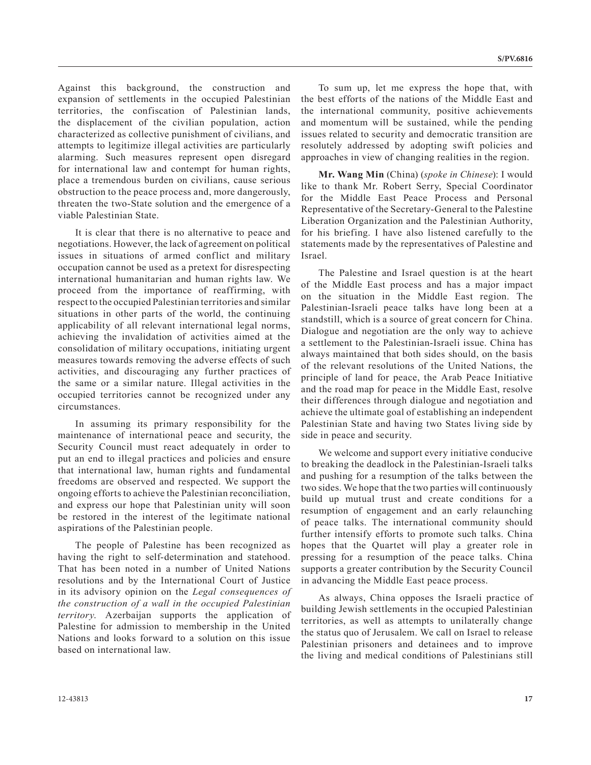Against this background, the construction and expansion of settlements in the occupied Palestinian territories, the confiscation of Palestinian lands, the displacement of the civilian population, action characterized as collective punishment of civilians, and attempts to legitimize illegal activities are particularly alarming. Such measures represent open disregard for international law and contempt for human rights, place a tremendous burden on civilians, cause serious obstruction to the peace process and, more dangerously, threaten the two-State solution and the emergence of a viable Palestinian State.

It is clear that there is no alternative to peace and negotiations. However, the lack of agreement on political issues in situations of armed conflict and military occupation cannot be used as a pretext for disrespecting international humanitarian and human rights law. We proceed from the importance of reaffirming, with respect to the occupied Palestinian territories and similar situations in other parts of the world, the continuing applicability of all relevant international legal norms, achieving the invalidation of activities aimed at the consolidation of military occupations, initiating urgent measures towards removing the adverse effects of such activities, and discouraging any further practices of the same or a similar nature. Illegal activities in the occupied territories cannot be recognized under any circumstances.

In assuming its primary responsibility for the maintenance of international peace and security, the Security Council must react adequately in order to put an end to illegal practices and policies and ensure that international law, human rights and fundamental freedoms are observed and respected. We support the ongoing efforts to achieve the Palestinian reconciliation, and express our hope that Palestinian unity will soon be restored in the interest of the legitimate national aspirations of the Palestinian people.

The people of Palestine has been recognized as having the right to self-determination and statehood. That has been noted in a number of United Nations resolutions and by the International Court of Justice in its advisory opinion on the *Legal consequences of the construction of a wall in the occupied Palestinian territory*. Azerbaijan supports the application of Palestine for admission to membership in the United Nations and looks forward to a solution on this issue based on international law.

To sum up, let me express the hope that, with the best efforts of the nations of the Middle East and the international community, positive achievements and momentum will be sustained, while the pending issues related to security and democratic transition are resolutely addressed by adopting swift policies and approaches in view of changing realities in the region.

**Mr. Wang Min** (China) (*spoke in Chinese*): I would like to thank Mr. Robert Serry, Special Coordinator for the Middle East Peace Process and Personal Representative of the Secretary-General to the Palestine Liberation Organization and the Palestinian Authority, for his briefing. I have also listened carefully to the statements made by the representatives of Palestine and Israel.

The Palestine and Israel question is at the heart of the Middle East process and has a major impact on the situation in the Middle East region. The Palestinian-Israeli peace talks have long been at a standstill, which is a source of great concern for China. Dialogue and negotiation are the only way to achieve a settlement to the Palestinian-Israeli issue. China has always maintained that both sides should, on the basis of the relevant resolutions of the United Nations, the principle of land for peace, the Arab Peace Initiative and the road map for peace in the Middle East, resolve their differences through dialogue and negotiation and achieve the ultimate goal of establishing an independent Palestinian State and having two States living side by side in peace and security.

We welcome and support every initiative conducive to breaking the deadlock in the Palestinian-Israeli talks and pushing for a resumption of the talks between the two sides. We hope that the two parties will continuously build up mutual trust and create conditions for a resumption of engagement and an early relaunching of peace talks. The international community should further intensify efforts to promote such talks. China hopes that the Quartet will play a greater role in pressing for a resumption of the peace talks. China supports a greater contribution by the Security Council in advancing the Middle East peace process.

As always, China opposes the Israeli practice of building Jewish settlements in the occupied Palestinian territories, as well as attempts to unilaterally change the status quo of Jerusalem. We call on Israel to release Palestinian prisoners and detainees and to improve the living and medical conditions of Palestinians still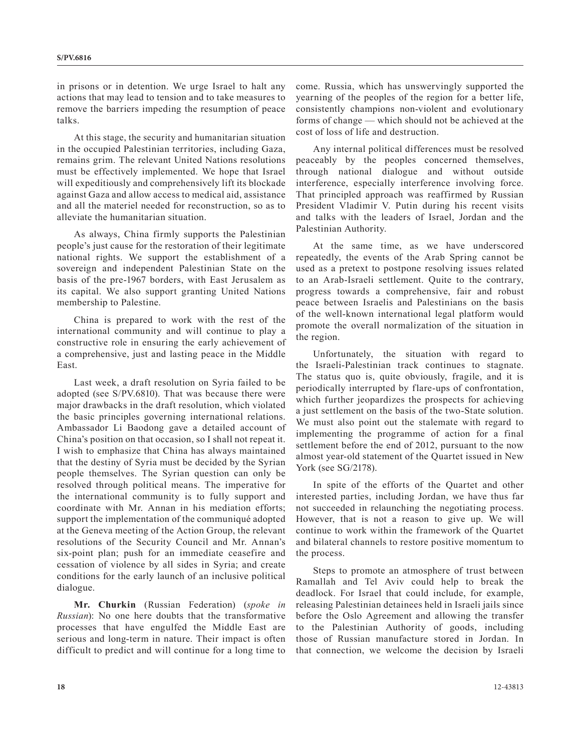in prisons or in detention. We urge Israel to halt any actions that may lead to tension and to take measures to remove the barriers impeding the resumption of peace talks.

At this stage, the security and humanitarian situation in the occupied Palestinian territories, including Gaza, remains grim. The relevant United Nations resolutions must be effectively implemented. We hope that Israel will expeditiously and comprehensively lift its blockade against Gaza and allow access to medical aid, assistance and all the materiel needed for reconstruction, so as to alleviate the humanitarian situation.

As always, China firmly supports the Palestinian people's just cause for the restoration of their legitimate national rights. We support the establishment of a sovereign and independent Palestinian State on the basis of the pre-1967 borders, with East Jerusalem as its capital. We also support granting United Nations membership to Palestine.

China is prepared to work with the rest of the international community and will continue to play a constructive role in ensuring the early achievement of a comprehensive, just and lasting peace in the Middle East.

Last week, a draft resolution on Syria failed to be adopted (see S/PV.6810). That was because there were major drawbacks in the draft resolution, which violated the basic principles governing international relations. Ambassador Li Baodong gave a detailed account of China's position on that occasion, so I shall not repeat it. I wish to emphasize that China has always maintained that the destiny of Syria must be decided by the Syrian people themselves. The Syrian question can only be resolved through political means. The imperative for the international community is to fully support and coordinate with Mr. Annan in his mediation efforts; support the implementation of the communiqué adopted at the Geneva meeting of the Action Group, the relevant resolutions of the Security Council and Mr. Annan's six-point plan; push for an immediate ceasefire and cessation of violence by all sides in Syria; and create conditions for the early launch of an inclusive political dialogue.

**Mr. Churkin** (Russian Federation) (*spoke in Russian*): No one here doubts that the transformative processes that have engulfed the Middle East are serious and long-term in nature. Their impact is often difficult to predict and will continue for a long time to come. Russia, which has unswervingly supported the yearning of the peoples of the region for a better life, consistently champions non-violent and evolutionary forms of change — which should not be achieved at the cost of loss of life and destruction.

Any internal political differences must be resolved peaceably by the peoples concerned themselves, through national dialogue and without outside interference, especially interference involving force. That principled approach was reaffirmed by Russian President Vladimir V. Putin during his recent visits and talks with the leaders of Israel, Jordan and the Palestinian Authority.

At the same time, as we have underscored repeatedly, the events of the Arab Spring cannot be used as a pretext to postpone resolving issues related to an Arab-Israeli settlement. Quite to the contrary, progress towards a comprehensive, fair and robust peace between Israelis and Palestinians on the basis of the well-known international legal platform would promote the overall normalization of the situation in the region.

Unfortunately, the situation with regard to the Israeli-Palestinian track continues to stagnate. The status quo is, quite obviously, fragile, and it is periodically interrupted by flare-ups of confrontation, which further jeopardizes the prospects for achieving a just settlement on the basis of the two-State solution. We must also point out the stalemate with regard to implementing the programme of action for a final settlement before the end of 2012, pursuant to the now almost year-old statement of the Quartet issued in New York (see SG/2178).

In spite of the efforts of the Quartet and other interested parties, including Jordan, we have thus far not succeeded in relaunching the negotiating process. However, that is not a reason to give up. We will continue to work within the framework of the Quartet and bilateral channels to restore positive momentum to the process.

Steps to promote an atmosphere of trust between Ramallah and Tel Aviv could help to break the deadlock. For Israel that could include, for example, releasing Palestinian detainees held in Israeli jails since before the Oslo Agreement and allowing the transfer to the Palestinian Authority of goods, including those of Russian manufacture stored in Jordan. In that connection, we welcome the decision by Israeli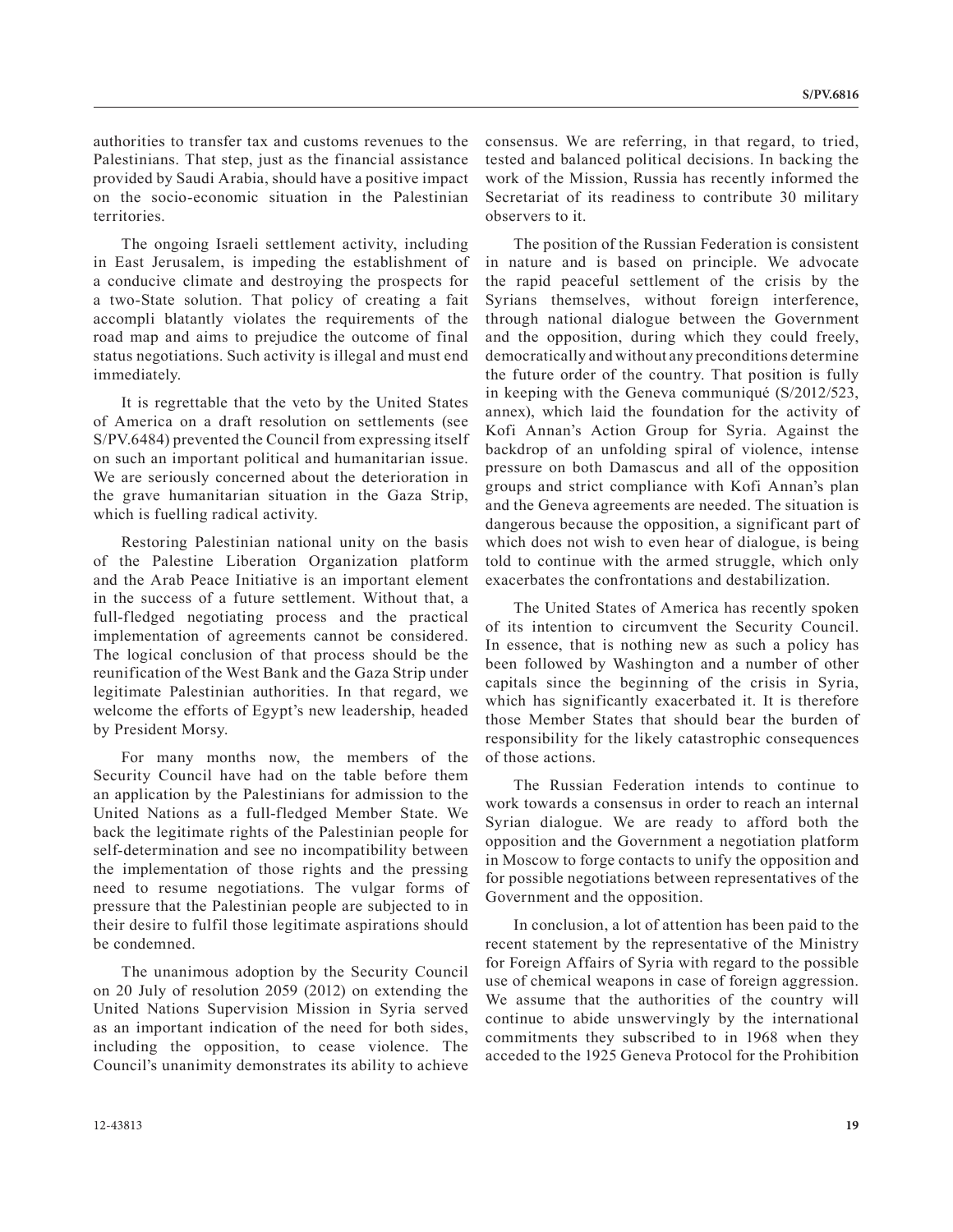authorities to transfer tax and customs revenues to the Palestinians. That step, just as the financial assistance provided by Saudi Arabia, should have a positive impact on the socio-economic situation in the Palestinian territories.

The ongoing Israeli settlement activity, including in East Jerusalem, is impeding the establishment of a conducive climate and destroying the prospects for a two-State solution. That policy of creating a fait accompli blatantly violates the requirements of the road map and aims to prejudice the outcome of final status negotiations. Such activity is illegal and must end immediately.

It is regrettable that the veto by the United States of America on a draft resolution on settlements (see S/PV.6484) prevented the Council from expressing itself on such an important political and humanitarian issue. We are seriously concerned about the deterioration in the grave humanitarian situation in the Gaza Strip, which is fuelling radical activity.

Restoring Palestinian national unity on the basis of the Palestine Liberation Organization platform and the Arab Peace Initiative is an important element in the success of a future settlement. Without that, a full-fledged negotiating process and the practical implementation of agreements cannot be considered. The logical conclusion of that process should be the reunification of the West Bank and the Gaza Strip under legitimate Palestinian authorities. In that regard, we welcome the efforts of Egypt's new leadership, headed by President Morsy.

For many months now, the members of the Security Council have had on the table before them an application by the Palestinians for admission to the United Nations as a full-fledged Member State. We back the legitimate rights of the Palestinian people for self-determination and see no incompatibility between the implementation of those rights and the pressing need to resume negotiations. The vulgar forms of pressure that the Palestinian people are subjected to in their desire to fulfil those legitimate aspirations should be condemned.

The unanimous adoption by the Security Council on 20 July of resolution 2059 (2012) on extending the United Nations Supervision Mission in Syria served as an important indication of the need for both sides, including the opposition, to cease violence. The Council's unanimity demonstrates its ability to achieve consensus. We are referring, in that regard, to tried, tested and balanced political decisions. In backing the work of the Mission, Russia has recently informed the Secretariat of its readiness to contribute 30 military observers to it.

The position of the Russian Federation is consistent in nature and is based on principle. We advocate the rapid peaceful settlement of the crisis by the Syrians themselves, without foreign interference, through national dialogue between the Government and the opposition, during which they could freely, democratically and without any preconditions determine the future order of the country. That position is fully in keeping with the Geneva communiqué (S/2012/523, annex), which laid the foundation for the activity of Kofi Annan's Action Group for Syria. Against the backdrop of an unfolding spiral of violence, intense pressure on both Damascus and all of the opposition groups and strict compliance with Kofi Annan's plan and the Geneva agreements are needed. The situation is dangerous because the opposition, a significant part of which does not wish to even hear of dialogue, is being told to continue with the armed struggle, which only exacerbates the confrontations and destabilization.

The United States of America has recently spoken of its intention to circumvent the Security Council. In essence, that is nothing new as such a policy has been followed by Washington and a number of other capitals since the beginning of the crisis in Syria, which has significantly exacerbated it. It is therefore those Member States that should bear the burden of responsibility for the likely catastrophic consequences of those actions.

The Russian Federation intends to continue to work towards a consensus in order to reach an internal Syrian dialogue. We are ready to afford both the opposition and the Government a negotiation platform in Moscow to forge contacts to unify the opposition and for possible negotiations between representatives of the Government and the opposition.

In conclusion, a lot of attention has been paid to the recent statement by the representative of the Ministry for Foreign Affairs of Syria with regard to the possible use of chemical weapons in case of foreign aggression. We assume that the authorities of the country will continue to abide unswervingly by the international commitments they subscribed to in 1968 when they acceded to the 1925 Geneva Protocol for the Prohibition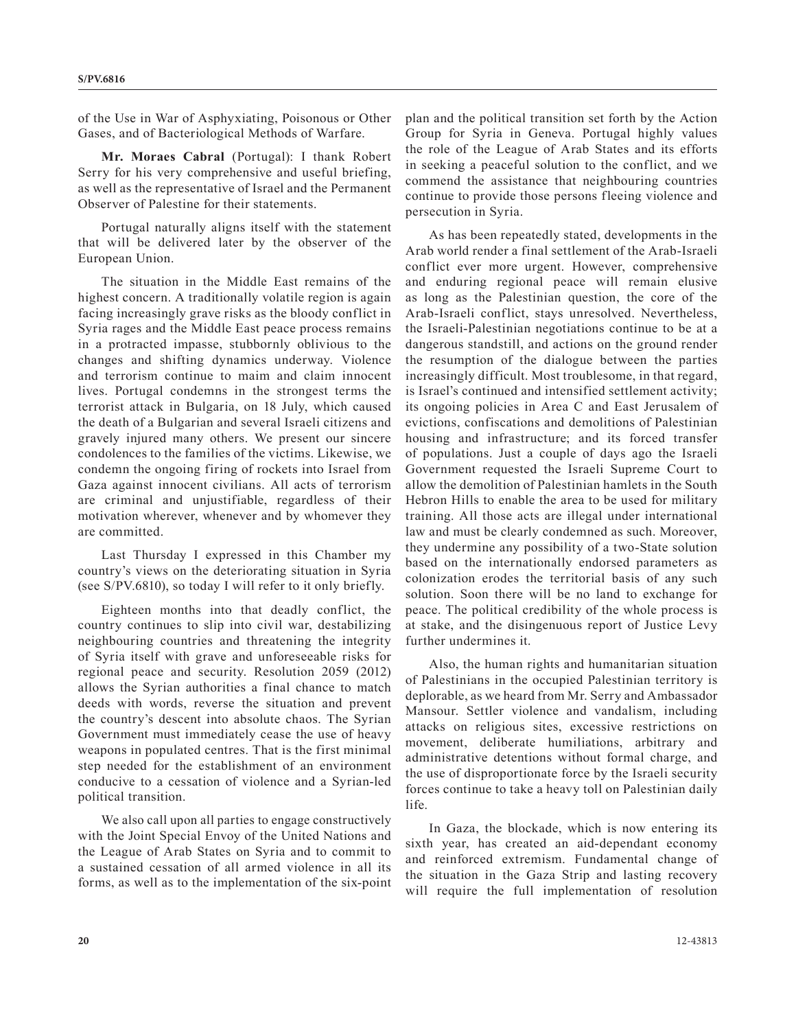of the Use in War of Asphyxiating, Poisonous or Other Gases, and of Bacteriological Methods of Warfare.

**Mr. Moraes Cabral** (Portugal): I thank Robert Serry for his very comprehensive and useful briefing, as well as the representative of Israel and the Permanent Observer of Palestine for their statements.

Portugal naturally aligns itself with the statement that will be delivered later by the observer of the European Union.

The situation in the Middle East remains of the highest concern. A traditionally volatile region is again facing increasingly grave risks as the bloody conflict in Syria rages and the Middle East peace process remains in a protracted impasse, stubbornly oblivious to the changes and shifting dynamics underway. Violence and terrorism continue to maim and claim innocent lives. Portugal condemns in the strongest terms the terrorist attack in Bulgaria, on 18 July, which caused the death of a Bulgarian and several Israeli citizens and gravely injured many others. We present our sincere condolences to the families of the victims. Likewise, we condemn the ongoing firing of rockets into Israel from Gaza against innocent civilians. All acts of terrorism are criminal and unjustifiable, regardless of their motivation wherever, whenever and by whomever they are committed.

Last Thursday I expressed in this Chamber my country's views on the deteriorating situation in Syria (see S/PV.6810), so today I will refer to it only briefly.

Eighteen months into that deadly conflict, the country continues to slip into civil war, destabilizing neighbouring countries and threatening the integrity of Syria itself with grave and unforeseeable risks for regional peace and security. Resolution 2059 (2012) allows the Syrian authorities a final chance to match deeds with words, reverse the situation and prevent the country's descent into absolute chaos. The Syrian Government must immediately cease the use of heavy weapons in populated centres. That is the first minimal step needed for the establishment of an environment conducive to a cessation of violence and a Syrian-led political transition.

We also call upon all parties to engage constructively with the Joint Special Envoy of the United Nations and the League of Arab States on Syria and to commit to a sustained cessation of all armed violence in all its forms, as well as to the implementation of the six-point plan and the political transition set forth by the Action Group for Syria in Geneva. Portugal highly values the role of the League of Arab States and its efforts in seeking a peaceful solution to the conflict, and we commend the assistance that neighbouring countries continue to provide those persons fleeing violence and persecution in Syria.

As has been repeatedly stated, developments in the Arab world render a final settlement of the Arab-Israeli conflict ever more urgent. However, comprehensive and enduring regional peace will remain elusive as long as the Palestinian question, the core of the Arab-Israeli conflict, stays unresolved. Nevertheless, the Israeli-Palestinian negotiations continue to be at a dangerous standstill, and actions on the ground render the resumption of the dialogue between the parties increasingly difficult. Most troublesome, in that regard, is Israel's continued and intensified settlement activity; its ongoing policies in Area C and East Jerusalem of evictions, confiscations and demolitions of Palestinian housing and infrastructure; and its forced transfer of populations. Just a couple of days ago the Israeli Government requested the Israeli Supreme Court to allow the demolition of Palestinian hamlets in the South Hebron Hills to enable the area to be used for military training. All those acts are illegal under international law and must be clearly condemned as such. Moreover, they undermine any possibility of a two-State solution based on the internationally endorsed parameters as colonization erodes the territorial basis of any such solution. Soon there will be no land to exchange for peace. The political credibility of the whole process is at stake, and the disingenuous report of Justice Levy further undermines it.

Also, the human rights and humanitarian situation of Palestinians in the occupied Palestinian territory is deplorable, as we heard from Mr. Serry and Ambassador Mansour. Settler violence and vandalism, including attacks on religious sites, excessive restrictions on movement, deliberate humiliations, arbitrary and administrative detentions without formal charge, and the use of disproportionate force by the Israeli security forces continue to take a heavy toll on Palestinian daily life.

In Gaza, the blockade, which is now entering its sixth year, has created an aid-dependant economy and reinforced extremism. Fundamental change of the situation in the Gaza Strip and lasting recovery will require the full implementation of resolution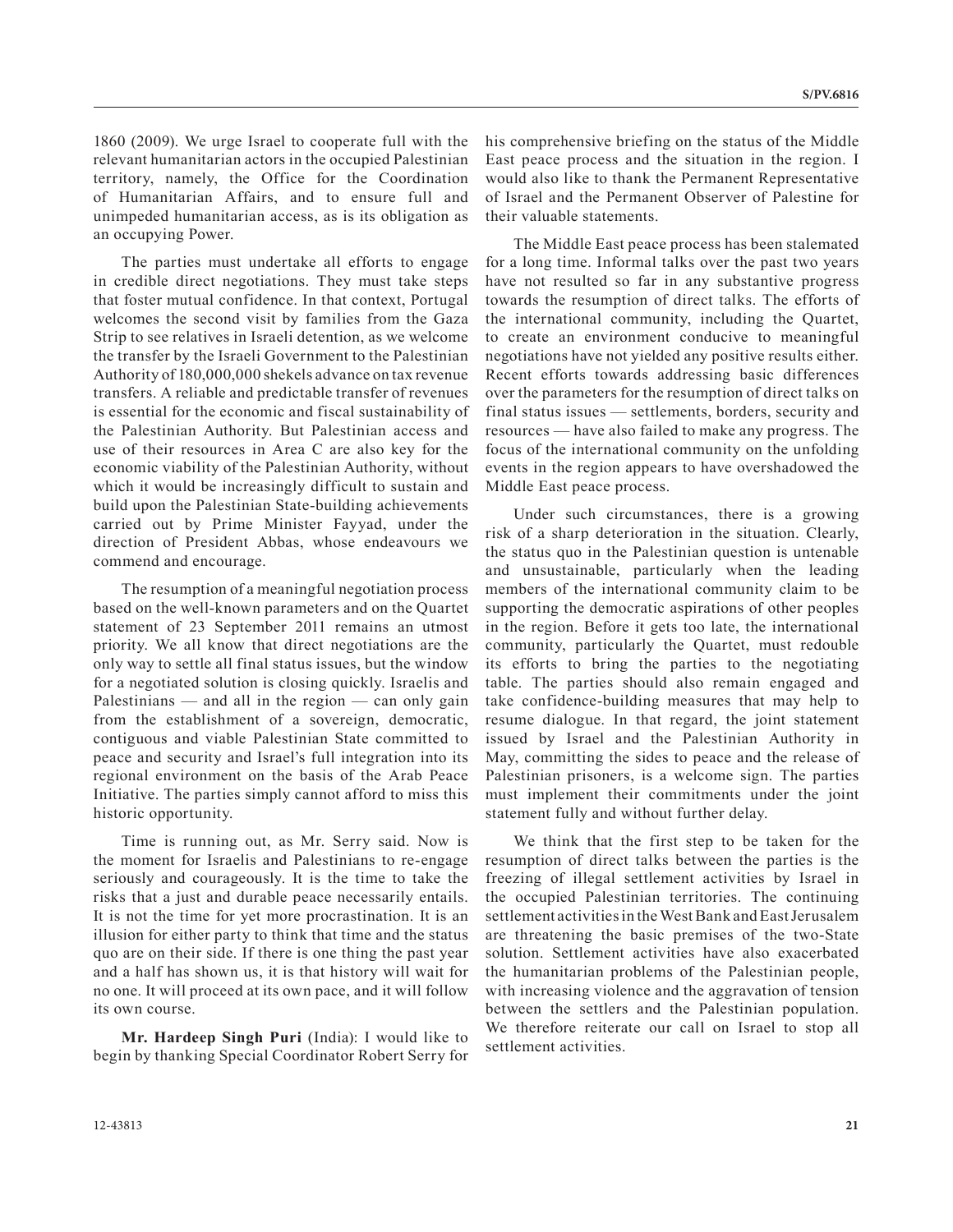1860 (2009). We urge Israel to cooperate full with the relevant humanitarian actors in the occupied Palestinian territory, namely, the Office for the Coordination of Humanitarian Affairs, and to ensure full and unimpeded humanitarian access, as is its obligation as an occupying Power.

The parties must undertake all efforts to engage in credible direct negotiations. They must take steps that foster mutual confidence. In that context, Portugal welcomes the second visit by families from the Gaza Strip to see relatives in Israeli detention, as we welcome the transfer by the Israeli Government to the Palestinian Authority of 180,000,000 shekels advance on tax revenue transfers. A reliable and predictable transfer of revenues is essential for the economic and fiscal sustainability of the Palestinian Authority. But Palestinian access and use of their resources in Area C are also key for the economic viability of the Palestinian Authority, without which it would be increasingly difficult to sustain and build upon the Palestinian State-building achievements carried out by Prime Minister Fayyad, under the direction of President Abbas, whose endeavours we commend and encourage.

The resumption of a meaningful negotiation process based on the well-known parameters and on the Quartet statement of 23 September 2011 remains an utmost priority. We all know that direct negotiations are the only way to settle all final status issues, but the window for a negotiated solution is closing quickly. Israelis and Palestinians — and all in the region — can only gain from the establishment of a sovereign, democratic, contiguous and viable Palestinian State committed to peace and security and Israel's full integration into its regional environment on the basis of the Arab Peace Initiative. The parties simply cannot afford to miss this historic opportunity.

Time is running out, as Mr. Serry said. Now is the moment for Israelis and Palestinians to re-engage seriously and courageously. It is the time to take the risks that a just and durable peace necessarily entails. It is not the time for yet more procrastination. It is an illusion for either party to think that time and the status quo are on their side. If there is one thing the past year and a half has shown us, it is that history will wait for no one. It will proceed at its own pace, and it will follow its own course.

**Mr. Hardeep Singh Puri** (India): I would like to begin by thanking Special Coordinator Robert Serry for his comprehensive briefing on the status of the Middle East peace process and the situation in the region. I would also like to thank the Permanent Representative of Israel and the Permanent Observer of Palestine for their valuable statements.

The Middle East peace process has been stalemated for a long time. Informal talks over the past two years have not resulted so far in any substantive progress towards the resumption of direct talks. The efforts of the international community, including the Quartet, to create an environment conducive to meaningful negotiations have not yielded any positive results either. Recent efforts towards addressing basic differences over the parameters for the resumption of direct talks on final status issues — settlements, borders, security and resources — have also failed to make any progress. The focus of the international community on the unfolding events in the region appears to have overshadowed the Middle East peace process.

Under such circumstances, there is a growing risk of a sharp deterioration in the situation. Clearly, the status quo in the Palestinian question is untenable and unsustainable, particularly when the leading members of the international community claim to be supporting the democratic aspirations of other peoples in the region. Before it gets too late, the international community, particularly the Quartet, must redouble its efforts to bring the parties to the negotiating table. The parties should also remain engaged and take confidence-building measures that may help to resume dialogue. In that regard, the joint statement issued by Israel and the Palestinian Authority in May, committing the sides to peace and the release of Palestinian prisoners, is a welcome sign. The parties must implement their commitments under the joint statement fully and without further delay.

We think that the first step to be taken for the resumption of direct talks between the parties is the freezing of illegal settlement activities by Israel in the occupied Palestinian territories. The continuing settlement activities in the West Bank and East Jerusalem are threatening the basic premises of the two-State solution. Settlement activities have also exacerbated the humanitarian problems of the Palestinian people, with increasing violence and the aggravation of tension between the settlers and the Palestinian population. We therefore reiterate our call on Israel to stop all settlement activities.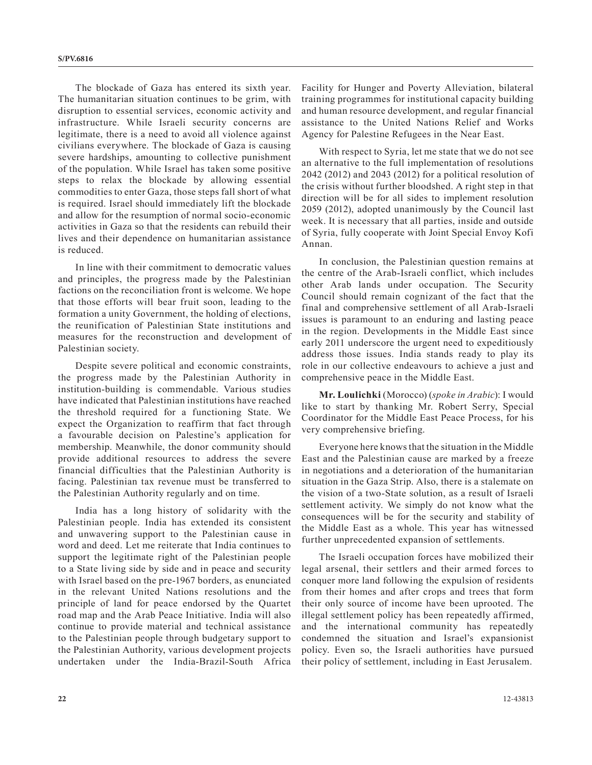The blockade of Gaza has entered its sixth year. The humanitarian situation continues to be grim, with disruption to essential services, economic activity and infrastructure. While Israeli security concerns are legitimate, there is a need to avoid all violence against civilians everywhere. The blockade of Gaza is causing severe hardships, amounting to collective punishment of the population. While Israel has taken some positive steps to relax the blockade by allowing essential commodities to enter Gaza, those steps fall short of what is required. Israel should immediately lift the blockade and allow for the resumption of normal socio-economic activities in Gaza so that the residents can rebuild their lives and their dependence on humanitarian assistance is reduced.

In line with their commitment to democratic values and principles, the progress made by the Palestinian factions on the reconciliation front is welcome. We hope that those efforts will bear fruit soon, leading to the formation a unity Government, the holding of elections, the reunification of Palestinian State institutions and measures for the reconstruction and development of Palestinian society.

Despite severe political and economic constraints, the progress made by the Palestinian Authority in institution-building is commendable. Various studies have indicated that Palestinian institutions have reached the threshold required for a functioning State. We expect the Organization to reaffirm that fact through a favourable decision on Palestine's application for membership. Meanwhile, the donor community should provide additional resources to address the severe financial difficulties that the Palestinian Authority is facing. Palestinian tax revenue must be transferred to the Palestinian Authority regularly and on time.

India has a long history of solidarity with the Palestinian people. India has extended its consistent and unwavering support to the Palestinian cause in word and deed. Let me reiterate that India continues to support the legitimate right of the Palestinian people to a State living side by side and in peace and security with Israel based on the pre-1967 borders, as enunciated in the relevant United Nations resolutions and the principle of land for peace endorsed by the Quartet road map and the Arab Peace Initiative. India will also continue to provide material and technical assistance to the Palestinian people through budgetary support to the Palestinian Authority, various development projects undertaken under the India-Brazil-South Africa Facility for Hunger and Poverty Alleviation, bilateral training programmes for institutional capacity building and human resource development, and regular financial assistance to the United Nations Relief and Works Agency for Palestine Refugees in the Near East.

With respect to Syria, let me state that we do not see an alternative to the full implementation of resolutions 2042 (2012) and 2043 (2012) for a political resolution of the crisis without further bloodshed. A right step in that direction will be for all sides to implement resolution 2059 (2012), adopted unanimously by the Council last week. It is necessary that all parties, inside and outside of Syria, fully cooperate with Joint Special Envoy Kofi Annan.

In conclusion, the Palestinian question remains at the centre of the Arab-Israeli conflict, which includes other Arab lands under occupation. The Security Council should remain cognizant of the fact that the final and comprehensive settlement of all Arab-Israeli issues is paramount to an enduring and lasting peace in the region. Developments in the Middle East since early 2011 underscore the urgent need to expeditiously address those issues. India stands ready to play its role in our collective endeavours to achieve a just and comprehensive peace in the Middle East.

**Mr. Loulichki** (Morocco) (*spoke in Arabic*): I would like to start by thanking Mr. Robert Serry, Special Coordinator for the Middle East Peace Process, for his very comprehensive briefing.

Everyone here knows that the situation in the Middle East and the Palestinian cause are marked by a freeze in negotiations and a deterioration of the humanitarian situation in the Gaza Strip. Also, there is a stalemate on the vision of a two-State solution, as a result of Israeli settlement activity. We simply do not know what the consequences will be for the security and stability of the Middle East as a whole. This year has witnessed further unprecedented expansion of settlements.

The Israeli occupation forces have mobilized their legal arsenal, their settlers and their armed forces to conquer more land following the expulsion of residents from their homes and after crops and trees that form their only source of income have been uprooted. The illegal settlement policy has been repeatedly affirmed, and the international community has repeatedly condemned the situation and Israel's expansionist policy. Even so, the Israeli authorities have pursued their policy of settlement, including in East Jerusalem.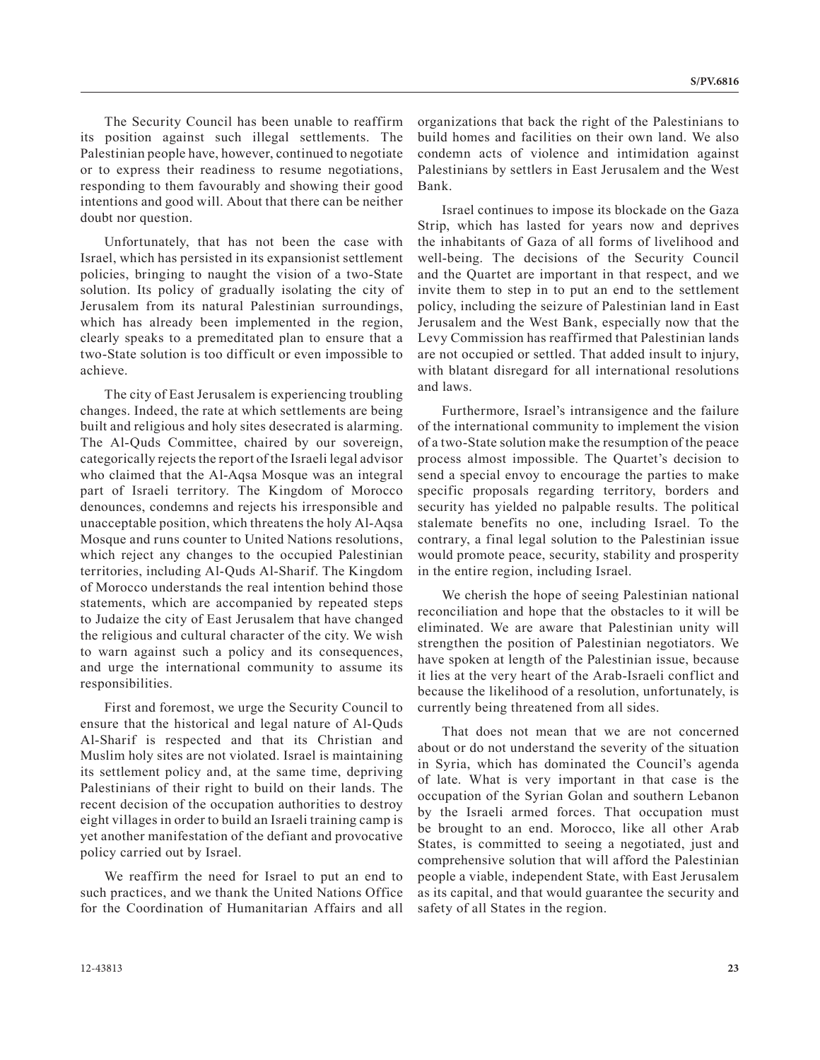The Security Council has been unable to reaffirm its position against such illegal settlements. The Palestinian people have, however, continued to negotiate or to express their readiness to resume negotiations, responding to them favourably and showing their good intentions and good will. About that there can be neither doubt nor question.

Unfortunately, that has not been the case with Israel, which has persisted in its expansionist settlement policies, bringing to naught the vision of a two-State solution. Its policy of gradually isolating the city of Jerusalem from its natural Palestinian surroundings, which has already been implemented in the region, clearly speaks to a premeditated plan to ensure that a two-State solution is too difficult or even impossible to achieve.

The city of East Jerusalem is experiencing troubling changes. Indeed, the rate at which settlements are being built and religious and holy sites desecrated is alarming. The Al-Quds Committee, chaired by our sovereign, categorically rejects the report of the Israeli legal advisor who claimed that the Al-Aqsa Mosque was an integral part of Israeli territory. The Kingdom of Morocco denounces, condemns and rejects his irresponsible and unacceptable position, which threatens the holy Al-Aqsa Mosque and runs counter to United Nations resolutions, which reject any changes to the occupied Palestinian territories, including Al-Quds Al-Sharif. The Kingdom of Morocco understands the real intention behind those statements, which are accompanied by repeated steps to Judaize the city of East Jerusalem that have changed the religious and cultural character of the city. We wish to warn against such a policy and its consequences, and urge the international community to assume its responsibilities.

First and foremost, we urge the Security Council to ensure that the historical and legal nature of Al-Quds Al-Sharif is respected and that its Christian and Muslim holy sites are not violated. Israel is maintaining its settlement policy and, at the same time, depriving Palestinians of their right to build on their lands. The recent decision of the occupation authorities to destroy eight villages in order to build an Israeli training camp is yet another manifestation of the defiant and provocative policy carried out by Israel.

We reaffirm the need for Israel to put an end to such practices, and we thank the United Nations Office for the Coordination of Humanitarian Affairs and all organizations that back the right of the Palestinians to build homes and facilities on their own land. We also condemn acts of violence and intimidation against Palestinians by settlers in East Jerusalem and the West Bank.

Israel continues to impose its blockade on the Gaza Strip, which has lasted for years now and deprives the inhabitants of Gaza of all forms of livelihood and well-being. The decisions of the Security Council and the Quartet are important in that respect, and we invite them to step in to put an end to the settlement policy, including the seizure of Palestinian land in East Jerusalem and the West Bank, especially now that the Levy Commission has reaffirmed that Palestinian lands are not occupied or settled. That added insult to injury, with blatant disregard for all international resolutions and laws.

Furthermore, Israel's intransigence and the failure of the international community to implement the vision of a two-State solution make the resumption of the peace process almost impossible. The Quartet's decision to send a special envoy to encourage the parties to make specific proposals regarding territory, borders and security has yielded no palpable results. The political stalemate benefits no one, including Israel. To the contrary, a final legal solution to the Palestinian issue would promote peace, security, stability and prosperity in the entire region, including Israel.

We cherish the hope of seeing Palestinian national reconciliation and hope that the obstacles to it will be eliminated. We are aware that Palestinian unity will strengthen the position of Palestinian negotiators. We have spoken at length of the Palestinian issue, because it lies at the very heart of the Arab-Israeli conflict and because the likelihood of a resolution, unfortunately, is currently being threatened from all sides.

That does not mean that we are not concerned about or do not understand the severity of the situation in Syria, which has dominated the Council's agenda of late. What is very important in that case is the occupation of the Syrian Golan and southern Lebanon by the Israeli armed forces. That occupation must be brought to an end. Morocco, like all other Arab States, is committed to seeing a negotiated, just and comprehensive solution that will afford the Palestinian people a viable, independent State, with East Jerusalem as its capital, and that would guarantee the security and safety of all States in the region.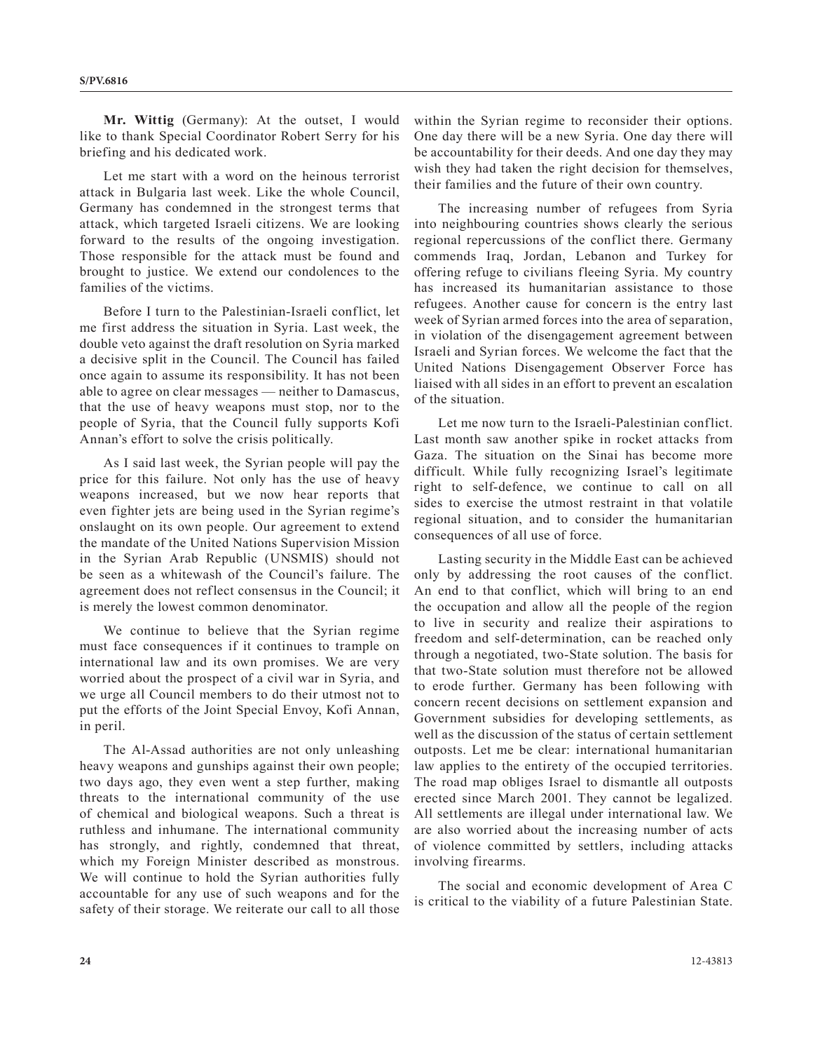**Mr. Wittig** (Germany): At the outset, I would like to thank Special Coordinator Robert Serry for his briefing and his dedicated work.

Let me start with a word on the heinous terrorist attack in Bulgaria last week. Like the whole Council, Germany has condemned in the strongest terms that attack, which targeted Israeli citizens. We are looking forward to the results of the ongoing investigation. Those responsible for the attack must be found and brought to justice. We extend our condolences to the families of the victims.

Before I turn to the Palestinian-Israeli conflict, let me first address the situation in Syria. Last week, the double veto against the draft resolution on Syria marked a decisive split in the Council. The Council has failed once again to assume its responsibility. It has not been able to agree on clear messages — neither to Damascus, that the use of heavy weapons must stop, nor to the people of Syria, that the Council fully supports Kofi Annan's effort to solve the crisis politically.

As I said last week, the Syrian people will pay the price for this failure. Not only has the use of heavy weapons increased, but we now hear reports that even fighter jets are being used in the Syrian regime's onslaught on its own people. Our agreement to extend the mandate of the United Nations Supervision Mission in the Syrian Arab Republic (UNSMIS) should not be seen as a whitewash of the Council's failure. The agreement does not reflect consensus in the Council; it is merely the lowest common denominator.

We continue to believe that the Syrian regime must face consequences if it continues to trample on international law and its own promises. We are very worried about the prospect of a civil war in Syria, and we urge all Council members to do their utmost not to put the efforts of the Joint Special Envoy, Kofi Annan, in peril.

The Al-Assad authorities are not only unleashing heavy weapons and gunships against their own people; two days ago, they even went a step further, making threats to the international community of the use of chemical and biological weapons. Such a threat is ruthless and inhumane. The international community has strongly, and rightly, condemned that threat, which my Foreign Minister described as monstrous. We will continue to hold the Syrian authorities fully accountable for any use of such weapons and for the safety of their storage. We reiterate our call to all those within the Syrian regime to reconsider their options. One day there will be a new Syria. One day there will be accountability for their deeds. And one day they may wish they had taken the right decision for themselves, their families and the future of their own country.

The increasing number of refugees from Syria into neighbouring countries shows clearly the serious regional repercussions of the conflict there. Germany commends Iraq, Jordan, Lebanon and Turkey for offering refuge to civilians fleeing Syria. My country has increased its humanitarian assistance to those refugees. Another cause for concern is the entry last week of Syrian armed forces into the area of separation, in violation of the disengagement agreement between Israeli and Syrian forces. We welcome the fact that the United Nations Disengagement Observer Force has liaised with all sides in an effort to prevent an escalation of the situation.

Let me now turn to the Israeli-Palestinian conflict. Last month saw another spike in rocket attacks from Gaza. The situation on the Sinai has become more difficult. While fully recognizing Israel's legitimate right to self-defence, we continue to call on all sides to exercise the utmost restraint in that volatile regional situation, and to consider the humanitarian consequences of all use of force.

Lasting security in the Middle East can be achieved only by addressing the root causes of the conflict. An end to that conflict, which will bring to an end the occupation and allow all the people of the region to live in security and realize their aspirations to freedom and self-determination, can be reached only through a negotiated, two-State solution. The basis for that two-State solution must therefore not be allowed to erode further. Germany has been following with concern recent decisions on settlement expansion and Government subsidies for developing settlements, as well as the discussion of the status of certain settlement outposts. Let me be clear: international humanitarian law applies to the entirety of the occupied territories. The road map obliges Israel to dismantle all outposts erected since March 2001. They cannot be legalized. All settlements are illegal under international law. We are also worried about the increasing number of acts of violence committed by settlers, including attacks involving firearms.

The social and economic development of Area C is critical to the viability of a future Palestinian State.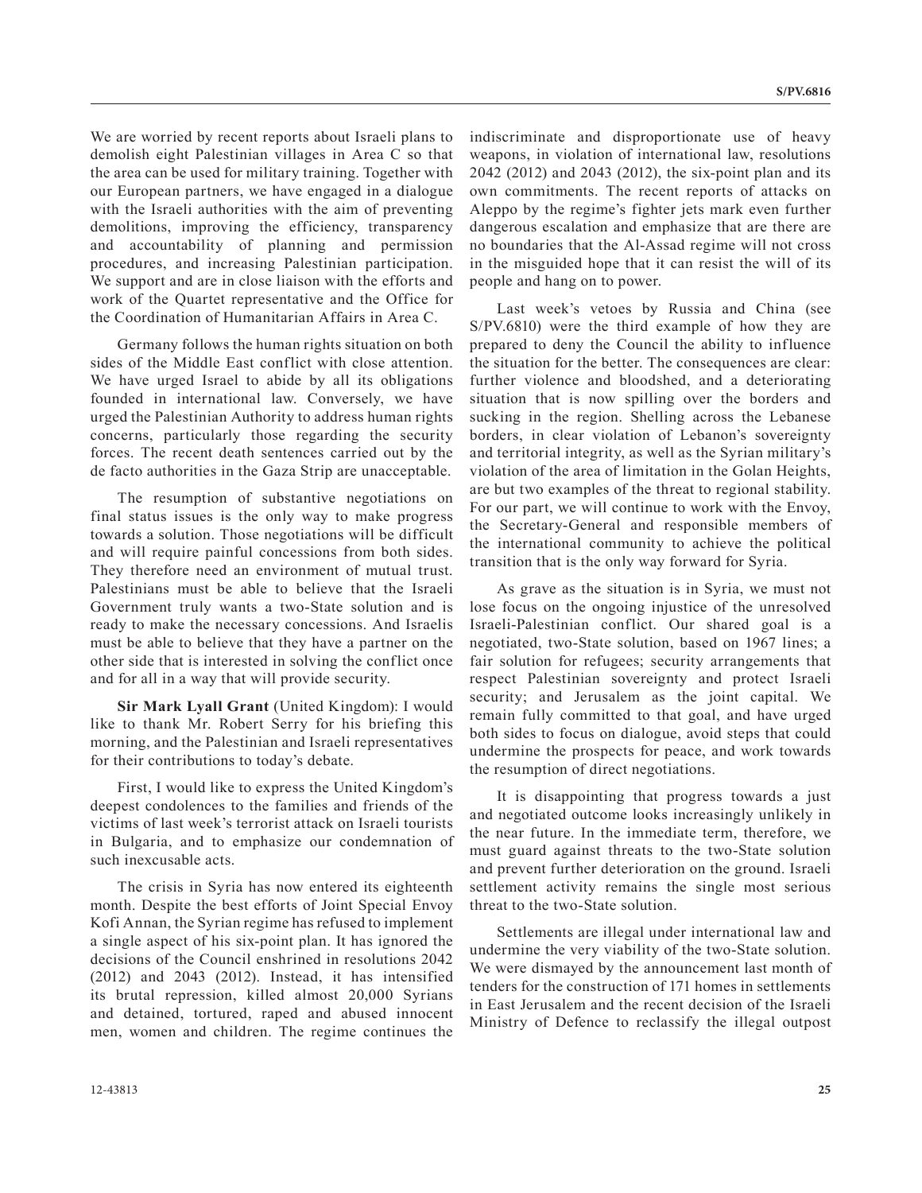We are worried by recent reports about Israeli plans to demolish eight Palestinian villages in Area C so that the area can be used for military training. Together with our European partners, we have engaged in a dialogue with the Israeli authorities with the aim of preventing demolitions, improving the efficiency, transparency and accountability of planning and permission procedures, and increasing Palestinian participation. We support and are in close liaison with the efforts and work of the Quartet representative and the Office for the Coordination of Humanitarian Affairs in Area C.

Germany follows the human rights situation on both sides of the Middle East conflict with close attention. We have urged Israel to abide by all its obligations founded in international law. Conversely, we have urged the Palestinian Authority to address human rights concerns, particularly those regarding the security forces. The recent death sentences carried out by the de facto authorities in the Gaza Strip are unacceptable.

The resumption of substantive negotiations on final status issues is the only way to make progress towards a solution. Those negotiations will be difficult and will require painful concessions from both sides. They therefore need an environment of mutual trust. Palestinians must be able to believe that the Israeli Government truly wants a two-State solution and is ready to make the necessary concessions. And Israelis must be able to believe that they have a partner on the other side that is interested in solving the conflict once and for all in a way that will provide security.

**Sir Mark Lyall Grant** (United Kingdom): I would like to thank Mr. Robert Serry for his briefing this morning, and the Palestinian and Israeli representatives for their contributions to today's debate.

First, I would like to express the United Kingdom's deepest condolences to the families and friends of the victims of last week's terrorist attack on Israeli tourists in Bulgaria, and to emphasize our condemnation of such inexcusable acts.

The crisis in Syria has now entered its eighteenth month. Despite the best efforts of Joint Special Envoy Kofi Annan, the Syrian regime has refused to implement a single aspect of his six-point plan. It has ignored the decisions of the Council enshrined in resolutions 2042 (2012) and 2043 (2012). Instead, it has intensified its brutal repression, killed almost 20,000 Syrians and detained, tortured, raped and abused innocent men, women and children. The regime continues the indiscriminate and disproportionate use of heavy weapons, in violation of international law, resolutions 2042 (2012) and 2043 (2012), the six-point plan and its own commitments. The recent reports of attacks on Aleppo by the regime's fighter jets mark even further dangerous escalation and emphasize that are there are no boundaries that the Al-Assad regime will not cross in the misguided hope that it can resist the will of its people and hang on to power.

Last week's vetoes by Russia and China (see S/PV.6810) were the third example of how they are prepared to deny the Council the ability to influence the situation for the better. The consequences are clear: further violence and bloodshed, and a deteriorating situation that is now spilling over the borders and sucking in the region. Shelling across the Lebanese borders, in clear violation of Lebanon's sovereignty and territorial integrity, as well as the Syrian military's violation of the area of limitation in the Golan Heights, are but two examples of the threat to regional stability. For our part, we will continue to work with the Envoy, the Secretary-General and responsible members of the international community to achieve the political transition that is the only way forward for Syria.

As grave as the situation is in Syria, we must not lose focus on the ongoing injustice of the unresolved Israeli-Palestinian conflict. Our shared goal is a negotiated, two-State solution, based on 1967 lines; a fair solution for refugees; security arrangements that respect Palestinian sovereignty and protect Israeli security; and Jerusalem as the joint capital. We remain fully committed to that goal, and have urged both sides to focus on dialogue, avoid steps that could undermine the prospects for peace, and work towards the resumption of direct negotiations.

It is disappointing that progress towards a just and negotiated outcome looks increasingly unlikely in the near future. In the immediate term, therefore, we must guard against threats to the two-State solution and prevent further deterioration on the ground. Israeli settlement activity remains the single most serious threat to the two-State solution.

Settlements are illegal under international law and undermine the very viability of the two-State solution. We were dismayed by the announcement last month of tenders for the construction of 171 homes in settlements in East Jerusalem and the recent decision of the Israeli Ministry of Defence to reclassify the illegal outpost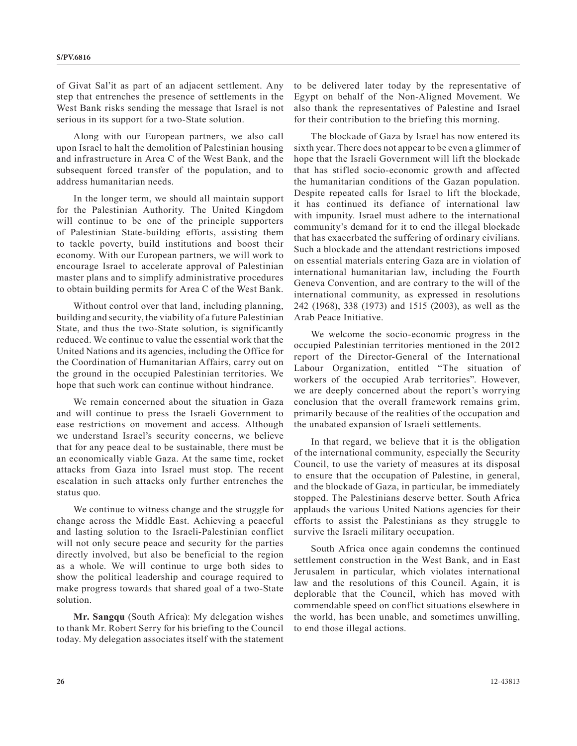of Givat Sal'it as part of an adjacent settlement. Any step that entrenches the presence of settlements in the West Bank risks sending the message that Israel is not serious in its support for a two-State solution.

Along with our European partners, we also call upon Israel to halt the demolition of Palestinian housing and infrastructure in Area C of the West Bank, and the subsequent forced transfer of the population, and to address humanitarian needs.

In the longer term, we should all maintain support for the Palestinian Authority. The United Kingdom will continue to be one of the principle supporters of Palestinian State-building efforts, assisting them to tackle poverty, build institutions and boost their economy. With our European partners, we will work to encourage Israel to accelerate approval of Palestinian master plans and to simplify administrative procedures to obtain building permits for Area C of the West Bank.

Without control over that land, including planning, building and security, the viability of a future Palestinian State, and thus the two-State solution, is significantly reduced. We continue to value the essential work that the United Nations and its agencies, including the Office for the Coordination of Humanitarian Affairs, carry out on the ground in the occupied Palestinian territories. We hope that such work can continue without hindrance.

We remain concerned about the situation in Gaza and will continue to press the Israeli Government to ease restrictions on movement and access. Although we understand Israel's security concerns, we believe that for any peace deal to be sustainable, there must be an economically viable Gaza. At the same time, rocket attacks from Gaza into Israel must stop. The recent escalation in such attacks only further entrenches the status quo.

We continue to witness change and the struggle for change across the Middle East. Achieving a peaceful and lasting solution to the Israeli-Palestinian conflict will not only secure peace and security for the parties directly involved, but also be beneficial to the region as a whole. We will continue to urge both sides to show the political leadership and courage required to make progress towards that shared goal of a two-State solution.

**Mr. Sangqu** (South Africa): My delegation wishes to thank Mr. Robert Serry for his briefing to the Council today. My delegation associates itself with the statement to be delivered later today by the representative of Egypt on behalf of the Non-Aligned Movement. We also thank the representatives of Palestine and Israel for their contribution to the briefing this morning.

The blockade of Gaza by Israel has now entered its sixth year. There does not appear to be even a glimmer of hope that the Israeli Government will lift the blockade that has stifled socio-economic growth and affected the humanitarian conditions of the Gazan population. Despite repeated calls for Israel to lift the blockade, it has continued its defiance of international law with impunity. Israel must adhere to the international community's demand for it to end the illegal blockade that has exacerbated the suffering of ordinary civilians. Such a blockade and the attendant restrictions imposed on essential materials entering Gaza are in violation of international humanitarian law, including the Fourth Geneva Convention, and are contrary to the will of the international community, as expressed in resolutions 242 (1968), 338 (1973) and 1515 (2003), as well as the Arab Peace Initiative.

We welcome the socio-economic progress in the occupied Palestinian territories mentioned in the 2012 report of the Director-General of the International Labour Organization, entitled "The situation of workers of the occupied Arab territories". However, we are deeply concerned about the report's worrying conclusion that the overall framework remains grim, primarily because of the realities of the occupation and the unabated expansion of Israeli settlements.

In that regard, we believe that it is the obligation of the international community, especially the Security Council, to use the variety of measures at its disposal to ensure that the occupation of Palestine, in general, and the blockade of Gaza, in particular, be immediately stopped. The Palestinians deserve better. South Africa applauds the various United Nations agencies for their efforts to assist the Palestinians as they struggle to survive the Israeli military occupation.

South Africa once again condemns the continued settlement construction in the West Bank, and in East Jerusalem in particular, which violates international law and the resolutions of this Council. Again, it is deplorable that the Council, which has moved with commendable speed on conflict situations elsewhere in the world, has been unable, and sometimes unwilling, to end those illegal actions.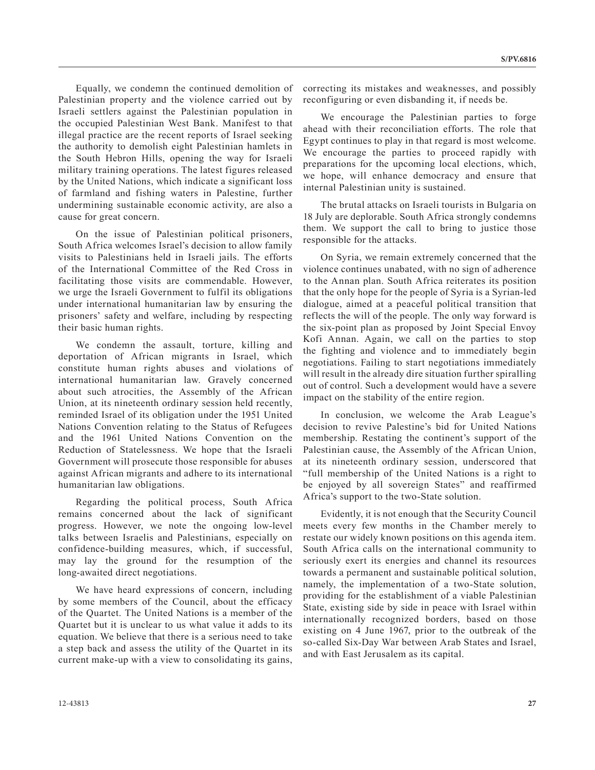Equally, we condemn the continued demolition of Palestinian property and the violence carried out by Israeli settlers against the Palestinian population in the occupied Palestinian West Bank. Manifest to that illegal practice are the recent reports of Israel seeking the authority to demolish eight Palestinian hamlets in the South Hebron Hills, opening the way for Israeli military training operations. The latest figures released by the United Nations, which indicate a significant loss of farmland and fishing waters in Palestine, further undermining sustainable economic activity, are also a cause for great concern.

On the issue of Palestinian political prisoners, South Africa welcomes Israel's decision to allow family visits to Palestinians held in Israeli jails. The efforts of the International Committee of the Red Cross in facilitating those visits are commendable. However, we urge the Israeli Government to fulfil its obligations under international humanitarian law by ensuring the prisoners' safety and welfare, including by respecting their basic human rights.

We condemn the assault, torture, killing and deportation of African migrants in Israel, which constitute human rights abuses and violations of international humanitarian law. Gravely concerned about such atrocities, the Assembly of the African Union, at its nineteenth ordinary session held recently, reminded Israel of its obligation under the 1951 United Nations Convention relating to the Status of Refugees and the 1961 United Nations Convention on the Reduction of Statelessness. We hope that the Israeli Government will prosecute those responsible for abuses against African migrants and adhere to its international humanitarian law obligations.

Regarding the political process, South Africa remains concerned about the lack of significant progress. However, we note the ongoing low-level talks between Israelis and Palestinians, especially on confidence-building measures, which, if successful, may lay the ground for the resumption of the long-awaited direct negotiations.

We have heard expressions of concern, including by some members of the Council, about the efficacy of the Quartet. The United Nations is a member of the Quartet but it is unclear to us what value it adds to its equation. We believe that there is a serious need to take a step back and assess the utility of the Quartet in its current make-up with a view to consolidating its gains, correcting its mistakes and weaknesses, and possibly reconfiguring or even disbanding it, if needs be.

We encourage the Palestinian parties to forge ahead with their reconciliation efforts. The role that Egypt continues to play in that regard is most welcome. We encourage the parties to proceed rapidly with preparations for the upcoming local elections, which, we hope, will enhance democracy and ensure that internal Palestinian unity is sustained.

The brutal attacks on Israeli tourists in Bulgaria on 18 July are deplorable. South Africa strongly condemns them. We support the call to bring to justice those responsible for the attacks.

On Syria, we remain extremely concerned that the violence continues unabated, with no sign of adherence to the Annan plan. South Africa reiterates its position that the only hope for the people of Syria is a Syrian-led dialogue, aimed at a peaceful political transition that reflects the will of the people. The only way forward is the six-point plan as proposed by Joint Special Envoy Kofi Annan. Again, we call on the parties to stop the fighting and violence and to immediately begin negotiations. Failing to start negotiations immediately will result in the already dire situation further spiralling out of control. Such a development would have a severe impact on the stability of the entire region.

In conclusion, we welcome the Arab League's decision to revive Palestine's bid for United Nations membership. Restating the continent's support of the Palestinian cause, the Assembly of the African Union, at its nineteenth ordinary session, underscored that "full membership of the United Nations is a right to be enjoyed by all sovereign States" and reaffirmed Africa's support to the two-State solution.

Evidently, it is not enough that the Security Council meets every few months in the Chamber merely to restate our widely known positions on this agenda item. South Africa calls on the international community to seriously exert its energies and channel its resources towards a permanent and sustainable political solution, namely, the implementation of a two-State solution, providing for the establishment of a viable Palestinian State, existing side by side in peace with Israel within internationally recognized borders, based on those existing on 4 June 1967, prior to the outbreak of the so-called Six-Day War between Arab States and Israel, and with East Jerusalem as its capital.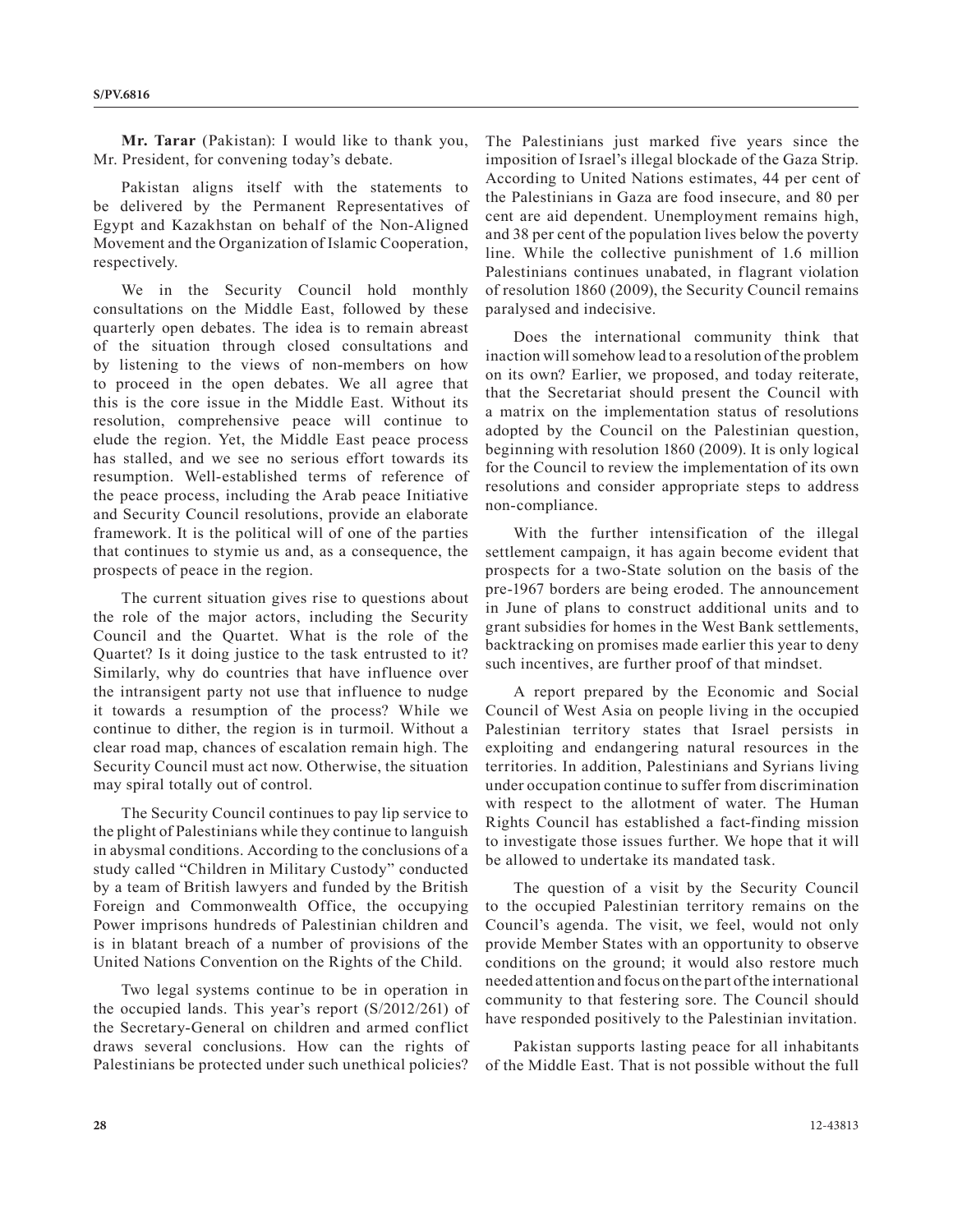**Mr. Tarar** (Pakistan): I would like to thank you, Mr. President, for convening today's debate.

Pakistan aligns itself with the statements to be delivered by the Permanent Representatives of Egypt and Kazakhstan on behalf of the Non-Aligned Movement and the Organization of Islamic Cooperation, respectively.

We in the Security Council hold monthly consultations on the Middle East, followed by these quarterly open debates. The idea is to remain abreast of the situation through closed consultations and by listening to the views of non-members on how to proceed in the open debates. We all agree that this is the core issue in the Middle East. Without its resolution, comprehensive peace will continue to elude the region. Yet, the Middle East peace process has stalled, and we see no serious effort towards its resumption. Well-established terms of reference of the peace process, including the Arab peace Initiative and Security Council resolutions, provide an elaborate framework. It is the political will of one of the parties that continues to stymie us and, as a consequence, the prospects of peace in the region.

The current situation gives rise to questions about the role of the major actors, including the Security Council and the Quartet. What is the role of the Quartet? Is it doing justice to the task entrusted to it? Similarly, why do countries that have influence over the intransigent party not use that influence to nudge it towards a resumption of the process? While we continue to dither, the region is in turmoil. Without a clear road map, chances of escalation remain high. The Security Council must act now. Otherwise, the situation may spiral totally out of control.

The Security Council continues to pay lip service to the plight of Palestinians while they continue to languish in abysmal conditions. According to the conclusions of a study called "Children in Military Custody" conducted by a team of British lawyers and funded by the British Foreign and Commonwealth Office, the occupying Power imprisons hundreds of Palestinian children and is in blatant breach of a number of provisions of the United Nations Convention on the Rights of the Child.

Two legal systems continue to be in operation in the occupied lands. This year's report (S/2012/261) of the Secretary-General on children and armed conflict draws several conclusions. How can the rights of Palestinians be protected under such unethical policies? The Palestinians just marked five years since the imposition of Israel's illegal blockade of the Gaza Strip. According to United Nations estimates, 44 per cent of the Palestinians in Gaza are food insecure, and 80 per cent are aid dependent. Unemployment remains high, and 38 per cent of the population lives below the poverty line. While the collective punishment of 1.6 million Palestinians continues unabated, in flagrant violation of resolution 1860 (2009), the Security Council remains paralysed and indecisive.

Does the international community think that inaction will somehow lead to a resolution of the problem on its own? Earlier, we proposed, and today reiterate, that the Secretariat should present the Council with a matrix on the implementation status of resolutions adopted by the Council on the Palestinian question, beginning with resolution 1860 (2009). It is only logical for the Council to review the implementation of its own resolutions and consider appropriate steps to address non-compliance.

With the further intensification of the illegal settlement campaign, it has again become evident that prospects for a two-State solution on the basis of the pre-1967 borders are being eroded. The announcement in June of plans to construct additional units and to grant subsidies for homes in the West Bank settlements, backtracking on promises made earlier this year to deny such incentives, are further proof of that mindset.

A report prepared by the Economic and Social Council of West Asia on people living in the occupied Palestinian territory states that Israel persists in exploiting and endangering natural resources in the territories. In addition, Palestinians and Syrians living under occupation continue to suffer from discrimination with respect to the allotment of water. The Human Rights Council has established a fact-finding mission to investigate those issues further. We hope that it will be allowed to undertake its mandated task.

The question of a visit by the Security Council to the occupied Palestinian territory remains on the Council's agenda. The visit, we feel, would not only provide Member States with an opportunity to observe conditions on the ground; it would also restore much needed attention and focus on the part of the international community to that festering sore. The Council should have responded positively to the Palestinian invitation.

Pakistan supports lasting peace for all inhabitants of the Middle East. That is not possible without the full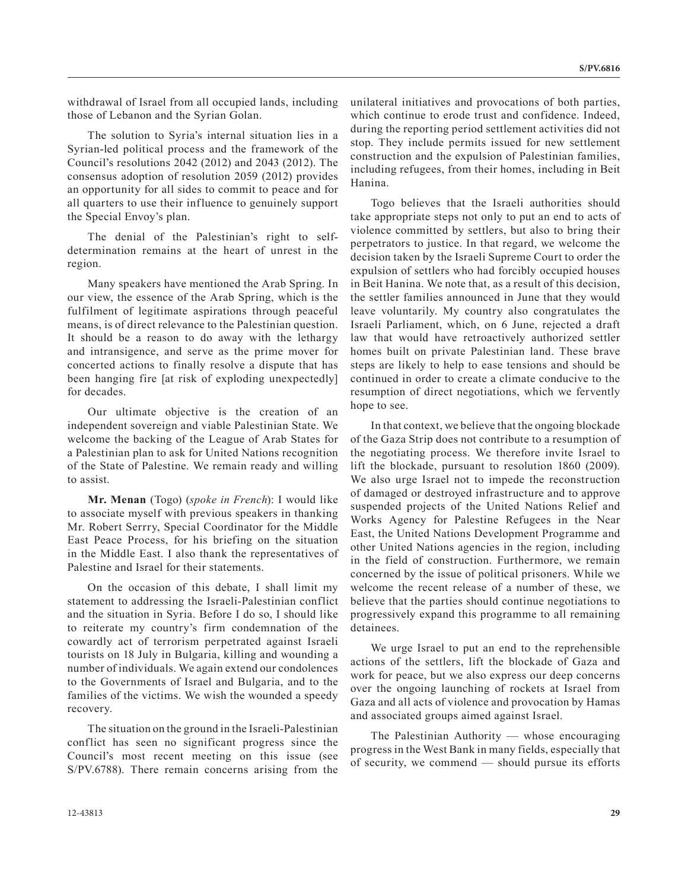withdrawal of Israel from all occupied lands, including those of Lebanon and the Syrian Golan.

The solution to Syria's internal situation lies in a Syrian-led political process and the framework of the Council's resolutions 2042 (2012) and 2043 (2012). The consensus adoption of resolution 2059 (2012) provides an opportunity for all sides to commit to peace and for all quarters to use their influence to genuinely support the Special Envoy's plan.

The denial of the Palestinian's right to self-determination remains at the heart of unrest in the region.

Many speakers have mentioned the Arab Spring. In our view, the essence of the Arab Spring, which is the fulfilment of legitimate aspirations through peaceful means, is of direct relevance to the Palestinian question. It should be a reason to do away with the lethargy and intransigence, and serve as the prime mover for concerted actions to finally resolve a dispute that has been hanging fire [at risk of exploding unexpectedly] for decades.

Our ultimate objective is the creation of an independent sovereign and viable Palestinian State. We welcome the backing of the League of Arab States for a Palestinian plan to ask for United Nations recognition of the State of Palestine. We remain ready and willing to assist.

**Mr. Menan** (Togo) (*spoke in French*): I would like to associate myself with previous speakers in thanking Mr. Robert Serrry, Special Coordinator for the Middle East Peace Process, for his briefing on the situation in the Middle East. I also thank the representatives of Palestine and Israel for their statements.

On the occasion of this debate, I shall limit my statement to addressing the Israeli-Palestinian conflict and the situation in Syria. Before I do so, I should like to reiterate my country's firm condemnation of the cowardly act of terrorism perpetrated against Israeli tourists on 18 July in Bulgaria, killing and wounding a number of individuals. We again extend our condolences to the Governments of Israel and Bulgaria, and to the families of the victims. We wish the wounded a speedy recovery.

The situation on the ground in the Israeli-Palestinian conflict has seen no significant progress since the Council's most recent meeting on this issue (see S/PV.6788). There remain concerns arising from the unilateral initiatives and provocations of both parties, which continue to erode trust and confidence. Indeed, during the reporting period settlement activities did not stop. They include permits issued for new settlement construction and the expulsion of Palestinian families, including refugees, from their homes, including in Beit Hanina.

Togo believes that the Israeli authorities should take appropriate steps not only to put an end to acts of violence committed by settlers, but also to bring their perpetrators to justice. In that regard, we welcome the decision taken by the Israeli Supreme Court to order the expulsion of settlers who had forcibly occupied houses in Beit Hanina. We note that, as a result of this decision, the settler families announced in June that they would leave voluntarily. My country also congratulates the Israeli Parliament, which, on 6 June, rejected a draft law that would have retroactively authorized settler homes built on private Palestinian land. These brave steps are likely to help to ease tensions and should be continued in order to create a climate conducive to the resumption of direct negotiations, which we fervently hope to see.

In that context, we believe that the ongoing blockade of the Gaza Strip does not contribute to a resumption of the negotiating process. We therefore invite Israel to lift the blockade, pursuant to resolution 1860 (2009). We also urge Israel not to impede the reconstruction of damaged or destroyed infrastructure and to approve suspended projects of the United Nations Relief and Works Agency for Palestine Refugees in the Near East, the United Nations Development Programme and other United Nations agencies in the region, including in the field of construction. Furthermore, we remain concerned by the issue of political prisoners. While we welcome the recent release of a number of these, we believe that the parties should continue negotiations to progressively expand this programme to all remaining detainees.

We urge Israel to put an end to the reprehensible actions of the settlers, lift the blockade of Gaza and work for peace, but we also express our deep concerns over the ongoing launching of rockets at Israel from Gaza and all acts of violence and provocation by Hamas and associated groups aimed against Israel.

The Palestinian Authority — whose encouraging progress in the West Bank in many fields, especially that of security, we commend — should pursue its efforts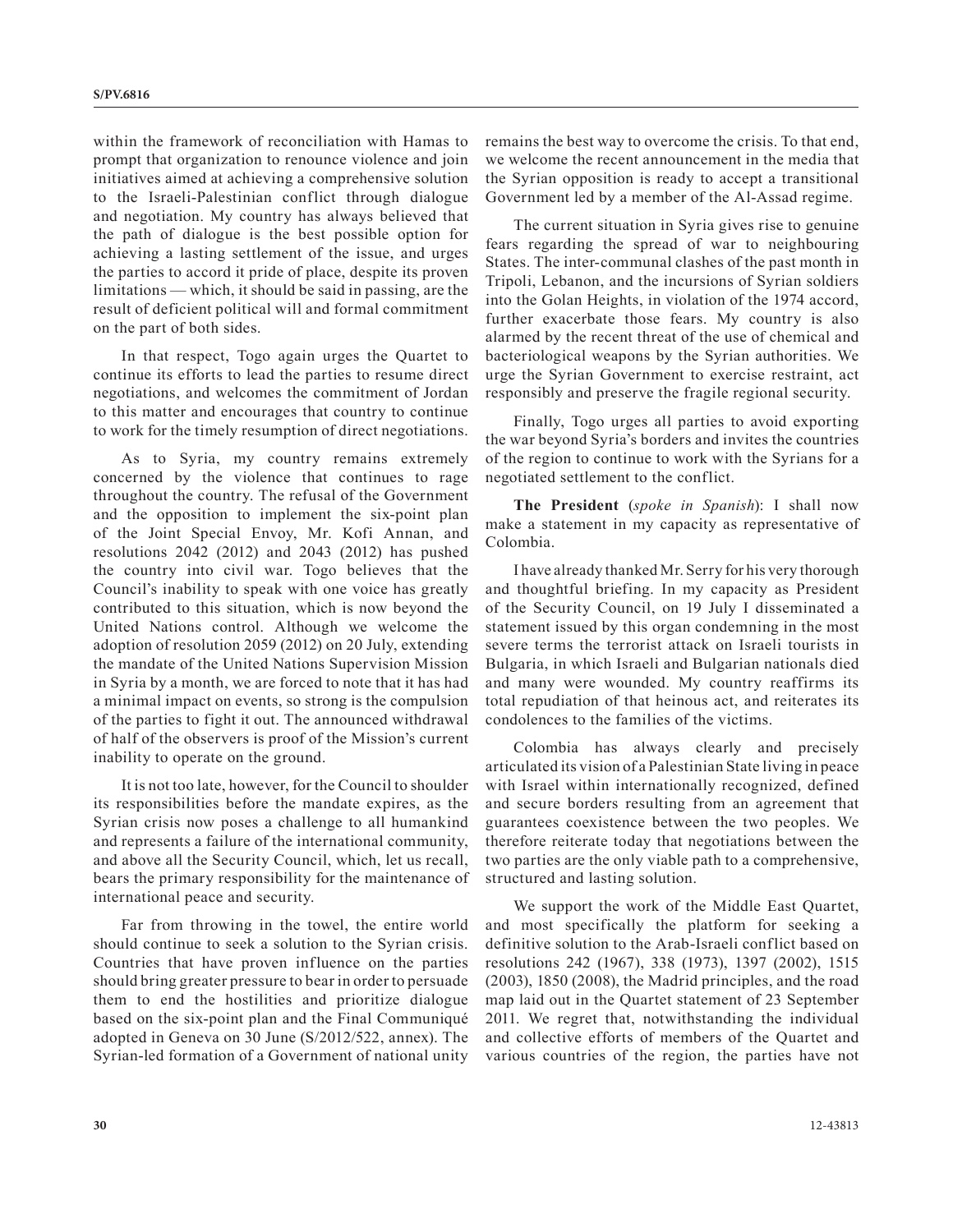within the framework of reconciliation with Hamas to prompt that organization to renounce violence and join initiatives aimed at achieving a comprehensive solution to the Israeli-Palestinian conflict through dialogue and negotiation. My country has always believed that the path of dialogue is the best possible option for achieving a lasting settlement of the issue, and urges the parties to accord it pride of place, despite its proven limitations — which, it should be said in passing, are the result of deficient political will and formal commitment on the part of both sides.

In that respect, Togo again urges the Quartet to continue its efforts to lead the parties to resume direct negotiations, and welcomes the commitment of Jordan to this matter and encourages that country to continue to work for the timely resumption of direct negotiations.

As to Syria, my country remains extremely concerned by the violence that continues to rage throughout the country. The refusal of the Government and the opposition to implement the six-point plan of the Joint Special Envoy, Mr. Kofi Annan, and resolutions 2042 (2012) and 2043 (2012) has pushed the country into civil war. Togo believes that the Council's inability to speak with one voice has greatly contributed to this situation, which is now beyond the United Nations control. Although we welcome the adoption of resolution 2059 (2012) on 20 July, extending the mandate of the United Nations Supervision Mission in Syria by a month, we are forced to note that it has had a minimal impact on events, so strong is the compulsion of the parties to fight it out. The announced withdrawal of half of the observers is proof of the Mission's current inability to operate on the ground.

It is not too late, however, for the Council to shoulder its responsibilities before the mandate expires, as the Syrian crisis now poses a challenge to all humankind and represents a failure of the international community, and above all the Security Council, which, let us recall, bears the primary responsibility for the maintenance of international peace and security.

Far from throwing in the towel, the entire world should continue to seek a solution to the Syrian crisis. Countries that have proven influence on the parties should bring greater pressure to bear in order to persuade them to end the hostilities and prioritize dialogue based on the six-point plan and the Final Communiqué adopted in Geneva on 30 June (S/2012/522, annex). The Syrian-led formation of a Government of national unity remains the best way to overcome the crisis. To that end, we welcome the recent announcement in the media that the Syrian opposition is ready to accept a transitional Government led by a member of the Al-Assad regime.

The current situation in Syria gives rise to genuine fears regarding the spread of war to neighbouring States. The inter-communal clashes of the past month in Tripoli, Lebanon, and the incursions of Syrian soldiers into the Golan Heights, in violation of the 1974 accord, further exacerbate those fears. My country is also alarmed by the recent threat of the use of chemical and bacteriological weapons by the Syrian authorities. We urge the Syrian Government to exercise restraint, act responsibly and preserve the fragile regional security.

Finally, Togo urges all parties to avoid exporting the war beyond Syria's borders and invites the countries of the region to continue to work with the Syrians for a negotiated settlement to the conflict.

**The President** (*spoke in Spanish*): I shall now make a statement in my capacity as representative of Colombia.

I have already thanked Mr. Serry for his very thorough and thoughtful briefing. In my capacity as President of the Security Council, on 19 July I disseminated a statement issued by this organ condemning in the most severe terms the terrorist attack on Israeli tourists in Bulgaria, in which Israeli and Bulgarian nationals died and many were wounded. My country reaffirms its total repudiation of that heinous act, and reiterates its condolences to the families of the victims.

Colombia has always clearly and precisely articulated its vision of a Palestinian State living in peace with Israel within internationally recognized, defined and secure borders resulting from an agreement that guarantees coexistence between the two peoples. We therefore reiterate today that negotiations between the two parties are the only viable path to a comprehensive, structured and lasting solution.

We support the work of the Middle East Quartet, and most specifically the platform for seeking a definitive solution to the Arab-Israeli conflict based on resolutions 242 (1967), 338 (1973), 1397 (2002), 1515 (2003), 1850 (2008), the Madrid principles, and the road map laid out in the Quartet statement of 23 September 2011. We regret that, notwithstanding the individual and collective efforts of members of the Quartet and various countries of the region, the parties have not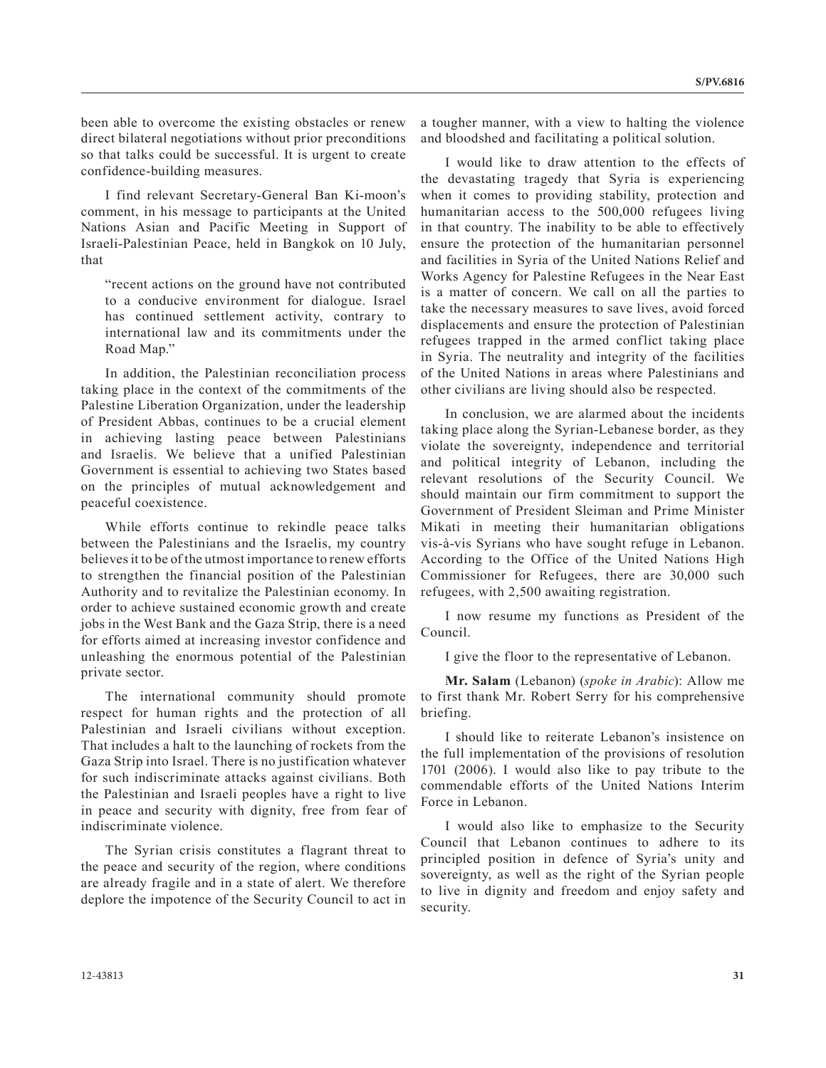been able to overcome the existing obstacles or renew direct bilateral negotiations without prior preconditions so that talks could be successful. It is urgent to create confidence-building measures.

I find relevant Secretary-General Ban Ki-moon's comment, in his message to participants at the United Nations Asian and Pacific Meeting in Support of Israeli-Palestinian Peace, held in Bangkok on 10 July, that

> "recent actions on the ground have not contributed to a conducive environment for dialogue. Israel has continued settlement activity, contrary to international law and its commitments under the Road Map."

In addition, the Palestinian reconciliation process taking place in the context of the commitments of the Palestine Liberation Organization, under the leadership of President Abbas, continues to be a crucial element in achieving lasting peace between Palestinians and Israelis. We believe that a unified Palestinian Government is essential to achieving two States based on the principles of mutual acknowledgement and peaceful coexistence.

While efforts continue to rekindle peace talks between the Palestinians and the Israelis, my country believes it to be of the utmost importance to renew efforts to strengthen the financial position of the Palestinian Authority and to revitalize the Palestinian economy. In order to achieve sustained economic growth and create jobs in the West Bank and the Gaza Strip, there is a need for efforts aimed at increasing investor confidence and unleashing the enormous potential of the Palestinian private sector.

The international community should promote respect for human rights and the protection of all Palestinian and Israeli civilians without exception. That includes a halt to the launching of rockets from the Gaza Strip into Israel. There is no justification whatever for such indiscriminate attacks against civilians. Both the Palestinian and Israeli peoples have a right to live in peace and security with dignity, free from fear of indiscriminate violence.

The Syrian crisis constitutes a flagrant threat to the peace and security of the region, where conditions are already fragile and in a state of alert. We therefore deplore the impotence of the Security Council to act in a tougher manner, with a view to halting the violence and bloodshed and facilitating a political solution.

I would like to draw attention to the effects of the devastating tragedy that Syria is experiencing when it comes to providing stability, protection and humanitarian access to the 500,000 refugees living in that country. The inability to be able to effectively ensure the protection of the humanitarian personnel and facilities in Syria of the United Nations Relief and Works Agency for Palestine Refugees in the Near East is a matter of concern. We call on all the parties to take the necessary measures to save lives, avoid forced displacements and ensure the protection of Palestinian refugees trapped in the armed conflict taking place in Syria. The neutrality and integrity of the facilities of the United Nations in areas where Palestinians and other civilians are living should also be respected.

In conclusion, we are alarmed about the incidents taking place along the Syrian-Lebanese border, as they violate the sovereignty, independence and territorial and political integrity of Lebanon, including the relevant resolutions of the Security Council. We should maintain our firm commitment to support the Government of President Sleiman and Prime Minister Mikati in meeting their humanitarian obligations vis-à-vis Syrians who have sought refuge in Lebanon. According to the Office of the United Nations High Commissioner for Refugees, there are 30,000 such refugees, with 2,500 awaiting registration.

I now resume my functions as President of the Council.

I give the floor to the representative of Lebanon.

**Mr. Salam** (Lebanon) (*spoke in Arabic*): Allow me to first thank Mr. Robert Serry for his comprehensive briefing.

I should like to reiterate Lebanon's insistence on the full implementation of the provisions of resolution 1701 (2006). I would also like to pay tribute to the commendable efforts of the United Nations Interim Force in Lebanon.

I would also like to emphasize to the Security Council that Lebanon continues to adhere to its principled position in defence of Syria's unity and sovereignty, as well as the right of the Syrian people to live in dignity and freedom and enjoy safety and security.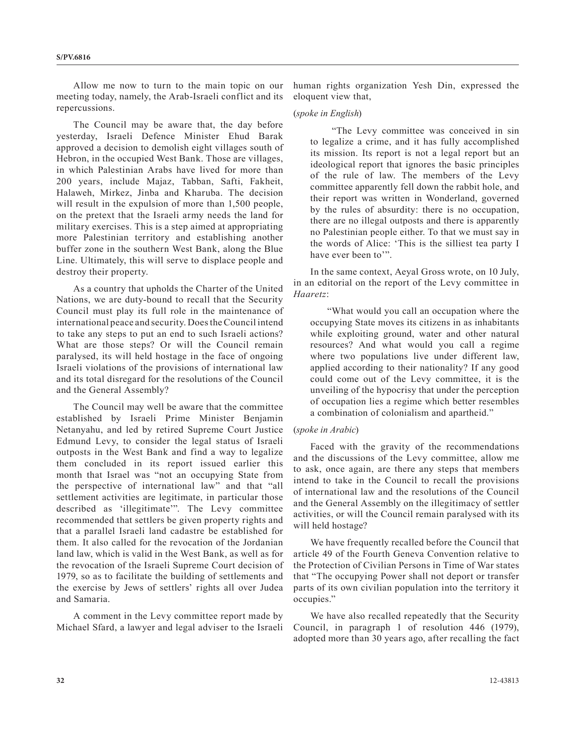Allow me now to turn to the main topic on our meeting today, namely, the Arab-Israeli conflict and its repercussions.

The Council may be aware that, the day before yesterday, Israeli Defence Minister Ehud Barak approved a decision to demolish eight villages south of Hebron, in the occupied West Bank. Those are villages, in which Palestinian Arabs have lived for more than 200 years, include Majaz, Tabban, Safti, Fakheit, Halaweh, Mirkez, Jinba and Kharuba. The decision will result in the expulsion of more than 1,500 people, on the pretext that the Israeli army needs the land for military exercises. This is a step aimed at appropriating more Palestinian territory and establishing another buffer zone in the southern West Bank, along the Blue Line. Ultimately, this will serve to displace people and destroy their property.

As a country that upholds the Charter of the United Nations, we are duty-bound to recall that the Security Council must play its full role in the maintenance of international peace and security. Does the Council intend to take any steps to put an end to such Israeli actions? What are those steps? Or will the Council remain paralysed, its will held hostage in the face of ongoing Israeli violations of the provisions of international law and its total disregard for the resolutions of the Council and the General Assembly?

The Council may well be aware that the committee established by Israeli Prime Minister Benjamin Netanyahu, and led by retired Supreme Court Justice Edmund Levy, to consider the legal status of Israeli outposts in the West Bank and find a way to legalize them concluded in its report issued earlier this month that Israel was "not an occupying State from the perspective of international law" and that "all settlement activities are legitimate, in particular those described as 'illegitimate'". The Levy committee recommended that settlers be given property rights and that a parallel Israeli land cadastre be established for them. It also called for the revocation of the Jordanian land law, which is valid in the West Bank, as well as for the revocation of the Israeli Supreme Court decision of 1979, so as to facilitate the building of settlements and the exercise by Jews of settlers' rights all over Judea and Samaria.

A comment in the Levy committee report made by Michael Sfard, a lawyer and legal adviser to the Israeli human rights organization Yesh Din, expressed the eloquent view that,

(*spoke in English*)

> "The Levy committee was conceived in sin to legalize a crime, and it has fully accomplished its mission. Its report is not a legal report but an ideological report that ignores the basic principles of the rule of law. The members of the Levy committee apparently fell down the rabbit hole, and their report was written in Wonderland, governed by the rules of absurdity: there is no occupation, there are no illegal outposts and there is apparently no Palestinian people either. To that we must say in the words of Alice: 'This is the silliest tea party I have ever been to'".

In the same context, Aeyal Gross wrote, on 10 July, in an editorial on the report of the Levy committee in *Haaretz*:

> "What would you call an occupation where the occupying State moves its citizens in as inhabitants while exploiting ground, water and other natural resources? And what would you call a regime where two populations live under different law, applied according to their nationality? If any good could come out of the Levy committee, it is the unveiling of the hypocrisy that under the perception of occupation lies a regime which better resembles a combination of colonialism and apartheid."

(*spoke in Arabic*)

Faced with the gravity of the recommendations and the discussions of the Levy committee, allow me to ask, once again, are there any steps that members intend to take in the Council to recall the provisions of international law and the resolutions of the Council and the General Assembly on the illegitimacy of settler activities, or will the Council remain paralysed with its will held hostage?

We have frequently recalled before the Council that article 49 of the Fourth Geneva Convention relative to the Protection of Civilian Persons in Time of War states that "The occupying Power shall not deport or transfer parts of its own civilian population into the territory it occupies."

We have also recalled repeatedly that the Security Council, in paragraph 1 of resolution 446 (1979), adopted more than 30 years ago, after recalling the fact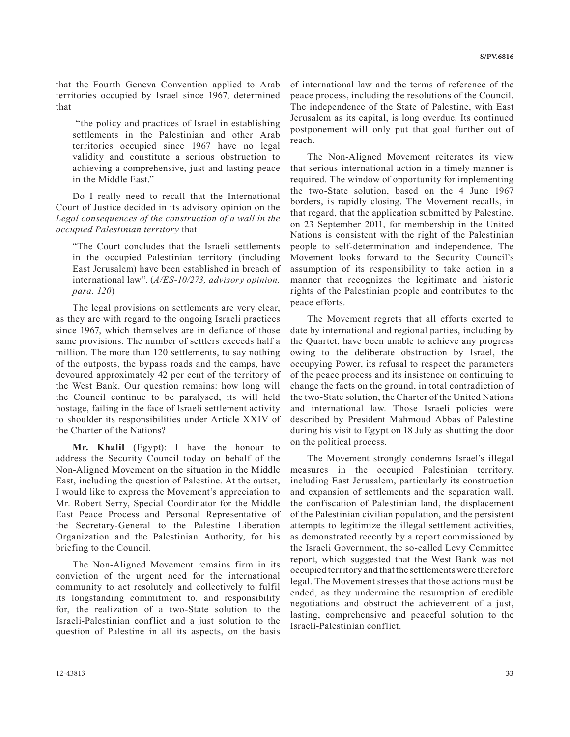that the Fourth Geneva Convention applied to Arab territories occupied by Israel since 1967, determined that

> "the policy and practices of Israel in establishing settlements in the Palestinian and other Arab territories occupied since 1967 have no legal validity and constitute a serious obstruction to achieving a comprehensive, just and lasting peace in the Middle East."

Do I really need to recall that the International Court of Justice decided in its advisory opinion on the *Legal consequences of the construction of a wall in the occupied Palestinian territory* that

> "The Court concludes that the Israeli settlements in the occupied Palestinian territory (including East Jerusalem) have been established in breach of international law". (*A/ES-10/273, advisory opinion, para. 120*)

The legal provisions on settlements are very clear, as they are with regard to the ongoing Israeli practices since 1967, which themselves are in defiance of those same provisions. The number of settlers exceeds half a million. The more than 120 settlements, to say nothing of the outposts, the bypass roads and the camps, have devoured approximately 42 per cent of the territory of the West Bank. Our question remains: how long will the Council continue to be paralysed, its will held hostage, failing in the face of Israeli settlement activity to shoulder its responsibilities under Article XXIV of the Charter of the Nations?

**Mr. Khalil** (Egypt): I have the honour to address the Security Council today on behalf of the Non-Aligned Movement on the situation in the Middle East, including the question of Palestine. At the outset, I would like to express the Movement's appreciation to Mr. Robert Serry, Special Coordinator for the Middle East Peace Process and Personal Representative of the Secretary-General to the Palestine Liberation Organization and the Palestinian Authority, for his briefing to the Council.

The Non-Aligned Movement remains firm in its conviction of the urgent need for the international community to act resolutely and collectively to fulfil its longstanding commitment to, and responsibility for, the realization of a two-State solution to the Israeli-Palestinian conflict and a just solution to the question of Palestine in all its aspects, on the basis of international law and the terms of reference of the peace process, including the resolutions of the Council. The independence of the State of Palestine, with East Jerusalem as its capital, is long overdue. Its continued postponement will only put that goal further out of reach.

The Non-Aligned Movement reiterates its view that serious international action in a timely manner is required. The window of opportunity for implementing the two-State solution, based on the 4 June 1967 borders, is rapidly closing. The Movement recalls, in that regard, that the application submitted by Palestine, on 23 September 2011, for membership in the United Nations is consistent with the right of the Palestinian people to self-determination and independence. The Movement looks forward to the Security Council's assumption of its responsibility to take action in a manner that recognizes the legitimate and historic rights of the Palestinian people and contributes to the peace efforts.

The Movement regrets that all efforts exerted to date by international and regional parties, including by the Quartet, have been unable to achieve any progress owing to the deliberate obstruction by Israel, the occupying Power, its refusal to respect the parameters of the peace process and its insistence on continuing to change the facts on the ground, in total contradiction of the two-State solution, the Charter of the United Nations and international law. Those Israeli policies were described by President Mahmoud Abbas of Palestine during his visit to Egypt on 18 July as shutting the door on the political process.

The Movement strongly condemns Israel's illegal measures in the occupied Palestinian territory, including East Jerusalem, particularly its construction and expansion of settlements and the separation wall, the confiscation of Palestinian land, the displacement of the Palestinian civilian population, and the persistent attempts to legitimize the illegal settlement activities, as demonstrated recently by a report commissioned by the Israeli Government, the so-called Levy Ccmmittee report, which suggested that the West Bank was not occupied territory and that the settlements were therefore legal. The Movement stresses that those actions must be ended, as they undermine the resumption of credible negotiations and obstruct the achievement of a just, lasting, comprehensive and peaceful solution to the Israeli-Palestinian conflict.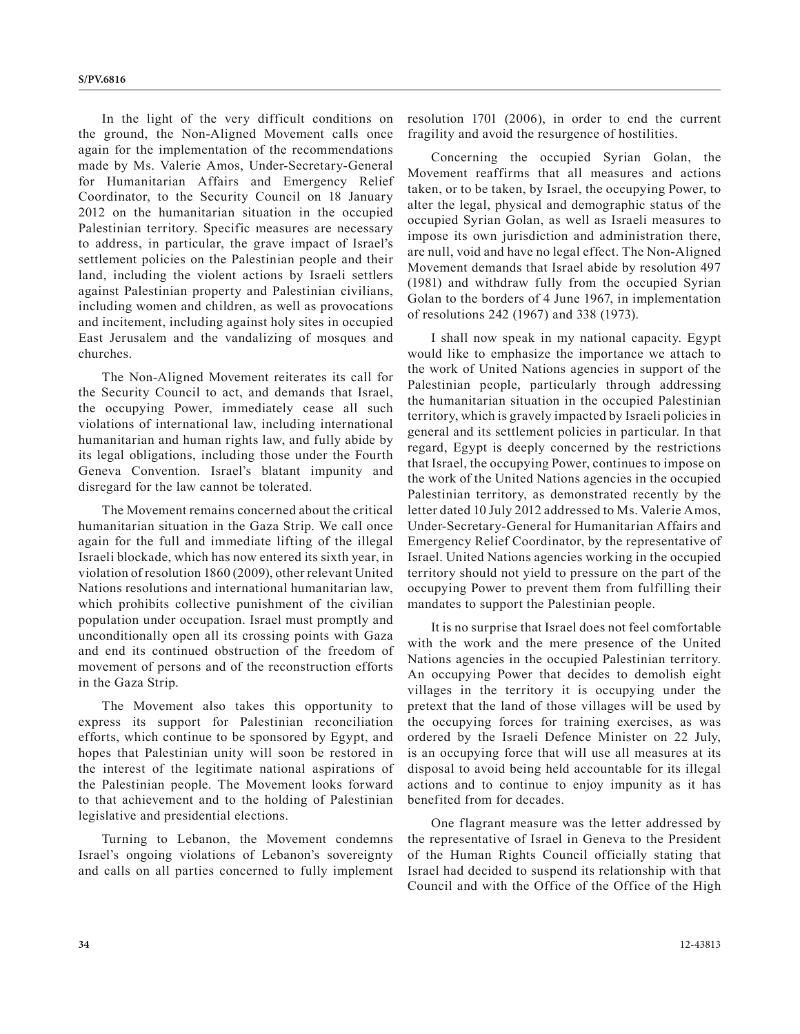In the light of the very difficult conditions on the ground, the Non-Aligned Movement calls once again for the implementation of the recommendations made by Ms. Valerie Amos, Under-Secretary-General for Humanitarian Affairs and Emergency Relief Coordinator, to the Security Council on 18 January 2012 on the humanitarian situation in the occupied Palestinian territory. Specific measures are necessary to address, in particular, the grave impact of Israel's settlement policies on the Palestinian people and their land, including the violent actions by Israeli settlers against Palestinian property and Palestinian civilians, including women and children, as well as provocations and incitement, including against holy sites in occupied East Jerusalem and the vandalizing of mosques and churches.

The Non-Aligned Movement reiterates its call for the Security Council to act, and demands that Israel, the occupying Power, immediately cease all such violations of international law, including international humanitarian and human rights law, and fully abide by its legal obligations, including those under the Fourth Geneva Convention. Israel's blatant impunity and disregard for the law cannot be tolerated.

The Movement remains concerned about the critical humanitarian situation in the Gaza Strip. We call once again for the full and immediate lifting of the illegal Israeli blockade, which has now entered its sixth year, in violation of resolution 1860 (2009), other relevant United Nations resolutions and international humanitarian law, which prohibits collective punishment of the civilian population under occupation. Israel must promptly and unconditionally open all its crossing points with Gaza and end its continued obstruction of the freedom of movement of persons and of the reconstruction efforts in the Gaza Strip.

The Movement also takes this opportunity to express its support for Palestinian reconciliation efforts, which continue to be sponsored by Egypt, and hopes that Palestinian unity will soon be restored in the interest of the legitimate national aspirations of the Palestinian people. The Movement looks forward to that achievement and to the holding of Palestinian legislative and presidential elections.

Turning to Lebanon, the Movement condemns Israel's ongoing violations of Lebanon's sovereignty and calls on all parties concerned to fully implement resolution 1701 (2006), in order to end the current fragility and avoid the resurgence of hostilities.

Concerning the occupied Syrian Golan, the Movement reaffirms that all measures and actions taken, or to be taken, by Israel, the occupying Power, to alter the legal, physical and demographic status of the occupied Syrian Golan, as well as Israeli measures to impose its own jurisdiction and administration there, are null, void and have no legal effect. The Non-Aligned Movement demands that Israel abide by resolution 497 (1981) and withdraw fully from the occupied Syrian Golan to the borders of 4 June 1967, in implementation of resolutions 242 (1967) and 338 (1973).

I shall now speak in my national capacity. Egypt would like to emphasize the importance we attach to the work of United Nations agencies in support of the Palestinian people, particularly through addressing the humanitarian situation in the occupied Palestinian territory, which is gravely impacted by Israeli policies in general and its settlement policies in particular. In that regard, Egypt is deeply concerned by the restrictions that Israel, the occupying Power, continues to impose on the work of the United Nations agencies in the occupied Palestinian territory, as demonstrated recently by the letter dated 10 July 2012 addressed to Ms. Valerie Amos, Under-Secretary-General for Humanitarian Affairs and Emergency Relief Coordinator, by the representative of Israel. United Nations agencies working in the occupied territory should not yield to pressure on the part of the occupying Power to prevent them from fulfilling their mandates to support the Palestinian people.

It is no surprise that Israel does not feel comfortable with the work and the mere presence of the United Nations agencies in the occupied Palestinian territory. An occupying Power that decides to demolish eight villages in the territory it is occupying under the pretext that the land of those villages will be used by the occupying forces for training exercises, as was ordered by the Israeli Defence Minister on 22 July, is an occupying force that will use all measures at its disposal to avoid being held accountable for its illegal actions and to continue to enjoy impunity as it has benefited from for decades.

One flagrant measure was the letter addressed by the representative of Israel in Geneva to the President of the Human Rights Council officially stating that Israel had decided to suspend its relationship with that Council and with the Office of the Office of the High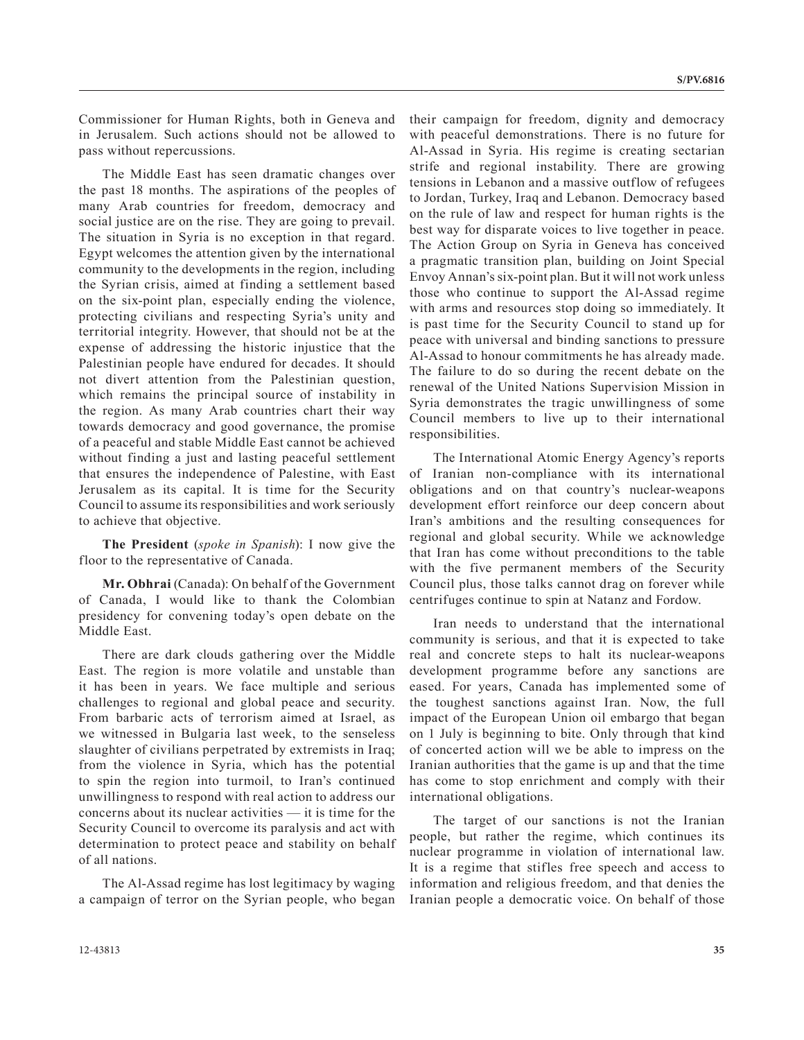Commissioner for Human Rights, both in Geneva and in Jerusalem. Such actions should not be allowed to pass without repercussions.

The Middle East has seen dramatic changes over the past 18 months. The aspirations of the peoples of many Arab countries for freedom, democracy and social justice are on the rise. They are going to prevail. The situation in Syria is no exception in that regard. Egypt welcomes the attention given by the international community to the developments in the region, including the Syrian crisis, aimed at finding a settlement based on the six-point plan, especially ending the violence, protecting civilians and respecting Syria's unity and territorial integrity. However, that should not be at the expense of addressing the historic injustice that the Palestinian people have endured for decades. It should not divert attention from the Palestinian question, which remains the principal source of instability in the region. As many Arab countries chart their way towards democracy and good governance, the promise of a peaceful and stable Middle East cannot be achieved without finding a just and lasting peaceful settlement that ensures the independence of Palestine, with East Jerusalem as its capital. It is time for the Security Council to assume its responsibilities and work seriously to achieve that objective.

**The President** (*spoke in Spanish*): I now give the floor to the representative of Canada.

**Mr. Obhrai** (Canada): On behalf of the Government of Canada, I would like to thank the Colombian presidency for convening today's open debate on the Middle East.

There are dark clouds gathering over the Middle East. The region is more volatile and unstable than it has been in years. We face multiple and serious challenges to regional and global peace and security. From barbaric acts of terrorism aimed at Israel, as we witnessed in Bulgaria last week, to the senseless slaughter of civilians perpetrated by extremists in Iraq; from the violence in Syria, which has the potential to spin the region into turmoil, to Iran's continued unwillingness to respond with real action to address our concerns about its nuclear activities — it is time for the Security Council to overcome its paralysis and act with determination to protect peace and stability on behalf of all nations.

The Al-Assad regime has lost legitimacy by waging a campaign of terror on the Syrian people, who began their campaign for freedom, dignity and democracy with peaceful demonstrations. There is no future for Al-Assad in Syria. His regime is creating sectarian strife and regional instability. There are growing tensions in Lebanon and a massive outflow of refugees to Jordan, Turkey, Iraq and Lebanon. Democracy based on the rule of law and respect for human rights is the best way for disparate voices to live together in peace. The Action Group on Syria in Geneva has conceived a pragmatic transition plan, building on Joint Special Envoy Annan's six-point plan. But it will not work unless those who continue to support the Al-Assad regime with arms and resources stop doing so immediately. It is past time for the Security Council to stand up for peace with universal and binding sanctions to pressure Al-Assad to honour commitments he has already made. The failure to do so during the recent debate on the renewal of the United Nations Supervision Mission in Syria demonstrates the tragic unwillingness of some Council members to live up to their international responsibilities.

The International Atomic Energy Agency's reports of Iranian non-compliance with its international obligations and on that country's nuclear-weapons development effort reinforce our deep concern about Iran's ambitions and the resulting consequences for regional and global security. While we acknowledge that Iran has come without preconditions to the table with the five permanent members of the Security Council plus, those talks cannot drag on forever while centrifuges continue to spin at Natanz and Fordow.

Iran needs to understand that the international community is serious, and that it is expected to take real and concrete steps to halt its nuclear-weapons development programme before any sanctions are eased. For years, Canada has implemented some of the toughest sanctions against Iran. Now, the full impact of the European Union oil embargo that began on 1 July is beginning to bite. Only through that kind of concerted action will we be able to impress on the Iranian authorities that the game is up and that the time has come to stop enrichment and comply with their international obligations.

The target of our sanctions is not the Iranian people, but rather the regime, which continues its nuclear programme in violation of international law. It is a regime that stifles free speech and access to information and religious freedom, and that denies the Iranian people a democratic voice. On behalf of those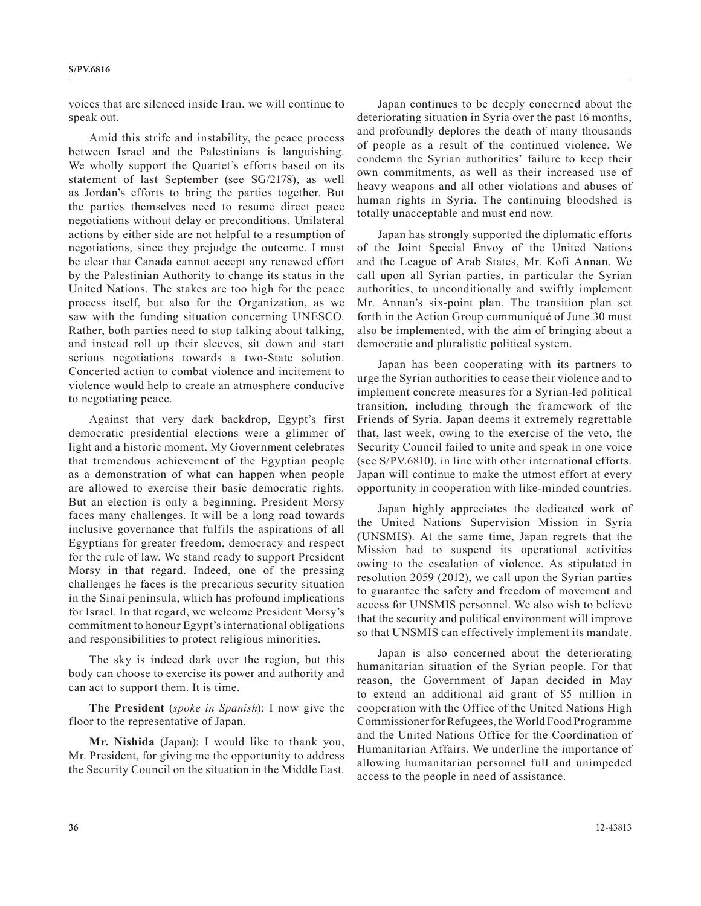voices that are silenced inside Iran, we will continue to speak out.

Amid this strife and instability, the peace process between Israel and the Palestinians is languishing. We wholly support the Quartet's efforts based on its statement of last September (see SG/2178), as well as Jordan's efforts to bring the parties together. But the parties themselves need to resume direct peace negotiations without delay or preconditions. Unilateral actions by either side are not helpful to a resumption of negotiations, since they prejudge the outcome. I must be clear that Canada cannot accept any renewed effort by the Palestinian Authority to change its status in the United Nations. The stakes are too high for the peace process itself, but also for the Organization, as we saw with the funding situation concerning UNESCO. Rather, both parties need to stop talking about talking, and instead roll up their sleeves, sit down and start serious negotiations towards a two-State solution. Concerted action to combat violence and incitement to violence would help to create an atmosphere conducive to negotiating peace.

Against that very dark backdrop, Egypt's first democratic presidential elections were a glimmer of light and a historic moment. My Government celebrates that tremendous achievement of the Egyptian people as a demonstration of what can happen when people are allowed to exercise their basic democratic rights. But an election is only a beginning. President Morsy faces many challenges. It will be a long road towards inclusive governance that fulfils the aspirations of all Egyptians for greater freedom, democracy and respect for the rule of law. We stand ready to support President Morsy in that regard. Indeed, one of the pressing challenges he faces is the precarious security situation in the Sinai peninsula, which has profound implications for Israel. In that regard, we welcome President Morsy's commitment to honour Egypt's international obligations and responsibilities to protect religious minorities.

The sky is indeed dark over the region, but this body can choose to exercise its power and authority and can act to support them. It is time.

**The President** (*spoke in Spanish*): I now give the floor to the representative of Japan.

**Mr. Nishida** (Japan): I would like to thank you, Mr. President, for giving me the opportunity to address the Security Council on the situation in the Middle East.

Japan continues to be deeply concerned about the deteriorating situation in Syria over the past 16 months, and profoundly deplores the death of many thousands of people as a result of the continued violence. We condemn the Syrian authorities' failure to keep their own commitments, as well as their increased use of heavy weapons and all other violations and abuses of human rights in Syria. The continuing bloodshed is totally unacceptable and must end now.

Japan has strongly supported the diplomatic efforts of the Joint Special Envoy of the United Nations and the League of Arab States, Mr. Kofi Annan. We call upon all Syrian parties, in particular the Syrian authorities, to unconditionally and swiftly implement Mr. Annan's six-point plan. The transition plan set forth in the Action Group communiqué of June 30 must also be implemented, with the aim of bringing about a democratic and pluralistic political system.

Japan has been cooperating with its partners to urge the Syrian authorities to cease their violence and to implement concrete measures for a Syrian-led political transition, including through the framework of the Friends of Syria. Japan deems it extremely regrettable that, last week, owing to the exercise of the veto, the Security Council failed to unite and speak in one voice (see S/PV.6810), in line with other international efforts. Japan will continue to make the utmost effort at every opportunity in cooperation with like-minded countries.

Japan highly appreciates the dedicated work of the United Nations Supervision Mission in Syria (UNSMIS). At the same time, Japan regrets that the Mission had to suspend its operational activities owing to the escalation of violence. As stipulated in resolution 2059 (2012), we call upon the Syrian parties to guarantee the safety and freedom of movement and access for UNSMIS personnel. We also wish to believe that the security and political environment will improve so that UNSMIS can effectively implement its mandate.

Japan is also concerned about the deteriorating humanitarian situation of the Syrian people. For that reason, the Government of Japan decided in May to extend an additional aid grant of $5 million in cooperation with the Office of the United Nations High Commissioner for Refugees, the World Food Programme and the United Nations Office for the Coordination of Humanitarian Affairs. We underline the importance of allowing humanitarian personnel full and unimpeded access to the people in need of assistance.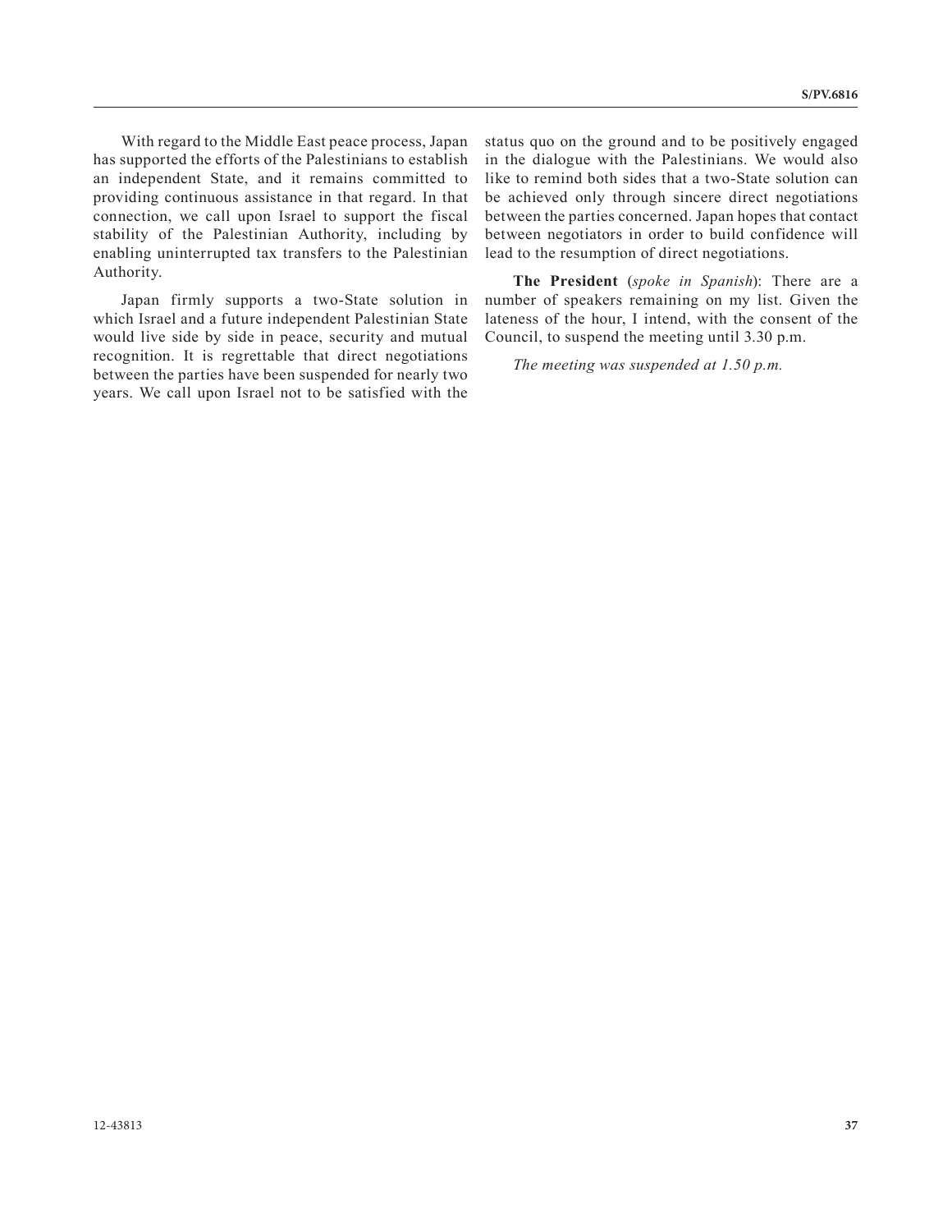With regard to the Middle East peace process, Japan has supported the efforts of the Palestinians to establish an independent State, and it remains committed to providing continuous assistance in that regard. In that connection, we call upon Israel to support the fiscal stability of the Palestinian Authority, including by enabling uninterrupted tax transfers to the Palestinian Authority.

Japan firmly supports a two-State solution in which Israel and a future independent Palestinian State would live side by side in peace, security and mutual recognition. It is regrettable that direct negotiations between the parties have been suspended for nearly two years. We call upon Israel not to be satisfied with the status quo on the ground and to be positively engaged in the dialogue with the Palestinians. We would also like to remind both sides that a two-State solution can be achieved only through sincere direct negotiations between the parties concerned. Japan hopes that contact between negotiators in order to build confidence will lead to the resumption of direct negotiations.

**The President** (*spoke in Spanish*): There are a number of speakers remaining on my list. Given the lateness of the hour, I intend, with the consent of the Council, to suspend the meeting until 3.30 p.m.

*The meeting was suspended at 1.50 p.m.*